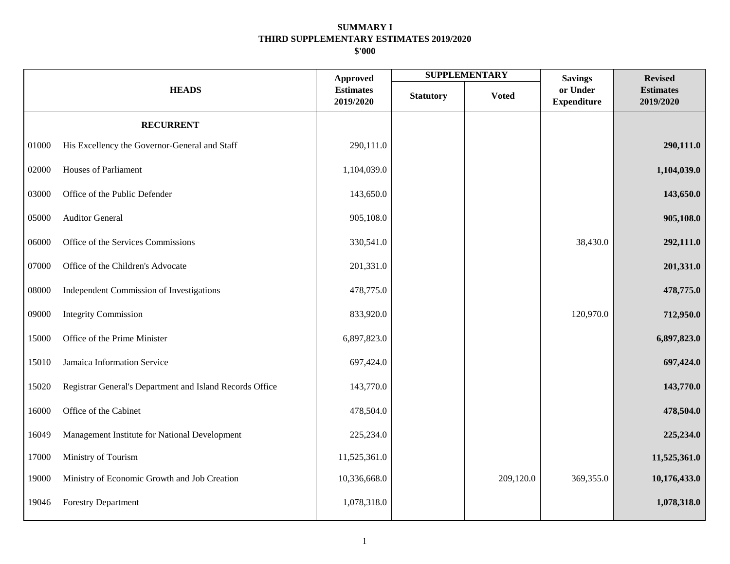# SUMMARY I
## THIRD SUPPLEMENTARY ESTIMATES 2019/2020
### $'000

| | HEADS | Approved Estimates 2019/2020 | SUPPLEMENTARY | | Savings or Under Expenditure | Revised Estimates 2019/2020 |
|---|---|---|---|---|---|---|
| | | | Statutory | Voted | | |
| | **RECURRENT** | | | | | |
| 01000 | His Excellency the Governor-General and Staff | 290,111.0 | | | | **290,111.0** |
| 02000 | Houses of Parliament | 1,104,039.0 | | | | **1,104,039.0** |
| 03000 | Office of the Public Defender | 143,650.0 | | | | **143,650.0** |
| 05000 | Auditor General | 905,108.0 | | | | **905,108.0** |
| 06000 | Office of the Services Commissions | 330,541.0 | | | 38,430.0 | **292,111.0** |
| 07000 | Office of the Children's Advocate | 201,331.0 | | | | **201,331.0** |
| 08000 | Independent Commission of Investigations | 478,775.0 | | | | **478,775.0** |
| 09000 | Integrity Commission | 833,920.0 | | | 120,970.0 | **712,950.0** |
| 15000 | Office of the Prime Minister | 6,897,823.0 | | | | **6,897,823.0** |
| 15010 | Jamaica Information Service | 697,424.0 | | | | **697,424.0** |
| 15020 | Registrar General's Department and Island Records Office | 143,770.0 | | | | **143,770.0** |
| 16000 | Office of the Cabinet | 478,504.0 | | | | **478,504.0** |
| 16049 | Management Institute for National Development | 225,234.0 | | | | **225,234.0** |
| 17000 | Ministry of Tourism | 11,525,361.0 | | | | **11,525,361.0** |
| 19000 | Ministry of Economic Growth and Job Creation | 10,336,668.0 | | 209,120.0 | 369,355.0 | **10,176,433.0** |
| 19046 | Forestry Department | 1,078,318.0 | | | | **1,078,318.0** |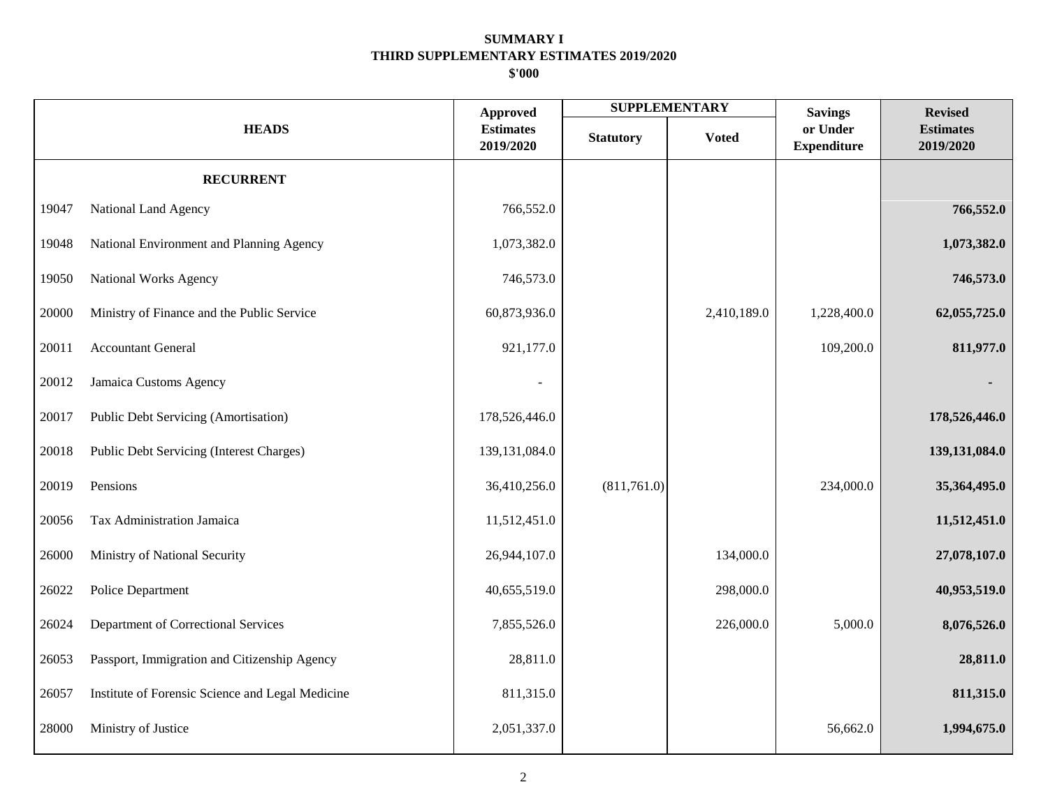**SUMMARY I**
**THIRD SUPPLEMENTARY ESTIMATES 2019/2020**
**$'000**

| HEADS | | Approved Estimates 2019/2020 | SUPPLEMENTARY | | Savings or Under Expenditure | Revised Estimates 2019/2020 |
|---|---|---|---|---|---|---|
| | | | Statutory | Voted | | |
| | **RECURRENT** | | | | | |
| 19047 | National Land Agency | 766,552.0 | | | | **766,552.0** |
| 19048 | National Environment and Planning Agency | 1,073,382.0 | | | | **1,073,382.0** |
| 19050 | National Works Agency | 746,573.0 | | | | **746,573.0** |
| 20000 | Ministry of Finance and the Public Service | 60,873,936.0 | | 2,410,189.0 | 1,228,400.0 | **62,055,725.0** |
| 20011 | Accountant General | 921,177.0 | | | 109,200.0 | **811,977.0** |
| 20012 | Jamaica Customs Agency | - | | | | **-** |
| 20017 | Public Debt Servicing (Amortisation) | 178,526,446.0 | | | | **178,526,446.0** |
| 20018 | Public Debt Servicing (Interest Charges) | 139,131,084.0 | | | | **139,131,084.0** |
| 20019 | Pensions | 36,410,256.0 | (811,761.0) | | 234,000.0 | **35,364,495.0** |
| 20056 | Tax Administration Jamaica | 11,512,451.0 | | | | **11,512,451.0** |
| 26000 | Ministry of National Security | 26,944,107.0 | | 134,000.0 | | **27,078,107.0** |
| 26022 | Police Department | 40,655,519.0 | | 298,000.0 | | **40,953,519.0** |
| 26024 | Department of Correctional Services | 7,855,526.0 | | 226,000.0 | 5,000.0 | **8,076,526.0** |
| 26053 | Passport, Immigration and Citizenship Agency | 28,811.0 | | | | **28,811.0** |
| 26057 | Institute of Forensic Science and Legal Medicine | 811,315.0 | | | | **811,315.0** |
| 28000 | Ministry of Justice | 2,051,337.0 | | | 56,662.0 | **1,994,675.0** |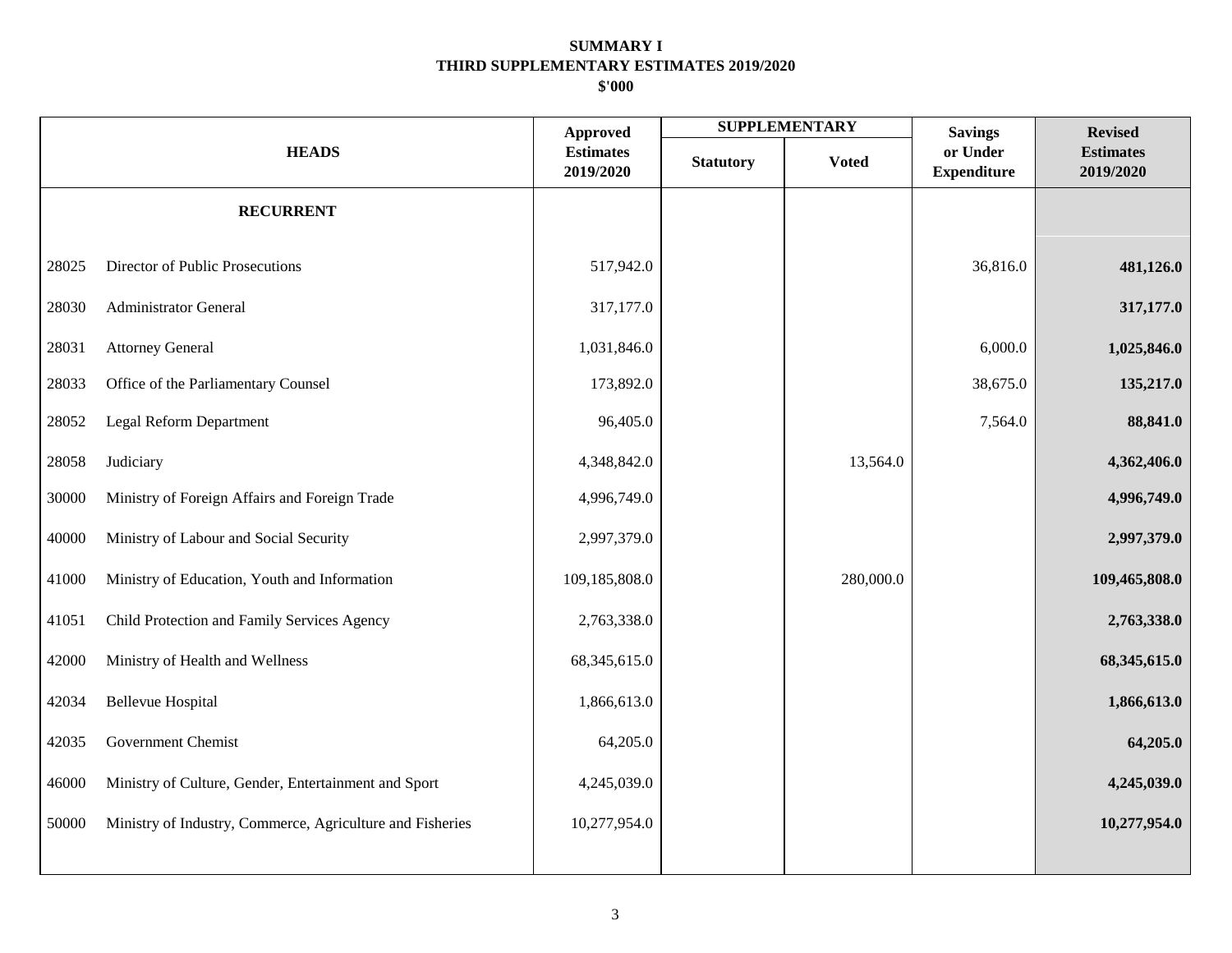**SUMMARY I**
**THIRD SUPPLEMENTARY ESTIMATES 2019/2020**
**$'000**

| HEADS | | Approved Estimates 2019/2020 | SUPPLEMENTARY | | Savings or Under Expenditure | Revised Estimates 2019/2020 |
|---|---|---|---|---|---|---|
| | | | Statutory | Voted | | |
| | **RECURRENT** | | | | | |
| 28025 | Director of Public Prosecutions | 517,942.0 | | | 36,816.0 | **481,126.0** |
| 28030 | Administrator General | 317,177.0 | | | | **317,177.0** |
| 28031 | Attorney General | 1,031,846.0 | | | 6,000.0 | **1,025,846.0** |
| 28033 | Office of the Parliamentary Counsel | 173,892.0 | | | 38,675.0 | **135,217.0** |
| 28052 | Legal Reform Department | 96,405.0 | | | 7,564.0 | **88,841.0** |
| 28058 | Judiciary | 4,348,842.0 | | 13,564.0 | | **4,362,406.0** |
| 30000 | Ministry of Foreign Affairs and Foreign Trade | 4,996,749.0 | | | | **4,996,749.0** |
| 40000 | Ministry of Labour and Social Security | 2,997,379.0 | | | | **2,997,379.0** |
| 41000 | Ministry of Education, Youth and Information | 109,185,808.0 | | 280,000.0 | | **109,465,808.0** |
| 41051 | Child Protection and Family Services Agency | 2,763,338.0 | | | | **2,763,338.0** |
| 42000 | Ministry of Health and Wellness | 68,345,615.0 | | | | **68,345,615.0** |
| 42034 | Bellevue Hospital | 1,866,613.0 | | | | **1,866,613.0** |
| 42035 | Government Chemist | 64,205.0 | | | | **64,205.0** |
| 46000 | Ministry of Culture, Gender, Entertainment and Sport | 4,245,039.0 | | | | **4,245,039.0** |
| 50000 | Ministry of Industry, Commerce, Agriculture and Fisheries | 10,277,954.0 | | | | **10,277,954.0** |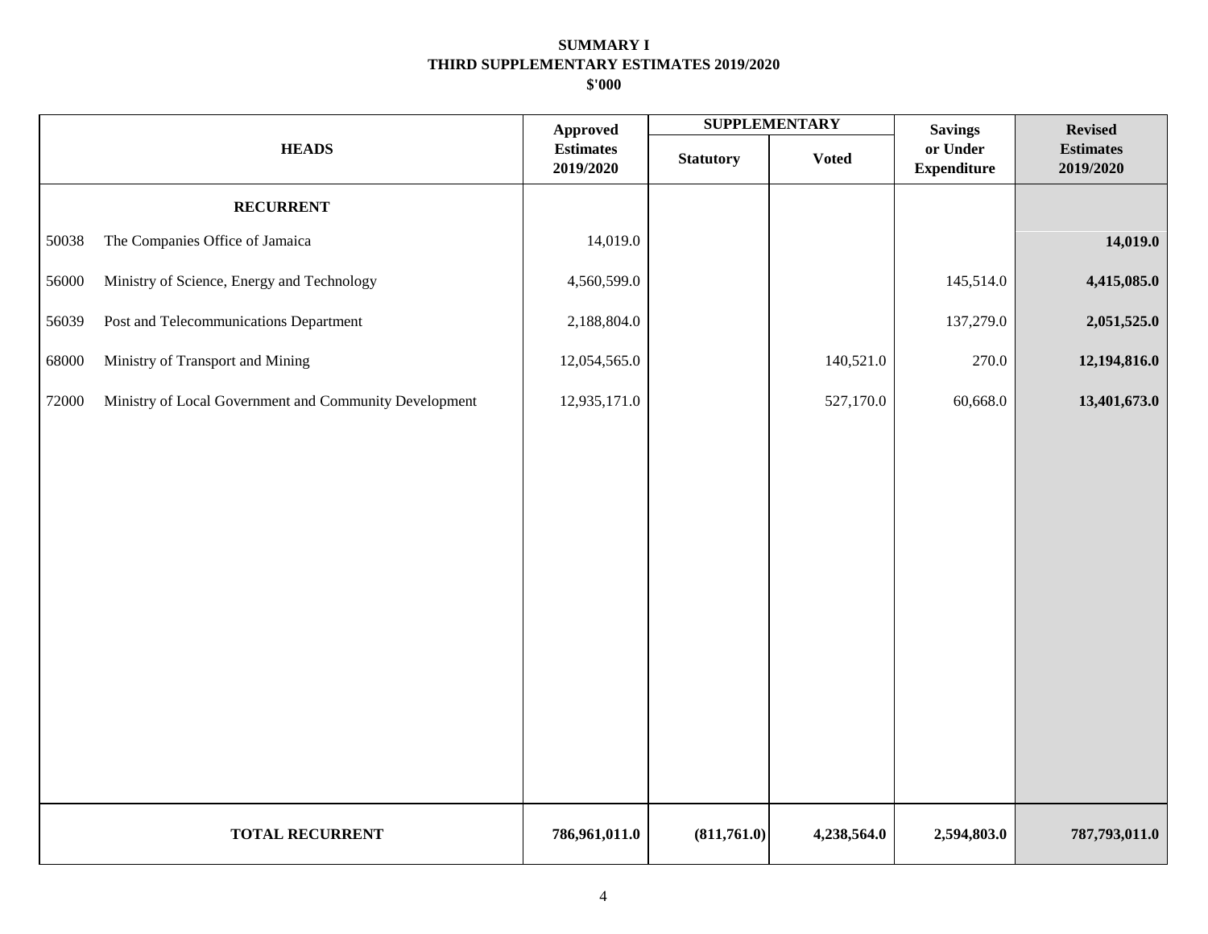**SUMMARY I**
**THIRD SUPPLEMENTARY ESTIMATES 2019/2020**
**$'000**

| HEADS | | Approved Estimates 2019/2020 | SUPPLEMENTARY | | Savings or Under Expenditure | Revised Estimates 2019/2020 |
|---|---|---|---|---|---|---|
| | | | Statutory | Voted | | |
| | **RECURRENT** | | | | | |
| 50038 | The Companies Office of Jamaica | 14,019.0 | | | | **14,019.0** |
| 56000 | Ministry of Science, Energy and Technology | 4,560,599.0 | | | 145,514.0 | **4,415,085.0** |
| 56039 | Post and Telecommunications Department | 2,188,804.0 | | | 137,279.0 | **2,051,525.0** |
| 68000 | Ministry of Transport and Mining | 12,054,565.0 | | 140,521.0 | 270.0 | **12,194,816.0** |
| 72000 | Ministry of Local Government and Community Development | 12,935,171.0 | | 527,170.0 | 60,668.0 | **13,401,673.0** |
| | **TOTAL RECURRENT** | **786,961,011.0** | **(811,761.0)** | **4,238,564.0** | **2,594,803.0** | **787,793,011.0** |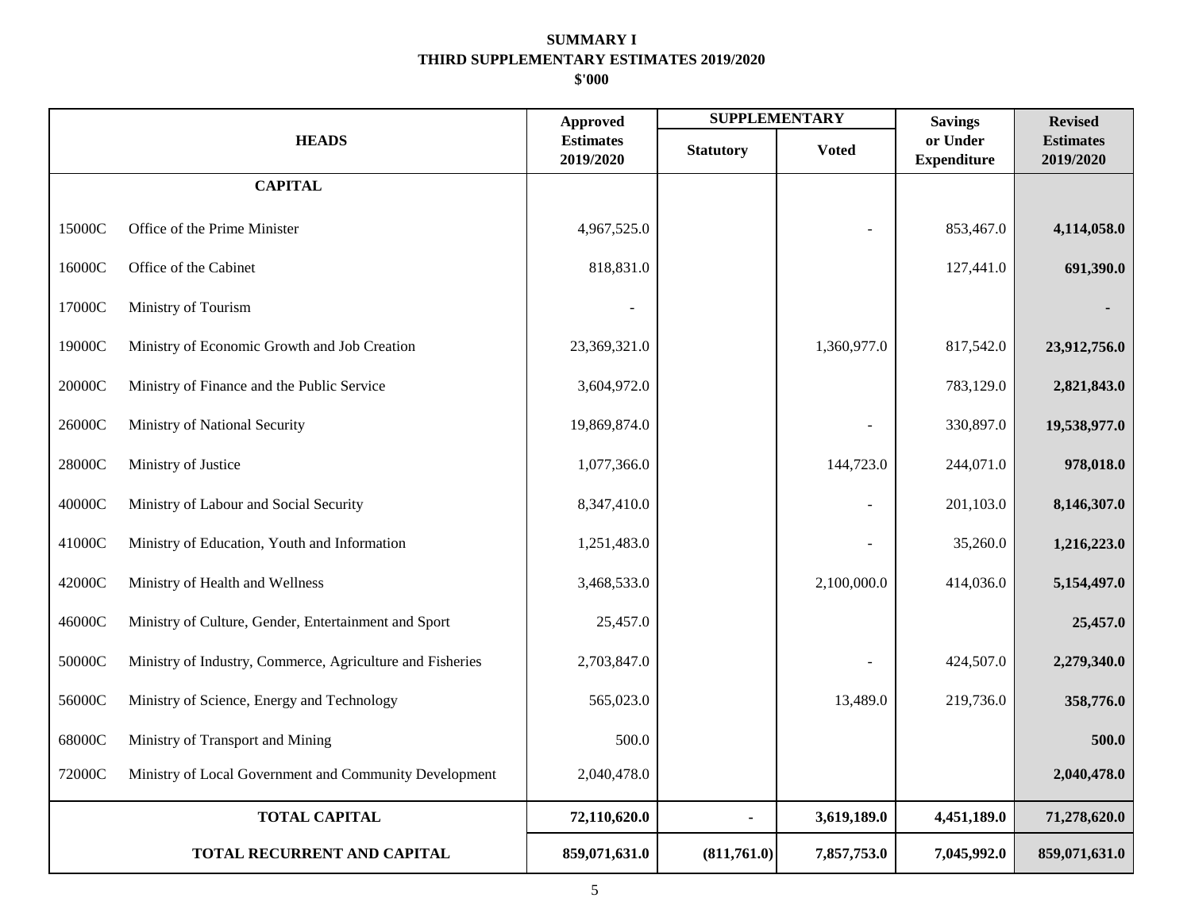# SUMMARY I
## THIRD SUPPLEMENTARY ESTIMATES 2019/2020
### $'000

| HEADS | | Approved Estimates 2019/2020 | SUPPLEMENTARY | | Savings or Under Expenditure | Revised Estimates 2019/2020 |
|---|---|---|---|---|---|---|
| | | | Statutory | Voted | | |
| | **CAPITAL** | | | | | |
| 15000C | Office of the Prime Minister | 4,967,525.0 | | - | 853,467.0 | **4,114,058.0** |
| 16000C | Office of the Cabinet | 818,831.0 | | | 127,441.0 | **691,390.0** |
| 17000C | Ministry of Tourism | - | | | | **-** |
| 19000C | Ministry of Economic Growth and Job Creation | 23,369,321.0 | | 1,360,977.0 | 817,542.0 | **23,912,756.0** |
| 20000C | Ministry of Finance and the Public Service | 3,604,972.0 | | | 783,129.0 | **2,821,843.0** |
| 26000C | Ministry of National Security | 19,869,874.0 | | - | 330,897.0 | **19,538,977.0** |
| 28000C | Ministry of Justice | 1,077,366.0 | | 144,723.0 | 244,071.0 | **978,018.0** |
| 40000C | Ministry of Labour and Social Security | 8,347,410.0 | | - | 201,103.0 | **8,146,307.0** |
| 41000C | Ministry of Education, Youth and Information | 1,251,483.0 | | - | 35,260.0 | **1,216,223.0** |
| 42000C | Ministry of Health and Wellness | 3,468,533.0 | | 2,100,000.0 | 414,036.0 | **5,154,497.0** |
| 46000C | Ministry of Culture, Gender, Entertainment and Sport | 25,457.0 | | | | **25,457.0** |
| 50000C | Ministry of Industry, Commerce, Agriculture and Fisheries | 2,703,847.0 | | - | 424,507.0 | **2,279,340.0** |
| 56000C | Ministry of Science, Energy and Technology | 565,023.0 | | 13,489.0 | 219,736.0 | **358,776.0** |
| 68000C | Ministry of Transport and Mining | 500.0 | | | | **500.0** |
| 72000C | Ministry of Local Government and Community Development | 2,040,478.0 | | | | **2,040,478.0** |
| | **TOTAL CAPITAL** | **72,110,620.0** | **-** | **3,619,189.0** | **4,451,189.0** | **71,278,620.0** |
| | **TOTAL RECURRENT AND CAPITAL** | **859,071,631.0** | **(811,761.0)** | **7,857,753.0** | **7,045,992.0** | **859,071,631.0** |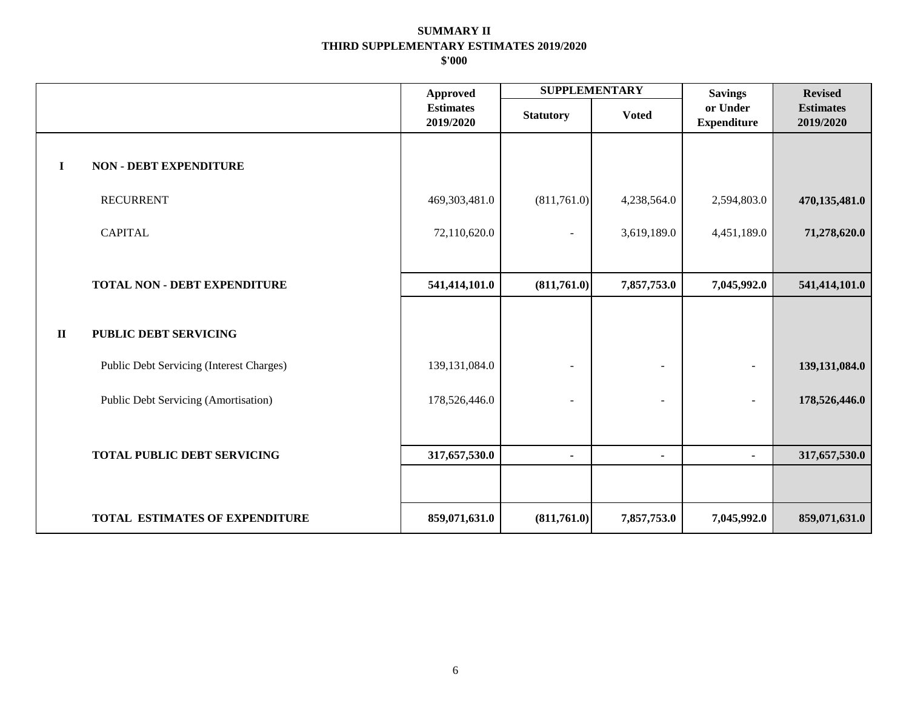**SUMMARY II**
**THIRD SUPPLEMENTARY ESTIMATES 2019/2020**
**$'000**

| | | Approved Estimates 2019/2020 | SUPPLEMENTARY | | Savings or Under Expenditure | Revised Estimates 2019/2020 |
|---|---|---|---|---|---|---|
| | | | Statutory | Voted | | |
| **I** | **NON - DEBT EXPENDITURE** | | | | | |
| | RECURRENT | 469,303,481.0 | (811,761.0) | 4,238,564.0 | 2,594,803.0 | **470,135,481.0** |
| | CAPITAL | 72,110,620.0 | - | 3,619,189.0 | 4,451,189.0 | **71,278,620.0** |
| | **TOTAL NON - DEBT EXPENDITURE** | **541,414,101.0** | **(811,761.0)** | **7,857,753.0** | **7,045,992.0** | **541,414,101.0** |
| **II** | **PUBLIC DEBT SERVICING** | | | | | |
| | Public Debt Servicing (Interest Charges) | 139,131,084.0 | - | - | - | **139,131,084.0** |
| | Public Debt Servicing (Amortisation) | 178,526,446.0 | - | - | - | **178,526,446.0** |
| | **TOTAL PUBLIC DEBT SERVICING** | **317,657,530.0** | **-** | **-** | **-** | **317,657,530.0** |
| | **TOTAL ESTIMATES OF EXPENDITURE** | **859,071,631.0** | **(811,761.0)** | **7,857,753.0** | **7,045,992.0** | **859,071,631.0** |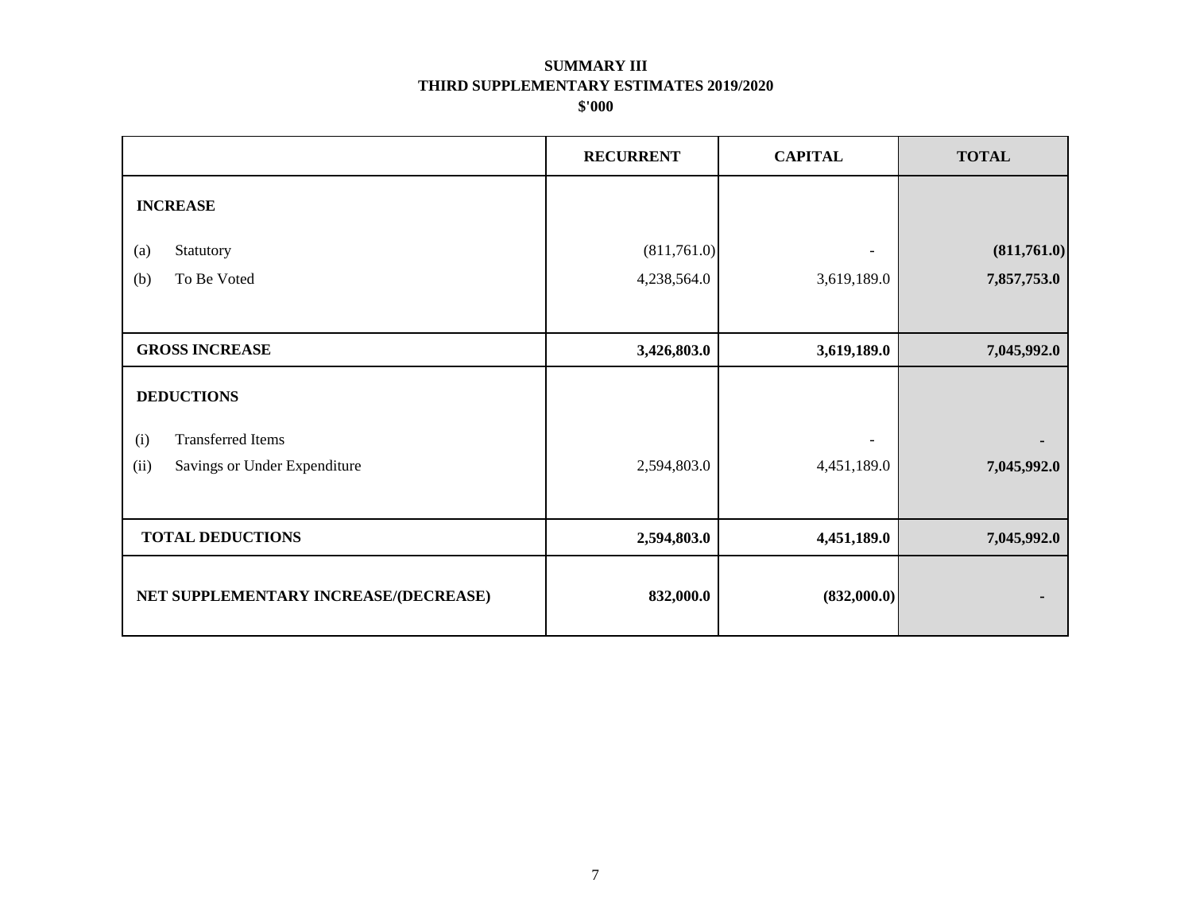# SUMMARY III
## THIRD SUPPLEMENTARY ESTIMATES 2019/2020
### $'000

| | RECURRENT | CAPITAL | TOTAL |
|---|---|---|---|
| **INCREASE** | | | |
| (a) Statutory | (811,761.0) | - | **(811,761.0)** |
| (b) To Be Voted | 4,238,564.0 | 3,619,189.0 | **7,857,753.0** |
| **GROSS INCREASE** | **3,426,803.0** | **3,619,189.0** | **7,045,992.0** |
| **DEDUCTIONS** | | | |
| (i) Transferred Items | | - | **-** |
| (ii) Savings or Under Expenditure | 2,594,803.0 | 4,451,189.0 | **7,045,992.0** |
| **TOTAL DEDUCTIONS** | **2,594,803.0** | **4,451,189.0** | **7,045,992.0** |
| **NET SUPPLEMENTARY INCREASE/(DECREASE)** | **832,000.0** | **(832,000.0)** | **-** |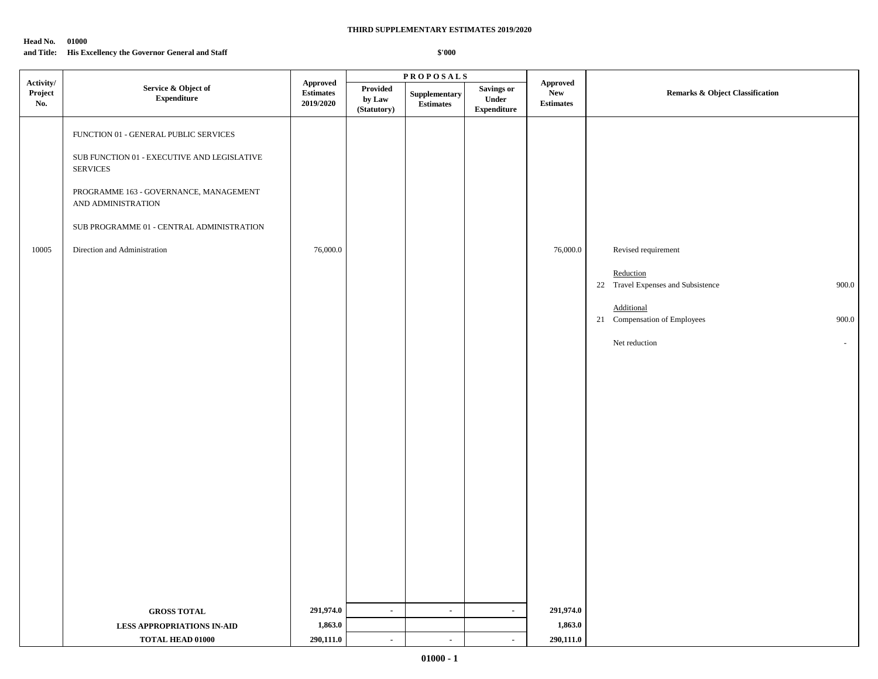**THIRD SUPPLEMENTARY ESTIMATES 2019/2020**

**Head No. 01000**
**and Title: His Excellency the Governor General and Staff**

**$'000**

| Activity/ Project No. | Service & Object of Expenditure | Approved Estimates 2019/2020 | PROPOSALS | | | Approved New Estimates | Remarks & Object Classification | |
|---|---|---|---|---|---|---|---|---|
| | | | Provided by Law (Statutory) | Supplementary Estimates | Savings or Under Expenditure | | | |
| | FUNCTION 01 - GENERAL PUBLIC SERVICES | | | | | | | |
| | SUB FUNCTION 01 - EXECUTIVE AND LEGISLATIVE SERVICES | | | | | | | |
| | PROGRAMME 163 - GOVERNANCE, MANAGEMENT AND ADMINISTRATION | | | | | | | |
| | SUB PROGRAMME 01 - CENTRAL ADMINISTRATION | | | | | | | |
| 10005 | Direction and Administration | 76,000.0 | | | | 76,000.0 | Revised requirement | |
| | | | | | | | Reduction | |
| | | | | | | | 22 Travel Expenses and Subsistence | 900.0 |
| | | | | | | | Additional | |
| | | | | | | | 21 Compensation of Employees | 900.0 |
| | | | | | | | Net reduction | - |
| | **GROSS TOTAL** | **291,974.0** | - | - | - | **291,974.0** | | |
| | **LESS APPROPRIATIONS IN-AID** | **1,863.0** | | | | **1,863.0** | | |
| | **TOTAL HEAD 01000** | **290,111.0** | - | - | - | **290,111.0** | | |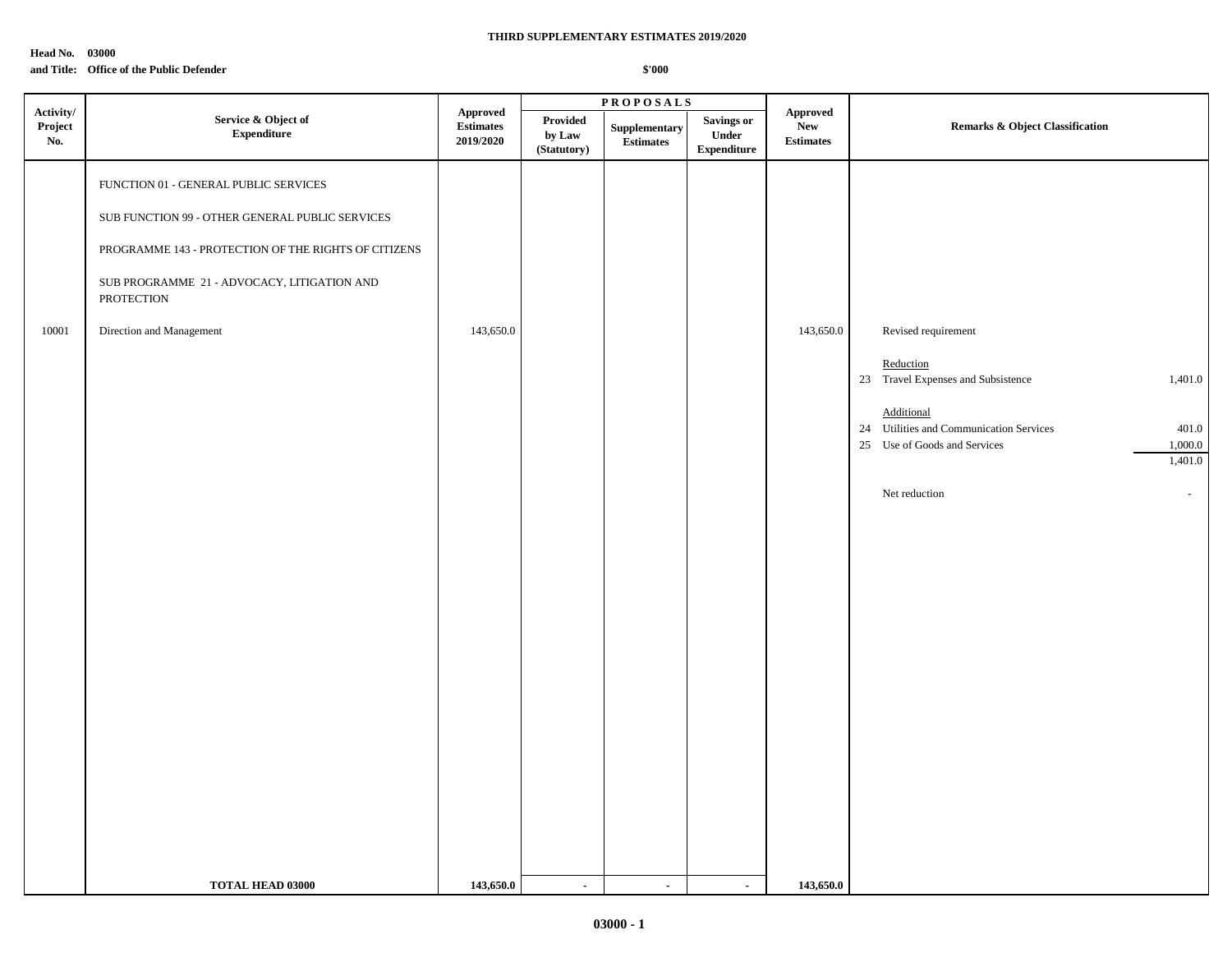**THIRD SUPPLEMENTARY ESTIMATES 2019/2020**

**Head No. 03000**
**and Title: Office of the Public Defender**

**$'000**

| Activity/ Project No. | Service & Object of Expenditure | Approved Estimates 2019/2020 | PROPOSALS | | | Approved New Estimates | Remarks & Object Classification | |
|---|---|---|---|---|---|---|---|---|
| | | | Provided by Law (Statutory) | Supplementary Estimates | Savings or Under Expenditure | | | |
| | FUNCTION 01 - GENERAL PUBLIC SERVICES | | | | | | | |
| | SUB FUNCTION 99 - OTHER GENERAL PUBLIC SERVICES | | | | | | | |
| | PROGRAMME 143 - PROTECTION OF THE RIGHTS OF CITIZENS | | | | | | | |
| | SUB PROGRAMME 21 - ADVOCACY, LITIGATION AND PROTECTION | | | | | | | |
| 10001 | Direction and Management | 143,650.0 | | | | 143,650.0 | Revised requirement | |
| | | | | | | | Reduction | |
| | | | | | | | 23 Travel Expenses and Subsistence | 1,401.0 |
| | | | | | | | Additional | |
| | | | | | | | 24 Utilities and Communication Services | 401.0 |
| | | | | | | | 25 Use of Goods and Services | 1,000.0 |
| | | | | | | | | 1,401.0 |
| | | | | | | | Net reduction | - |
| | **TOTAL HEAD 03000** | **143,650.0** | - | - | - | **143,650.0** | | |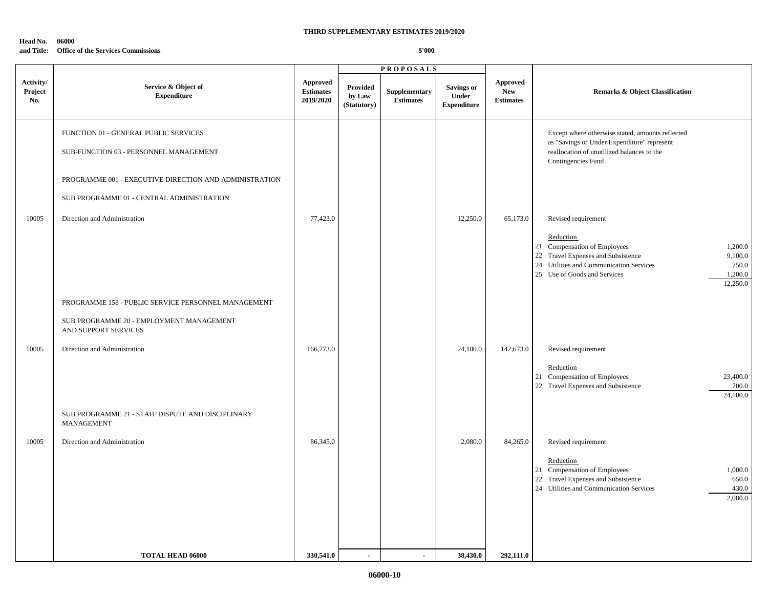**THIRD SUPPLEMENTARY ESTIMATES 2019/2020**

**Head No. 06000**
**and Title: Office of the Services Commissions**

**$'000**

| Activity/ Project No. | Service & Object of Expenditure | Approved Estimates 2019/2020 | PROPOSALS Provided by Law (Statutory) | Supplementary Estimates | Savings or Under Expenditure | Approved New Estimates | Remarks & Object Classification |
|---|---|---|---|---|---|---|---|
| | FUNCTION 01 - GENERAL PUBLIC SERVICES | | | | | | Except where otherwise stated, amounts reflected as "Savings or Under Expenditure" represent reallocation of unutilized balances to the Contingencies Fund |
| | SUB-FUNCTION 03 - PERSONNEL MANAGEMENT | | | | | | |
| | PROGRAMME 001 - EXECUTIVE DIRECTION AND ADMINISTRATION | | | | | | |
| | SUB PROGRAMME 01 - CENTRAL ADMINISTRATION | | | | | | |
| 10005 | Direction and Administration | 77,423.0 | | | 12,250.0 | 65,173.0 | Revised requirement<br><br>Reduction<br>21 Compensation of Employees 1,200.0<br>22 Travel Expenses and Subsistence 9,100.0<br>24 Utilities and Communication Services 750.0<br>25 Use of Goods and Services 1,200.0<br>12,250.0 |
| | PROGRAMME 158 - PUBLIC SERVICE PERSONNEL MANAGEMENT | | | | | | |
| | SUB PROGRAMME 20 - EMPLOYMENT MANAGEMENT AND SUPPORT SERVICES | | | | | | |
| 10005 | Direction and Administration | 166,773.0 | | | 24,100.0 | 142,673.0 | Revised requirement<br><br>Reduction<br>21 Compensation of Employees 23,400.0<br>22 Travel Expenses and Subsistence 700.0<br>24,100.0 |
| | SUB PROGRAMME 21 - STAFF DISPUTE AND DISCIPLINARY MANAGEMENT | | | | | | |
| 10005 | Direction and Administration | 86,345.0 | | | 2,080.0 | 84,265.0 | Revised requirement<br><br>Reduction<br>21 Compensation of Employees 1,000.0<br>22 Travel Expenses and Subsistence 650.0<br>24 Utilities and Communication Services 430.0<br>2,080.0 |
| | **TOTAL HEAD 06000** | **330,541.0** | **-** | **-** | **38,430.0** | **292,111.0** | |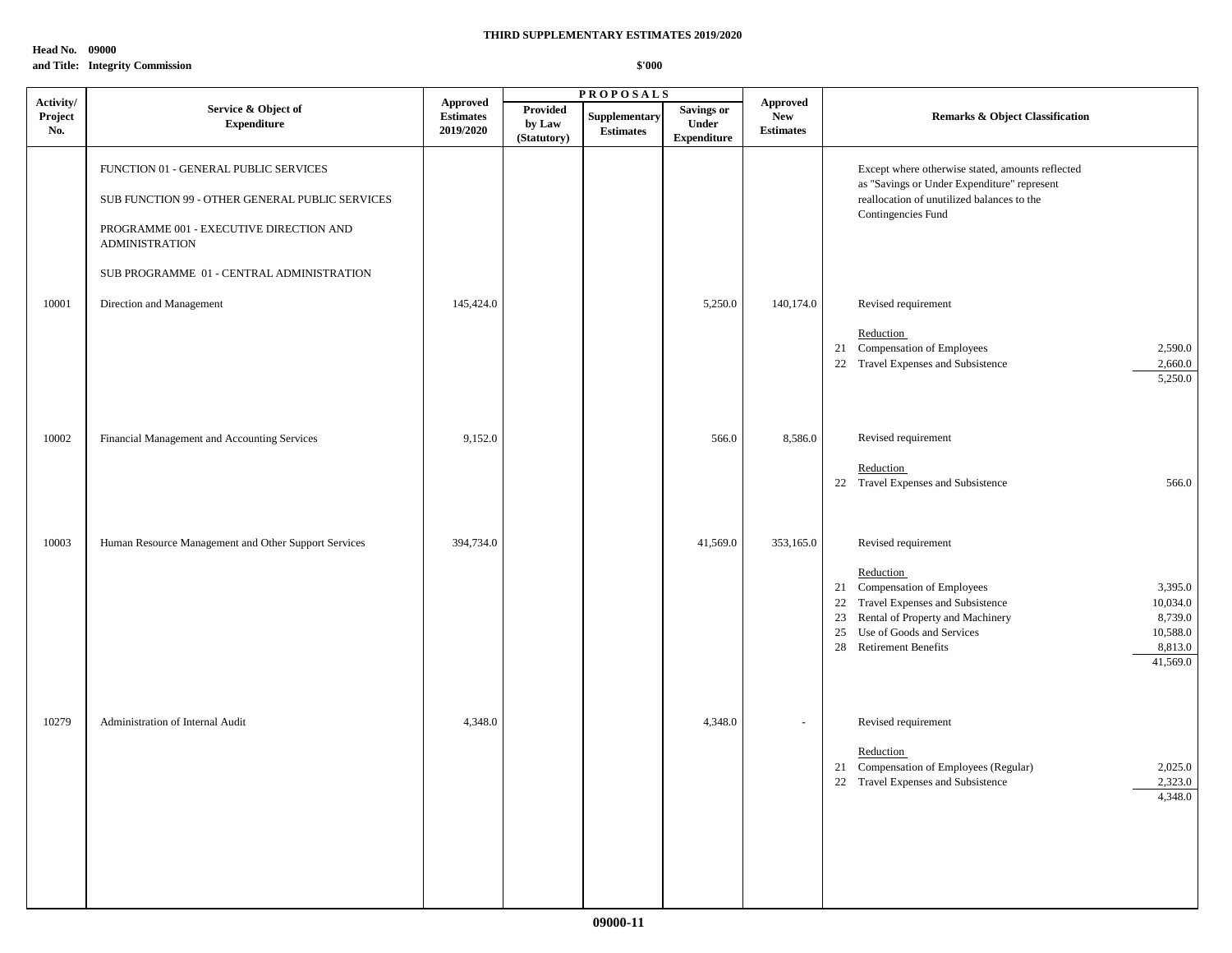**THIRD SUPPLEMENTARY ESTIMATES 2019/2020**

**Head No. 09000**
**and Title: Integrity Commission**

**$'000**

| Activity/ Project No. | Service & Object of Expenditure | Approved Estimates 2019/2020 | PROPOSALS Provided by Law (Statutory) | Supplementary Estimates | Savings or Under Expenditure | Approved New Estimates | Remarks & Object Classification | |
|---|---|---|---|---|---|---|---|---|
| | FUNCTION 01 - GENERAL PUBLIC SERVICES | | | | | | Except where otherwise stated, amounts reflected as "Savings or Under Expenditure" represent reallocation of unutilized balances to the Contingencies Fund | |
| | SUB FUNCTION 99 - OTHER GENERAL PUBLIC SERVICES | | | | | | | |
| | PROGRAMME 001 - EXECUTIVE DIRECTION AND ADMINISTRATION | | | | | | | |
| | SUB PROGRAMME 01 - CENTRAL ADMINISTRATION | | | | | | | |
| 10001 | Direction and Management | 145,424.0 | | | 5,250.0 | 140,174.0 | Revised requirement | |
| | | | | | | | Reduction | |
| | | | | | | | 21 Compensation of Employees | 2,590.0 |
| | | | | | | | 22 Travel Expenses and Subsistence | 2,660.0 |
| | | | | | | | | 5,250.0 |
| 10002 | Financial Management and Accounting Services | 9,152.0 | | | 566.0 | 8,586.0 | Revised requirement | |
| | | | | | | | Reduction | |
| | | | | | | | 22 Travel Expenses and Subsistence | 566.0 |
| 10003 | Human Resource Management and Other Support Services | 394,734.0 | | | 41,569.0 | 353,165.0 | Revised requirement | |
| | | | | | | | Reduction | |
| | | | | | | | 21 Compensation of Employees | 3,395.0 |
| | | | | | | | 22 Travel Expenses and Subsistence | 10,034.0 |
| | | | | | | | 23 Rental of Property and Machinery | 8,739.0 |
| | | | | | | | 25 Use of Goods and Services | 10,588.0 |
| | | | | | | | 28 Retirement Benefits | 8,813.0 |
| | | | | | | | | 41,569.0 |
| 10279 | Administration of Internal Audit | 4,348.0 | | | 4,348.0 | - | Revised requirement | |
| | | | | | | | Reduction | |
| | | | | | | | 21 Compensation of Employees (Regular) | 2,025.0 |
| | | | | | | | 22 Travel Expenses and Subsistence | 2,323.0 |
| | | | | | | | | 4,348.0 |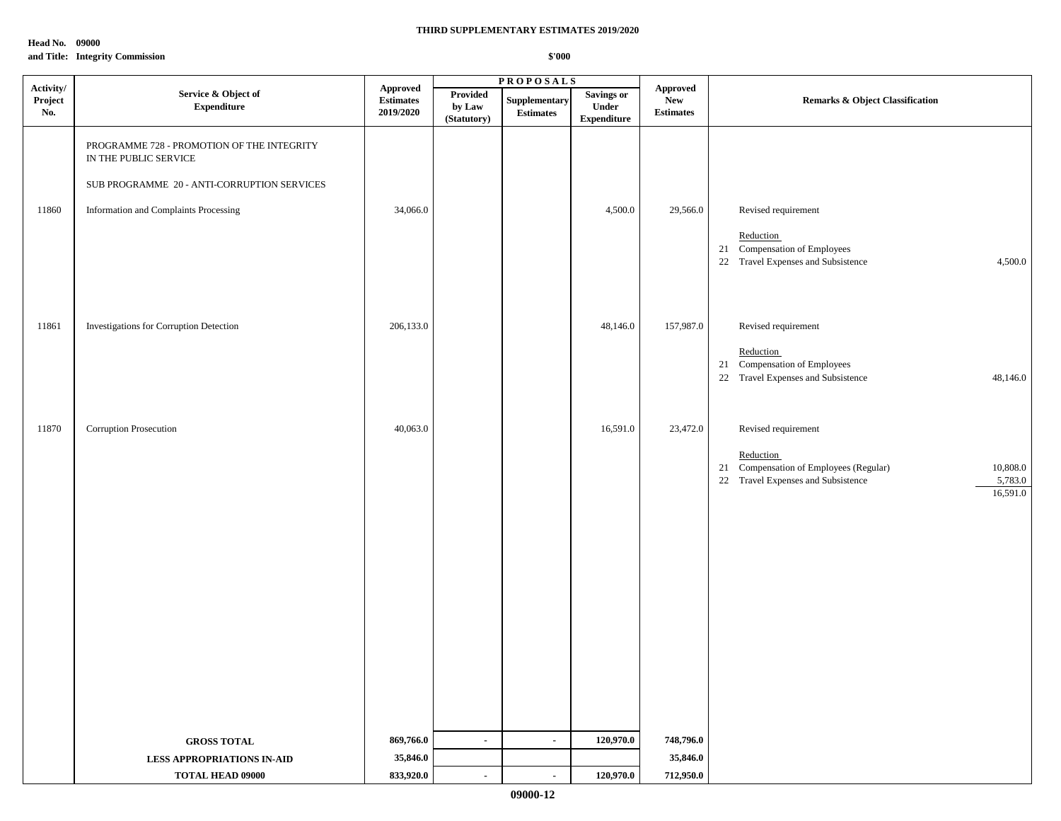**THIRD SUPPLEMENTARY ESTIMATES 2019/2020**

**Head No. 09000**
**and Title: Integrity Commission**

**$'000**

| Activity/ Project No. | Service & Object of Expenditure | Approved Estimates 2019/2020 | PROPOSALS Provided by Law (Statutory) | Supplementary Estimates | Savings or Under Expenditure | Approved New Estimates | Remarks & Object Classification |
|---|---|---|---|---|---|---|---|
| | PROGRAMME 728 - PROMOTION OF THE INTEGRITY IN THE PUBLIC SERVICE | | | | | | |
| | SUB PROGRAMME 20 - ANTI-CORRUPTION SERVICES | | | | | | |
| 11860 | Information and Complaints Processing | 34,066.0 | | | 4,500.0 | 29,566.0 | Revised requirement<br><br>Reduction<br>21 Compensation of Employees<br>22 Travel Expenses and Subsistence 4,500.0 |
| 11861 | Investigations for Corruption Detection | 206,133.0 | | | 48,146.0 | 157,987.0 | Revised requirement<br><br>Reduction<br>21 Compensation of Employees<br>22 Travel Expenses and Subsistence 48,146.0 |
| 11870 | Corruption Prosecution | 40,063.0 | | | 16,591.0 | 23,472.0 | Revised requirement<br><br>Reduction<br>21 Compensation of Employees (Regular) 10,808.0<br>22 Travel Expenses and Subsistence 5,783.0<br>16,591.0 |
| | **GROSS TOTAL** | **869,766.0** | **-** | **-** | **120,970.0** | **748,796.0** | |
| | **LESS APPROPRIATIONS IN-AID** | **35,846.0** | | | | **35,846.0** | |
| | **TOTAL HEAD 09000** | **833,920.0** | **-** | **-** | **120,970.0** | **712,950.0** | |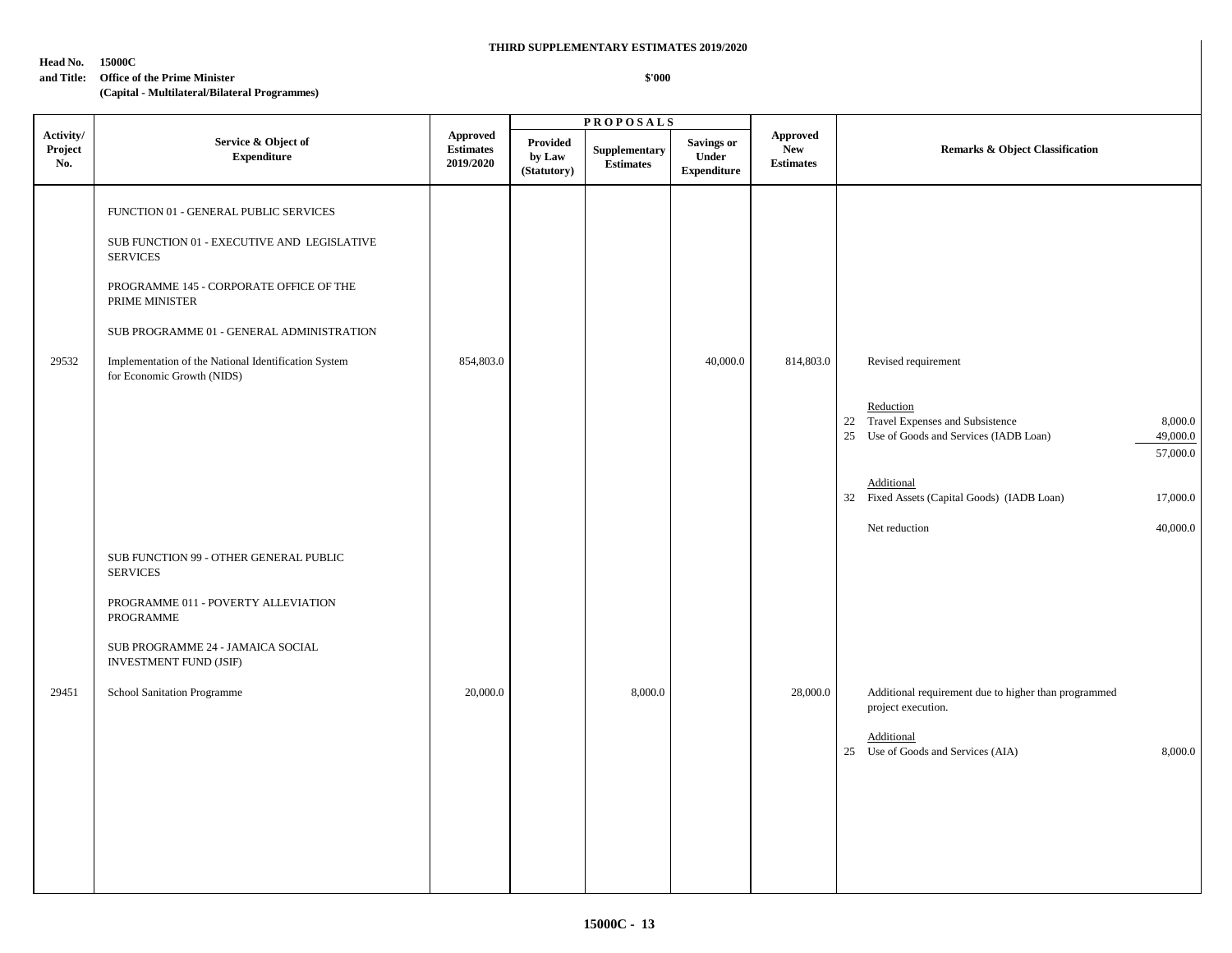**THIRD SUPPLEMENTARY ESTIMATES 2019/2020**

**Head No. 15000C**
**and Title: Office of the Prime Minister**
**(Capital - Multilateral/Bilateral Programmes)**

**$'000**

| Activity/ Project No. | Service & Object of Expenditure | Approved Estimates 2019/2020 | PROPOSALS | | | Approved New Estimates | Remarks & Object Classification |
|---|---|---|---|---|---|---|---|
| | | | Provided by Law (Statutory) | Supplementary Estimates | Savings or Under Expenditure | | |
| | FUNCTION 01 - GENERAL PUBLIC SERVICES | | | | | | |
| | SUB FUNCTION 01 - EXECUTIVE AND LEGISLATIVE SERVICES | | | | | | |
| | PROGRAMME 145 - CORPORATE OFFICE OF THE PRIME MINISTER | | | | | | |
| | SUB PROGRAMME 01 - GENERAL ADMINISTRATION | | | | | | |
| 29532 | Implementation of the National Identification System for Economic Growth (NIDS) | 854,803.0 | | | 40,000.0 | 814,803.0 | Revised requirement<br><br>Reduction<br>22 Travel Expenses and Subsistence 8,000.0<br>25 Use of Goods and Services (IADB Loan) 49,000.0<br>57,000.0<br><br>Additional<br>32 Fixed Assets (Capital Goods) (IADB Loan) 17,000.0<br><br>Net reduction 40,000.0 |
| | SUB FUNCTION 99 - OTHER GENERAL PUBLIC SERVICES | | | | | | |
| | PROGRAMME 011 - POVERTY ALLEVIATION PROGRAMME | | | | | | |
| | SUB PROGRAMME 24 - JAMAICA SOCIAL INVESTMENT FUND (JSIF) | | | | | | |
| 29451 | School Sanitation Programme | 20,000.0 | | 8,000.0 | | 28,000.0 | Additional requirement due to higher than programmed project execution.<br><br>Additional<br>25 Use of Goods and Services (AIA) 8,000.0 |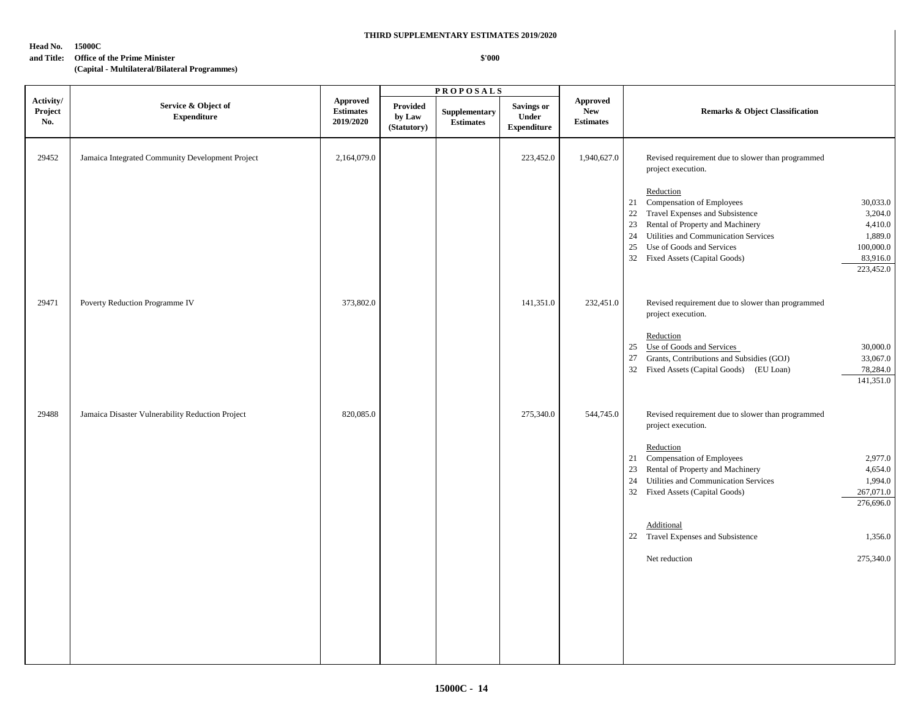**THIRD SUPPLEMENTARY ESTIMATES 2019/2020**

**Head No. 15000C**
**and Title: Office of the Prime Minister**
**(Capital - Multilateral/Bilateral Programmes)**

**$'000**

| Activity/ Project No. | Service & Object of Expenditure | Approved Estimates 2019/2020 | PROPOSALS Provided by Law (Statutory) | Supplementary Estimates | Savings or Under Expenditure | Approved New Estimates | Remarks & Object Classification | |
|---|---|---|---|---|---|---|---|---|
| 29452 | Jamaica Integrated Community Development Project | 2,164,079.0 | | | 223,452.0 | 1,940,627.0 | Revised requirement due to slower than programmed project execution. | |
| | | | | | | | Reduction | |
| | | | | | | | 21 Compensation of Employees | 30,033.0 |
| | | | | | | | 22 Travel Expenses and Subsistence | 3,204.0 |
| | | | | | | | 23 Rental of Property and Machinery | 4,410.0 |
| | | | | | | | 24 Utilities and Communication Services | 1,889.0 |
| | | | | | | | 25 Use of Goods and Services | 100,000.0 |
| | | | | | | | 32 Fixed Assets (Capital Goods) | 83,916.0 |
| | | | | | | | | 223,452.0 |
| 29471 | Poverty Reduction Programme IV | 373,802.0 | | | 141,351.0 | 232,451.0 | Revised requirement due to slower than programmed project execution. | |
| | | | | | | | Reduction | |
| | | | | | | | 25 Use of Goods and Services | 30,000.0 |
| | | | | | | | 27 Grants, Contributions and Subsidies (GOJ) | 33,067.0 |
| | | | | | | | 32 Fixed Assets (Capital Goods) (EU Loan) | 78,284.0 |
| | | | | | | | | 141,351.0 |
| 29488 | Jamaica Disaster Vulnerability Reduction Project | 820,085.0 | | | 275,340.0 | 544,745.0 | Revised requirement due to slower than programmed project execution. | |
| | | | | | | | Reduction | |
| | | | | | | | 21 Compensation of Employees | 2,977.0 |
| | | | | | | | 23 Rental of Property and Machinery | 4,654.0 |
| | | | | | | | 24 Utilities and Communication Services | 1,994.0 |
| | | | | | | | 32 Fixed Assets (Capital Goods) | 267,071.0 |
| | | | | | | | | 276,696.0 |
| | | | | | | | Additional | |
| | | | | | | | 22 Travel Expenses and Subsistence | 1,356.0 |
| | | | | | | | Net reduction | 275,340.0 |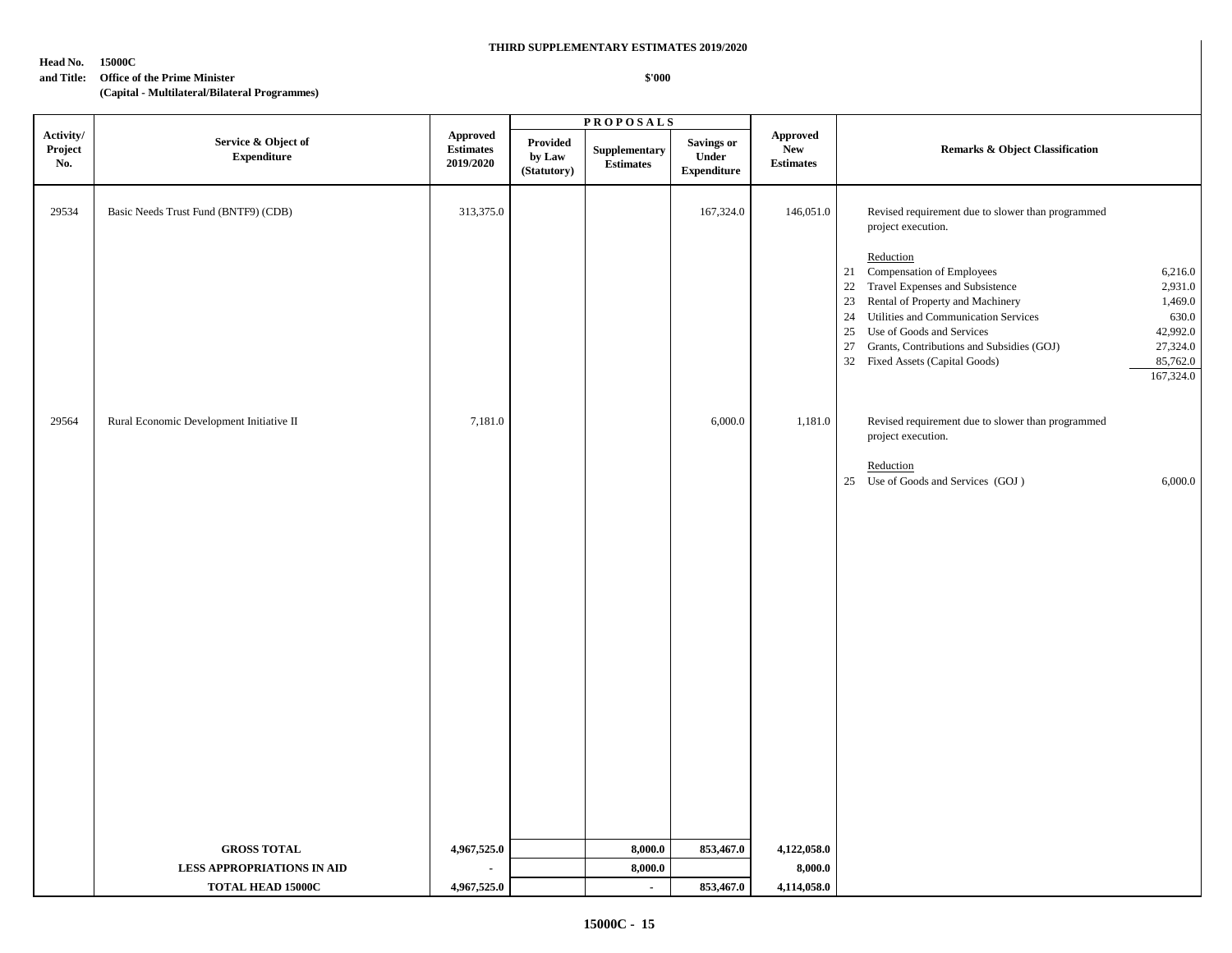**THIRD SUPPLEMENTARY ESTIMATES 2019/2020**

**Head No. 15000C**
**and Title: Office of the Prime Minister**
**(Capital - Multilateral/Bilateral Programmes)**

**$'000**

| Activity/ Project No. | Service & Object of Expenditure | Approved Estimates 2019/2020 | PROPOSALS Provided by Law (Statutory) | Supplementary Estimates | Savings or Under Expenditure | Approved New Estimates | Remarks & Object Classification | |
|---|---|---|---|---|---|---|---|---|
| 29534 | Basic Needs Trust Fund (BNTF9) (CDB) | 313,375.0 | | | 167,324.0 | 146,051.0 | Revised requirement due to slower than programmed project execution. | |
| | | | | | | | Reduction | |
| | | | | | | | 21 Compensation of Employees | 6,216.0 |
| | | | | | | | 22 Travel Expenses and Subsistence | 2,931.0 |
| | | | | | | | 23 Rental of Property and Machinery | 1,469.0 |
| | | | | | | | 24 Utilities and Communication Services | 630.0 |
| | | | | | | | 25 Use of Goods and Services | 42,992.0 |
| | | | | | | | 27 Grants, Contributions and Subsidies (GOJ) | 27,324.0 |
| | | | | | | | 32 Fixed Assets (Capital Goods) | 85,762.0 |
| | | | | | | | | 167,324.0 |
| 29564 | Rural Economic Development Initiative II | 7,181.0 | | | 6,000.0 | 1,181.0 | Revised requirement due to slower than programmed project execution. | |
| | | | | | | | Reduction | |
| | | | | | | | 25 Use of Goods and Services (GOJ ) | 6,000.0 |
| | **GROSS TOTAL** | **4,967,525.0** | | **8,000.0** | **853,467.0** | **4,122,058.0** | | |
| | **LESS APPROPRIATIONS IN AID** | **-** | | **8,000.0** | | **8,000.0** | | |
| | **TOTAL HEAD 15000C** | **4,967,525.0** | | **-** | **853,467.0** | **4,114,058.0** | | |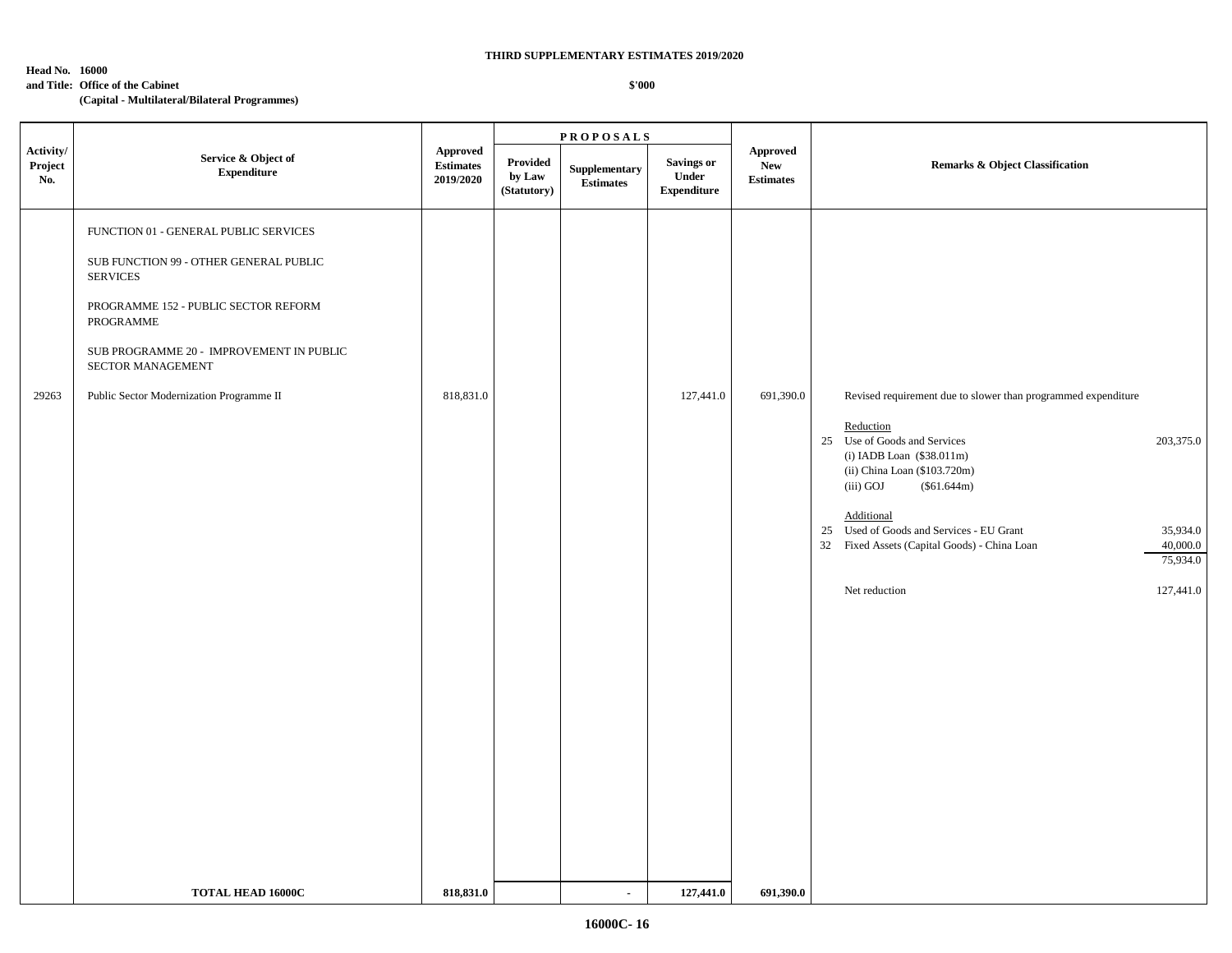**THIRD SUPPLEMENTARY ESTIMATES 2019/2020**

**Head No. 16000**
**and Title: Office of the Cabinet**
**(Capital - Multilateral/Bilateral Programmes)**

**$'000**

| Activity/ Project No. | Service & Object of Expenditure | Approved Estimates 2019/2020 | PROPOSALS Provided by Law (Statutory) | Supplementary Estimates | Savings or Under Expenditure | Approved New Estimates | Remarks & Object Classification |
|---|---|---|---|---|---|---|---|
| | FUNCTION 01 - GENERAL PUBLIC SERVICES | | | | | | |
| | SUB FUNCTION 99 - OTHER GENERAL PUBLIC SERVICES | | | | | | |
| | PROGRAMME 152 - PUBLIC SECTOR REFORM PROGRAMME | | | | | | |
| | SUB PROGRAMME 20 - IMPROVEMENT IN PUBLIC SECTOR MANAGEMENT | | | | | | |
| 29263 | Public Sector Modernization Programme II | 818,831.0 | | | 127,441.0 | 691,390.0 | Revised requirement due to slower than programmed expenditure |
| | | | | | | | Reduction |
| | | | | | | | 25 Use of Goods and Services 203,375.0 |
| | | | | | | | (i) IADB Loan ($38.011m) |
| | | | | | | | (ii) China Loan ($103.720m) |
| | | | | | | | (iii) GOJ ($61.644m) |
| | | | | | | | Additional |
| | | | | | | | 25 Used of Goods and Services - EU Grant 35,934.0 |
| | | | | | | | 32 Fixed Assets (Capital Goods) - China Loan 40,000.0 |
| | | | | | | | 75,934.0 |
| | | | | | | | Net reduction 127,441.0 |
| | **TOTAL HEAD 16000C** | **818,831.0** | | **-** | **127,441.0** | **691,390.0** | |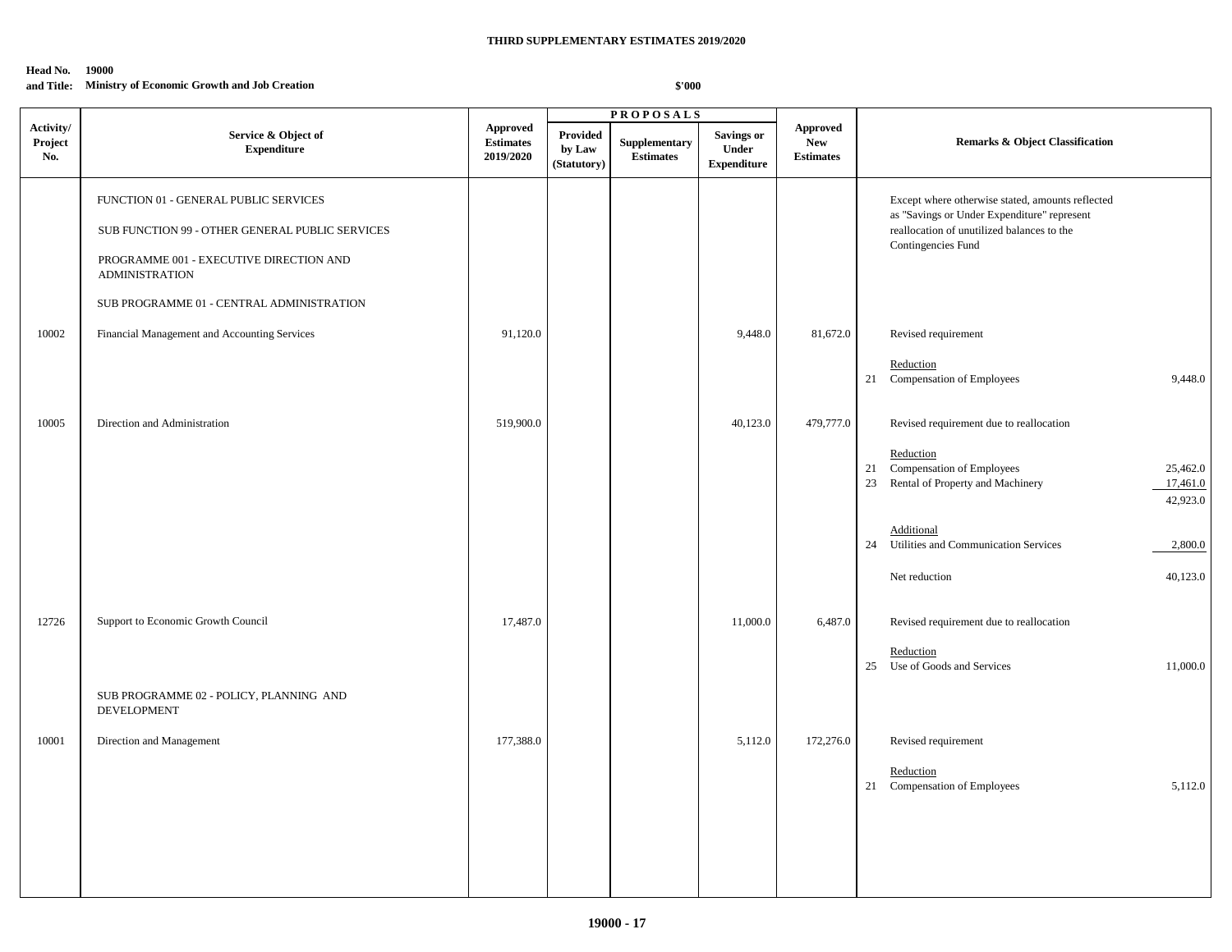**THIRD SUPPLEMENTARY ESTIMATES 2019/2020**

**Head No. 19000**
**and Title: Ministry of Economic Growth and Job Creation**

**$'000**

| Activity/ Project No. | Service & Object of Expenditure | Approved Estimates 2019/2020 | PROPOSALS Provided by Law (Statutory) | Supplementary Estimates | Savings or Under Expenditure | Approved New Estimates | Remarks & Object Classification | |
|---|---|---|---|---|---|---|---|---|
| | FUNCTION 01 - GENERAL PUBLIC SERVICES | | | | | | Except where otherwise stated, amounts reflected as "Savings or Under Expenditure" represent reallocation of unutilized balances to the Contingencies Fund | |
| | SUB FUNCTION 99 - OTHER GENERAL PUBLIC SERVICES | | | | | | | |
| | PROGRAMME 001 - EXECUTIVE DIRECTION AND ADMINISTRATION | | | | | | | |
| | SUB PROGRAMME 01 - CENTRAL ADMINISTRATION | | | | | | | |
| 10002 | Financial Management and Accounting Services | 91,120.0 | | | 9,448.0 | 81,672.0 | Revised requirement | |
| | | | | | | | Reduction | |
| | | | | | | | 21 Compensation of Employees | 9,448.0 |
| 10005 | Direction and Administration | 519,900.0 | | | 40,123.0 | 479,777.0 | Revised requirement due to reallocation | |
| | | | | | | | Reduction | |
| | | | | | | | 21 Compensation of Employees | 25,462.0 |
| | | | | | | | 23 Rental of Property and Machinery | 17,461.0 |
| | | | | | | | | 42,923.0 |
| | | | | | | | Additional | |
| | | | | | | | 24 Utilities and Communication Services | 2,800.0 |
| | | | | | | | Net reduction | 40,123.0 |
| 12726 | Support to Economic Growth Council | 17,487.0 | | | 11,000.0 | 6,487.0 | Revised requirement due to reallocation | |
| | | | | | | | Reduction | |
| | | | | | | | 25 Use of Goods and Services | 11,000.0 |
| | SUB PROGRAMME 02 - POLICY, PLANNING AND DEVELOPMENT | | | | | | | |
| 10001 | Direction and Management | 177,388.0 | | | 5,112.0 | 172,276.0 | Revised requirement | |
| | | | | | | | Reduction | |
| | | | | | | | 21 Compensation of Employees | 5,112.0 |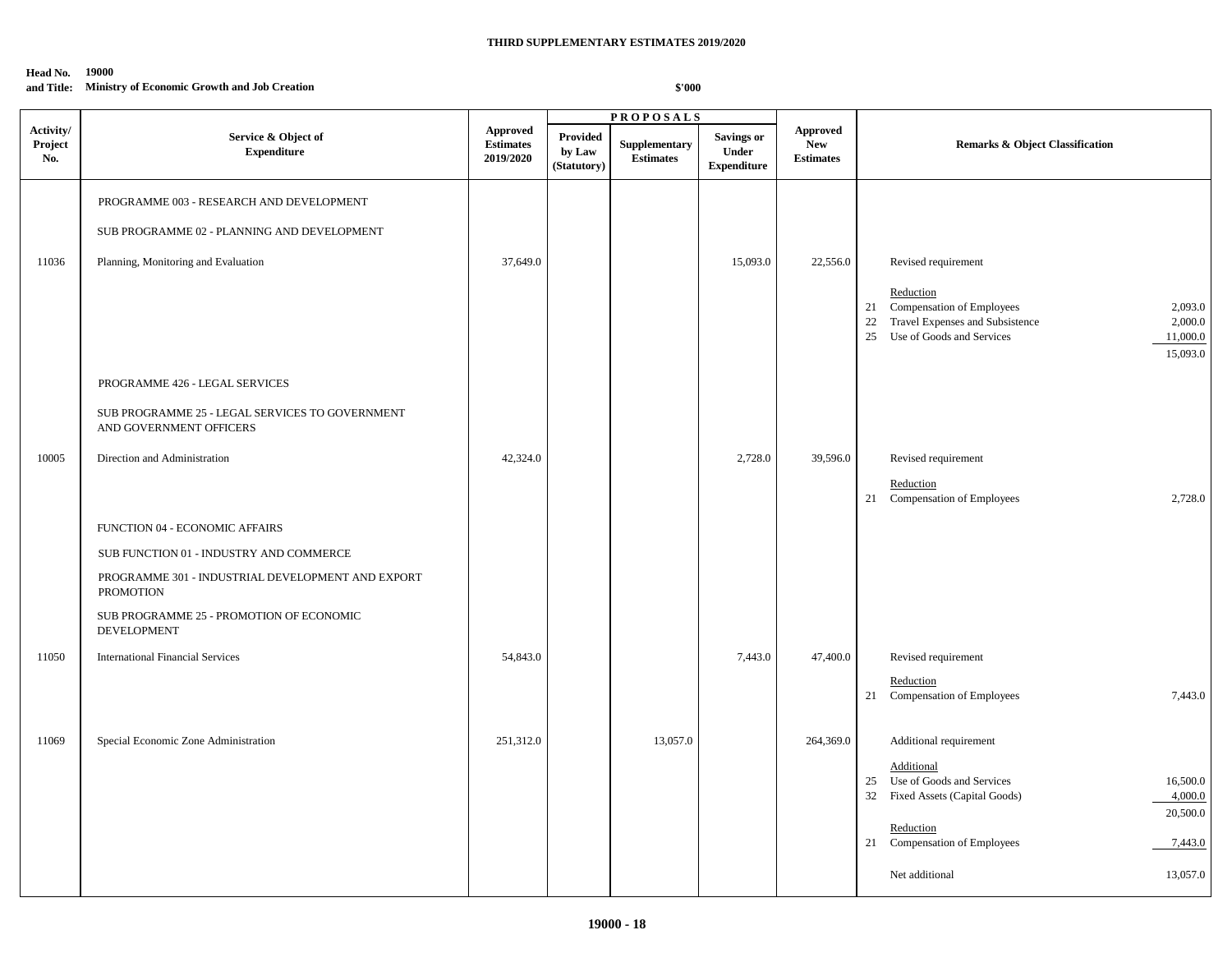**THIRD SUPPLEMENTARY ESTIMATES 2019/2020**

**Head No. 19000**
**and Title: Ministry of Economic Growth and Job Creation**

**$'000**

| Activity/ Project No. | Service & Object of Expenditure | Approved Estimates 2019/2020 | PROPOSALS Provided by Law (Statutory) | Supplementary Estimates | Savings or Under Expenditure | Approved New Estimates | Remarks & Object Classification | |
|---|---|---|---|---|---|---|---|---|
| | PROGRAMME 003 - RESEARCH AND DEVELOPMENT | | | | | | | |
| | SUB PROGRAMME 02 - PLANNING AND DEVELOPMENT | | | | | | | |
| 11036 | Planning, Monitoring and Evaluation | 37,649.0 | | | 15,093.0 | 22,556.0 | Revised requirement | |
| | | | | | | | Reduction | |
| | | | | | | | 21 Compensation of Employees | 2,093.0 |
| | | | | | | | 22 Travel Expenses and Subsistence | 2,000.0 |
| | | | | | | | 25 Use of Goods and Services | 11,000.0 |
| | | | | | | | | 15,093.0 |
| | PROGRAMME 426 - LEGAL SERVICES | | | | | | | |
| | SUB PROGRAMME 25 - LEGAL SERVICES TO GOVERNMENT AND GOVERNMENT OFFICERS | | | | | | | |
| 10005 | Direction and Administration | 42,324.0 | | | 2,728.0 | 39,596.0 | Revised requirement | |
| | | | | | | | Reduction | |
| | | | | | | | 21 Compensation of Employees | 2,728.0 |
| | FUNCTION 04 - ECONOMIC AFFAIRS | | | | | | | |
| | SUB FUNCTION 01 - INDUSTRY AND COMMERCE | | | | | | | |
| | PROGRAMME 301 - INDUSTRIAL DEVELOPMENT AND EXPORT PROMOTION | | | | | | | |
| | SUB PROGRAMME 25 - PROMOTION OF ECONOMIC DEVELOPMENT | | | | | | | |
| 11050 | International Financial Services | 54,843.0 | | | 7,443.0 | 47,400.0 | Revised requirement | |
| | | | | | | | Reduction | |
| | | | | | | | 21 Compensation of Employees | 7,443.0 |
| 11069 | Special Economic Zone Administration | 251,312.0 | | 13,057.0 | | 264,369.0 | Additional requirement | |
| | | | | | | | Additional | |
| | | | | | | | 25 Use of Goods and Services | 16,500.0 |
| | | | | | | | 32 Fixed Assets (Capital Goods) | 4,000.0 |
| | | | | | | | | 20,500.0 |
| | | | | | | | Reduction | |
| | | | | | | | 21 Compensation of Employees | 7,443.0 |
| | | | | | | | Net additional | 13,057.0 |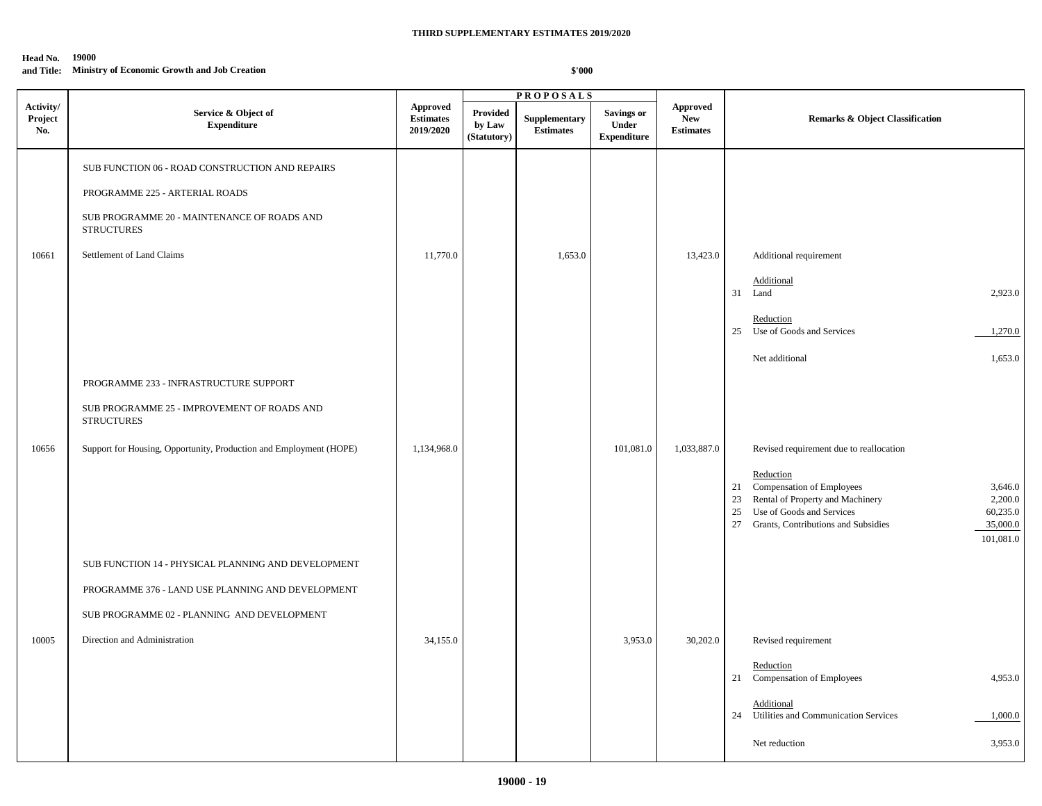**THIRD SUPPLEMENTARY ESTIMATES 2019/2020**

**Head No. 19000**
**and Title: Ministry of Economic Growth and Job Creation**

**$'000**

| Activity/ Project No. | Service & Object of Expenditure | Approved Estimates 2019/2020 | PROPOSALS Provided by Law (Statutory) | Supplementary Estimates | Savings or Under Expenditure | Approved New Estimates | Remarks & Object Classification |
|---|---|---|---|---|---|---|---|
| | SUB FUNCTION 06 - ROAD CONSTRUCTION AND REPAIRS | | | | | | |
| | PROGRAMME 225 - ARTERIAL ROADS | | | | | | |
| | SUB PROGRAMME 20 - MAINTENANCE OF ROADS AND STRUCTURES | | | | | | |
| 10661 | Settlement of Land Claims | 11,770.0 | | 1,653.0 | | 13,423.0 | Additional requirement<br><br>Additional<br>31 Land 2,923.0<br><br>Reduction<br>25 Use of Goods and Services 1,270.0<br><br>Net additional 1,653.0 |
| | PROGRAMME 233 - INFRASTRUCTURE SUPPORT | | | | | | |
| | SUB PROGRAMME 25 - IMPROVEMENT OF ROADS AND STRUCTURES | | | | | | |
| 10656 | Support for Housing, Opportunity, Production and Employment (HOPE) | 1,134,968.0 | | | 101,081.0 | 1,033,887.0 | Revised requirement due to reallocation<br><br>Reduction<br>21 Compensation of Employees 3,646.0<br>23 Rental of Property and Machinery 2,200.0<br>25 Use of Goods and Services 60,235.0<br>27 Grants, Contributions and Subsidies 35,000.0<br>101,081.0 |
| | SUB FUNCTION 14 - PHYSICAL PLANNING AND DEVELOPMENT | | | | | | |
| | PROGRAMME 376 - LAND USE PLANNING AND DEVELOPMENT | | | | | | |
| | SUB PROGRAMME 02 - PLANNING AND DEVELOPMENT | | | | | | |
| 10005 | Direction and Administration | 34,155.0 | | | 3,953.0 | 30,202.0 | Revised requirement<br><br>Reduction<br>21 Compensation of Employees 4,953.0<br><br>Additional<br>24 Utilities and Communication Services 1,000.0<br><br>Net reduction 3,953.0 |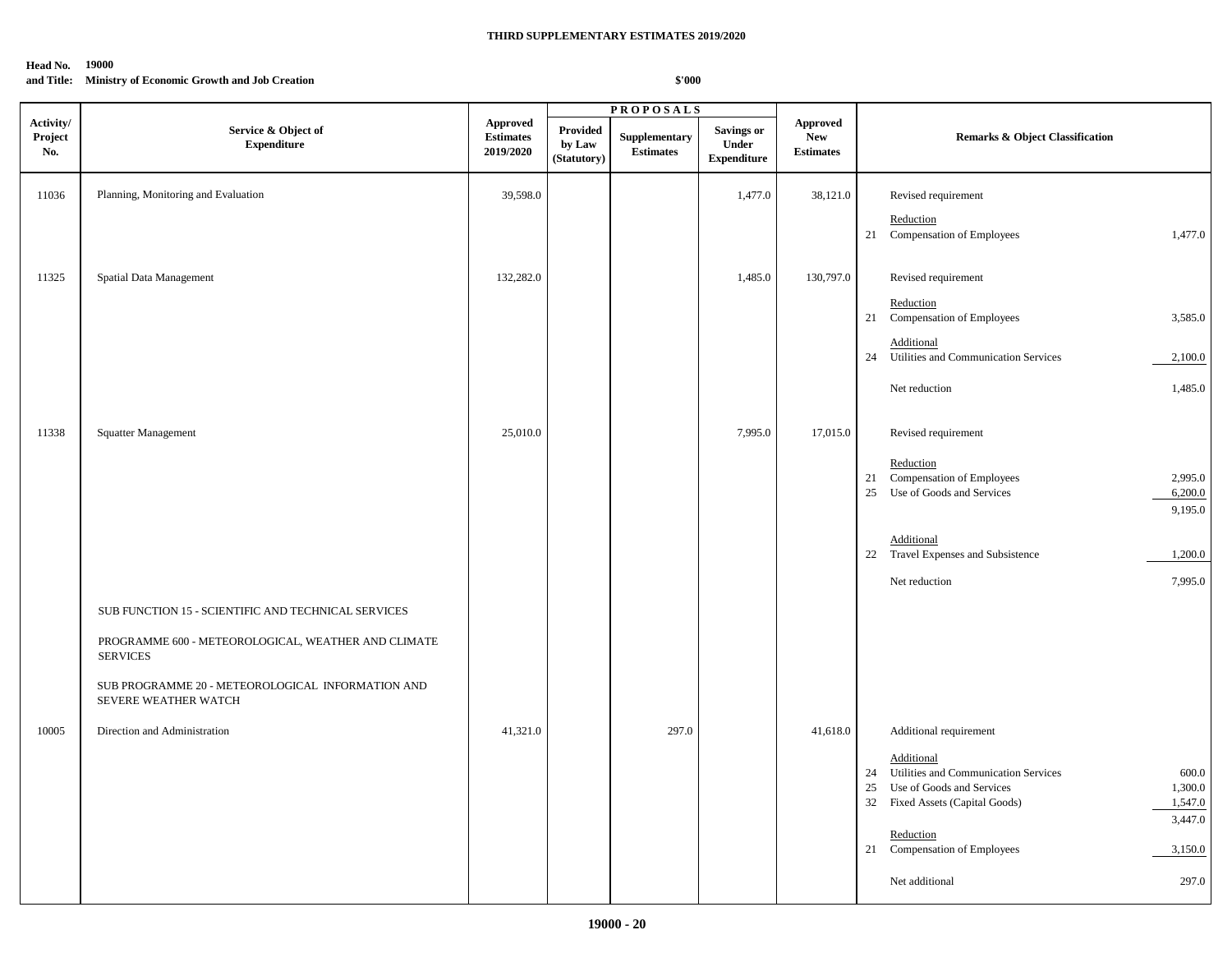**THIRD SUPPLEMENTARY ESTIMATES 2019/2020**

**Head No. 19000**
**and Title: Ministry of Economic Growth and Job Creation**

**$'000**

| Activity/ Project No. | Service & Object of Expenditure | Approved Estimates 2019/2020 | PROPOSALS Provided by Law (Statutory) | Supplementary Estimates | Savings or Under Expenditure | Approved New Estimates | Remarks & Object Classification | |
|---|---|---|---|---|---|---|---|---|
| 11036 | Planning, Monitoring and Evaluation | 39,598.0 | | | 1,477.0 | 38,121.0 | Revised requirement | |
| | | | | | | | Reduction | |
| | | | | | | | 21 Compensation of Employees | 1,477.0 |
| 11325 | Spatial Data Management | 132,282.0 | | | 1,485.0 | 130,797.0 | Revised requirement | |
| | | | | | | | Reduction | |
| | | | | | | | 21 Compensation of Employees | 3,585.0 |
| | | | | | | | Additional | |
| | | | | | | | 24 Utilities and Communication Services | 2,100.0 |
| | | | | | | | Net reduction | 1,485.0 |
| 11338 | Squatter Management | 25,010.0 | | | 7,995.0 | 17,015.0 | Revised requirement | |
| | | | | | | | Reduction | |
| | | | | | | | 21 Compensation of Employees | 2,995.0 |
| | | | | | | | 25 Use of Goods and Services | 6,200.0 |
| | | | | | | | | 9,195.0 |
| | | | | | | | Additional | |
| | | | | | | | 22 Travel Expenses and Subsistence | 1,200.0 |
| | | | | | | | Net reduction | 7,995.0 |
| | SUB FUNCTION 15 - SCIENTIFIC AND TECHNICAL SERVICES | | | | | | | |
| | PROGRAMME 600 - METEOROLOGICAL, WEATHER AND CLIMATE SERVICES | | | | | | | |
| | SUB PROGRAMME 20 - METEOROLOGICAL INFORMATION AND SEVERE WEATHER WATCH | | | | | | | |
| 10005 | Direction and Administration | 41,321.0 | | 297.0 | | 41,618.0 | Additional requirement | |
| | | | | | | | Additional | |
| | | | | | | | 24 Utilities and Communication Services | 600.0 |
| | | | | | | | 25 Use of Goods and Services | 1,300.0 |
| | | | | | | | 32 Fixed Assets (Capital Goods) | 1,547.0 |
| | | | | | | | | 3,447.0 |
| | | | | | | | Reduction | |
| | | | | | | | 21 Compensation of Employees | 3,150.0 |
| | | | | | | | Net additional | 297.0 |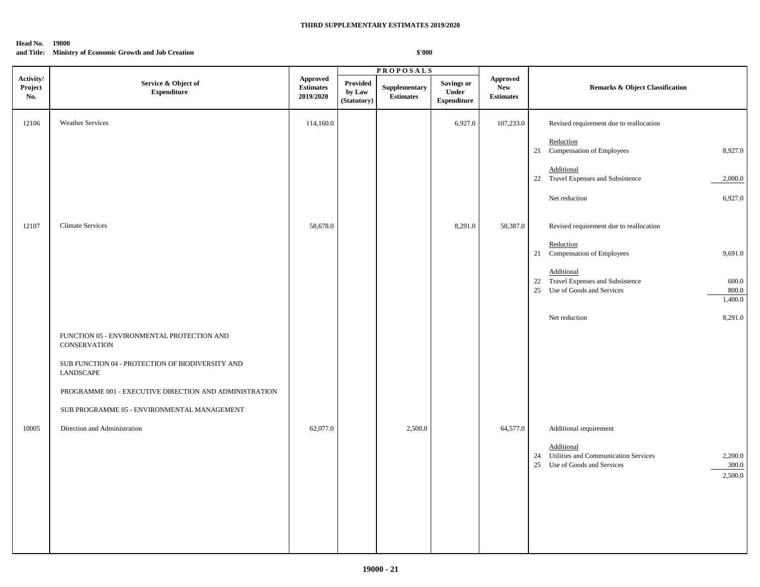**THIRD SUPPLEMENTARY ESTIMATES 2019/2020**

**Head No. 19000**
**and Title: Ministry of Economic Growth and Job Creation**

**$'000**

| Activity/ Project No. | Service & Object of Expenditure | Approved Estimates 2019/2020 | PROPOSALS Provided by Law (Statutory) | Supplementary Estimates | Savings or Under Expenditure | Approved New Estimates | Remarks & Object Classification | |
|---|---|---|---|---|---|---|---|---|
| 12106 | Weather Services | 114,160.0 | | | 6,927.0 | 107,233.0 | Revised requirement due to reallocation | |
| | | | | | | | Reduction | |
| | | | | | | | 21 Compensation of Employees | 8,927.0 |
| | | | | | | | Additional | |
| | | | | | | | 22 Travel Expenses and Subsistence | 2,000.0 |
| | | | | | | | Net reduction | 6,927.0 |
| 12107 | Climate Services | 58,678.0 | | | 8,291.0 | 50,387.0 | Revised requirement due to reallocation | |
| | | | | | | | Reduction | |
| | | | | | | | 21 Compensation of Employees | 9,691.0 |
| | | | | | | | Additional | |
| | | | | | | | 22 Travel Expenses and Subsistence | 600.0 |
| | | | | | | | 25 Use of Goods and Services | 800.0 |
| | | | | | | | | 1,400.0 |
| | | | | | | | Net reduction | 8,291.0 |
| | FUNCTION 05 - ENVIRONMENTAL PROTECTION AND CONSERVATION | | | | | | | |
| | SUB FUNCTION 04 - PROTECTION OF BIODIVERSITY AND LANDSCAPE | | | | | | | |
| | PROGRAMME 001 - EXECUTIVE DIRECTION AND ADMINISTRATION | | | | | | | |
| | SUB PROGRAMME 05 - ENVIRONMENTAL MANAGEMENT | | | | | | | |
| 10005 | Direction and Administration | 62,077.0 | | 2,500.0 | | 64,577.0 | Additional requirement | |
| | | | | | | | Additional | |
| | | | | | | | 24 Utilities and Communication Services | 2,200.0 |
| | | | | | | | 25 Use of Goods and Services | 300.0 |
| | | | | | | | | 2,500.0 |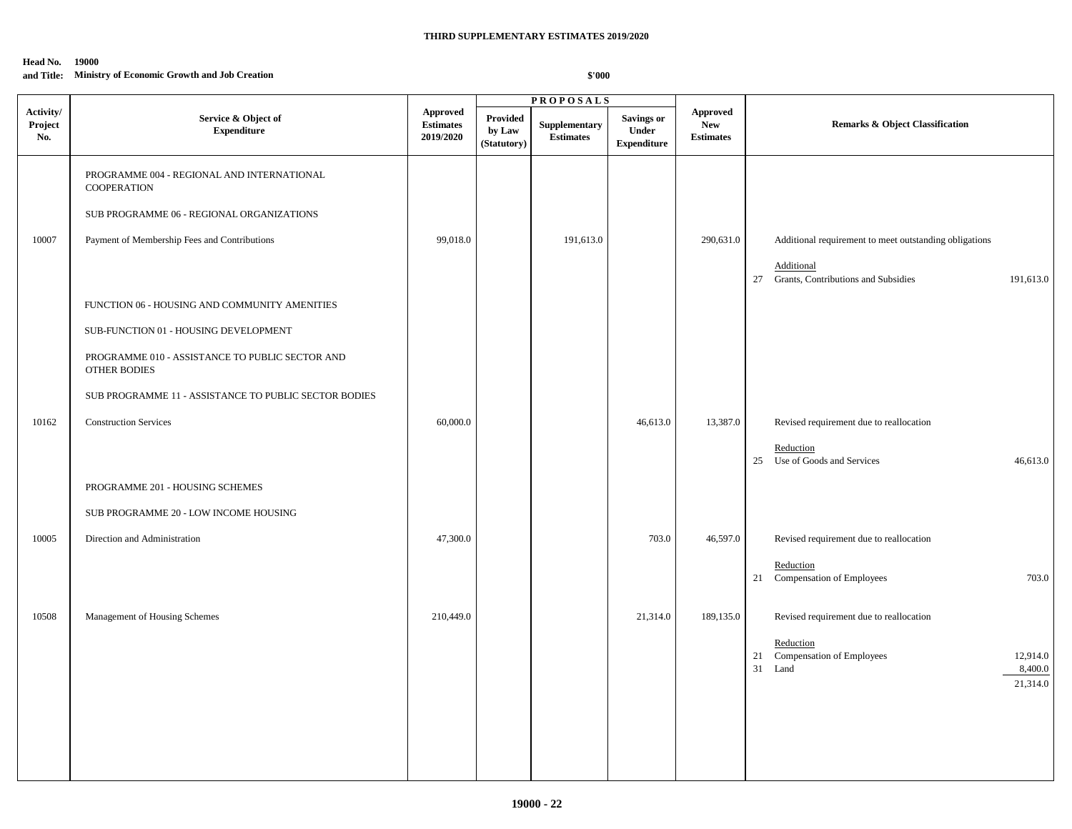**THIRD SUPPLEMENTARY ESTIMATES 2019/2020**

**Head No. 19000**
**and Title: Ministry of Economic Growth and Job Creation**

**$'000**

| Activity/ Project No. | Service & Object of Expenditure | Approved Estimates 2019/2020 | PROPOSALS Provided by Law (Statutory) | Supplementary Estimates | Savings or Under Expenditure | Approved New Estimates | Remarks & Object Classification |
|---|---|---|---|---|---|---|---|
| | PROGRAMME 004 - REGIONAL AND INTERNATIONAL COOPERATION | | | | | | |
| | SUB PROGRAMME 06 - REGIONAL ORGANIZATIONS | | | | | | |
| 10007 | Payment of Membership Fees and Contributions | 99,018.0 | | 191,613.0 | | 290,631.0 | Additional requirement to meet outstanding obligations |
| | | | | | | | Additional |
| | | | | | | | 27 Grants, Contributions and Subsidies 191,613.0 |
| | FUNCTION 06 - HOUSING AND COMMUNITY AMENITIES | | | | | | |
| | SUB-FUNCTION 01 - HOUSING DEVELOPMENT | | | | | | |
| | PROGRAMME 010 - ASSISTANCE TO PUBLIC SECTOR AND OTHER BODIES | | | | | | |
| | SUB PROGRAMME 11 - ASSISTANCE TO PUBLIC SECTOR BODIES | | | | | | |
| 10162 | Construction Services | 60,000.0 | | | 46,613.0 | 13,387.0 | Revised requirement due to reallocation |
| | | | | | | | Reduction |
| | | | | | | | 25 Use of Goods and Services 46,613.0 |
| | PROGRAMME 201 - HOUSING SCHEMES | | | | | | |
| | SUB PROGRAMME 20 - LOW INCOME HOUSING | | | | | | |
| 10005 | Direction and Administration | 47,300.0 | | | 703.0 | 46,597.0 | Revised requirement due to reallocation |
| | | | | | | | Reduction |
| | | | | | | | 21 Compensation of Employees 703.0 |
| 10508 | Management of Housing Schemes | 210,449.0 | | | 21,314.0 | 189,135.0 | Revised requirement due to reallocation |
| | | | | | | | Reduction |
| | | | | | | | 21 Compensation of Employees 12,914.0 |
| | | | | | | | 31 Land 8,400.0 |
| | | | | | | | 21,314.0 |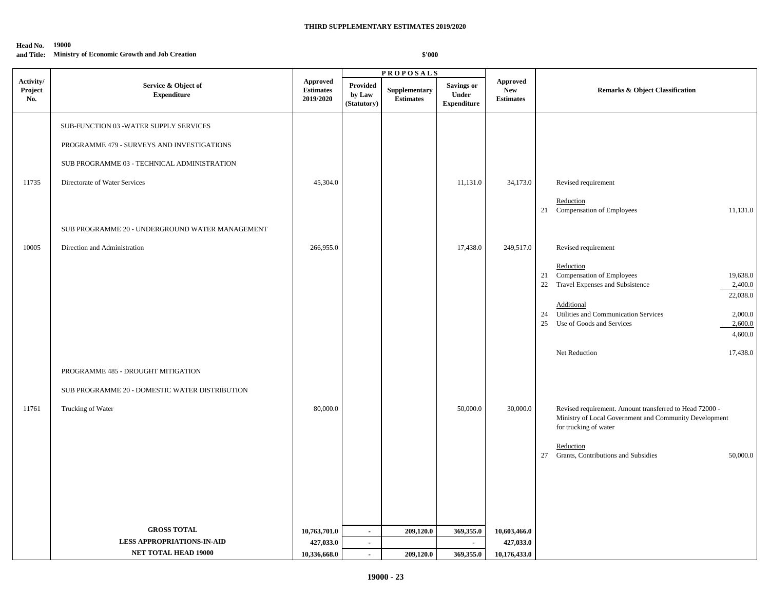**THIRD SUPPLEMENTARY ESTIMATES 2019/2020**

**Head No. 19000**
**and Title: Ministry of Economic Growth and Job Creation**

**$'000**

| Activity/ Project No. | Service & Object of Expenditure | Approved Estimates 2019/2020 | PROPOSALS Provided by Law (Statutory) | Supplementary Estimates | Savings or Under Expenditure | Approved New Estimates | Remarks & Object Classification | |
|---|---|---|---|---|---|---|---|---|
| | SUB-FUNCTION 03 -WATER SUPPLY SERVICES | | | | | | | |
| | PROGRAMME 479 - SURVEYS AND INVESTIGATIONS | | | | | | | |
| | SUB PROGRAMME 03 - TECHNICAL ADMINISTRATION | | | | | | | |
| 11735 | Directorate of Water Services | 45,304.0 | | | 11,131.0 | 34,173.0 | Revised requirement | |
| | | | | | | | Reduction | |
| | | | | | | | 21 Compensation of Employees | 11,131.0 |
| | SUB PROGRAMME 20 - UNDERGROUND WATER MANAGEMENT | | | | | | | |
| 10005 | Direction and Administration | 266,955.0 | | | 17,438.0 | 249,517.0 | Revised requirement | |
| | | | | | | | Reduction | |
| | | | | | | | 21 Compensation of Employees | 19,638.0 |
| | | | | | | | 22 Travel Expenses and Subsistence | 2,400.0 |
| | | | | | | | | 22,038.0 |
| | | | | | | | Additional | |
| | | | | | | | 24 Utilities and Communication Services | 2,000.0 |
| | | | | | | | 25 Use of Goods and Services | 2,600.0 |
| | | | | | | | | 4,600.0 |
| | | | | | | | Net Reduction | 17,438.0 |
| | PROGRAMME 485 - DROUGHT MITIGATION | | | | | | | |
| | SUB PROGRAMME 20 - DOMESTIC WATER DISTRIBUTION | | | | | | | |
| 11761 | Trucking of Water | 80,000.0 | | | 50,000.0 | 30,000.0 | Revised requirement. Amount transferred to Head 72000 - Ministry of Local Government and Community Development for trucking of water | |
| | | | | | | | Reduction | |
| | | | | | | | 27 Grants, Contributions and Subsidies | 50,000.0 |
| | **GROSS TOTAL** | **10,763,701.0** | **-** | **209,120.0** | **369,355.0** | **10,603,466.0** | | |
| | **LESS APPROPRIATIONS-IN-AID** | **427,033.0** | **-** | | **-** | **427,033.0** | | |
| | **NET TOTAL HEAD 19000** | **10,336,668.0** | **-** | **209,120.0** | **369,355.0** | **10,176,433.0** | | |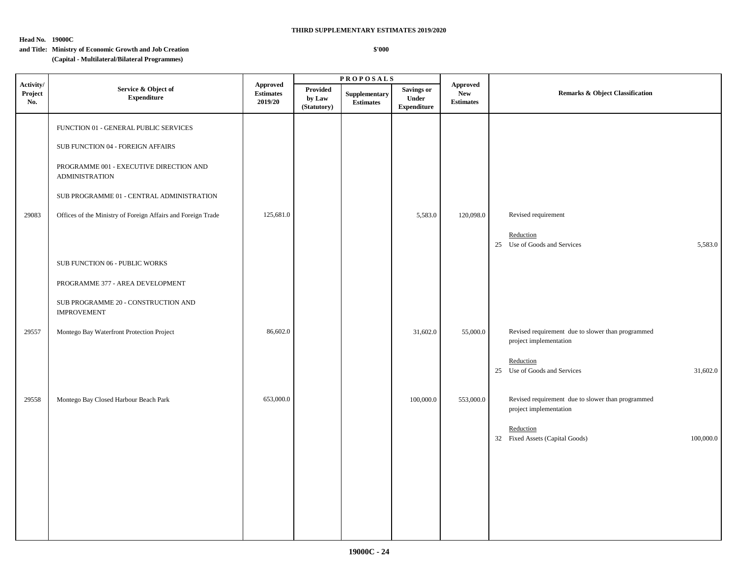**THIRD SUPPLEMENTARY ESTIMATES 2019/2020**

**Head No. 19000C**
**and Title: Ministry of Economic Growth and Job Creation**
**(Capital - Multilateral/Bilateral Programmes)**

**$'000**

| Activity/ Project No. | Service & Object of Expenditure | Approved Estimates 2019/20 | PROPOSALS | | | Approved New Estimates | Remarks & Object Classification | |
|---|---|---|---|---|---|---|---|---|
| | | | Provided by Law (Statutory) | Supplementary Estimates | Savings or Under Expenditure | | | |
| | FUNCTION 01 - GENERAL PUBLIC SERVICES | | | | | | | |
| | SUB FUNCTION 04 - FOREIGN AFFAIRS | | | | | | | |
| | PROGRAMME 001 - EXECUTIVE DIRECTION AND ADMINISTRATION | | | | | | | |
| | SUB PROGRAMME 01 - CENTRAL ADMINISTRATION | | | | | | | |
| 29083 | Offices of the Ministry of Foreign Affairs and Foreign Trade | 125,681.0 | | | 5,583.0 | 120,098.0 | Revised requirement | |
| | | | | | | | Reduction | |
| | | | | | | | 25 Use of Goods and Services | 5,583.0 |
| | SUB FUNCTION 06 - PUBLIC WORKS | | | | | | | |
| | PROGRAMME 377 - AREA DEVELOPMENT | | | | | | | |
| | SUB PROGRAMME 20 - CONSTRUCTION AND IMPROVEMENT | | | | | | | |
| 29557 | Montego Bay Waterfront Protection Project | 86,602.0 | | | 31,602.0 | 55,000.0 | Revised requirement due to slower than programmed project implementation | |
| | | | | | | | Reduction | |
| | | | | | | | 25 Use of Goods and Services | 31,602.0 |
| 29558 | Montego Bay Closed Harbour Beach Park | 653,000.0 | | | 100,000.0 | 553,000.0 | Revised requirement due to slower than programmed project implementation | |
| | | | | | | | Reduction | |
| | | | | | | | 32 Fixed Assets (Capital Goods) | 100,000.0 |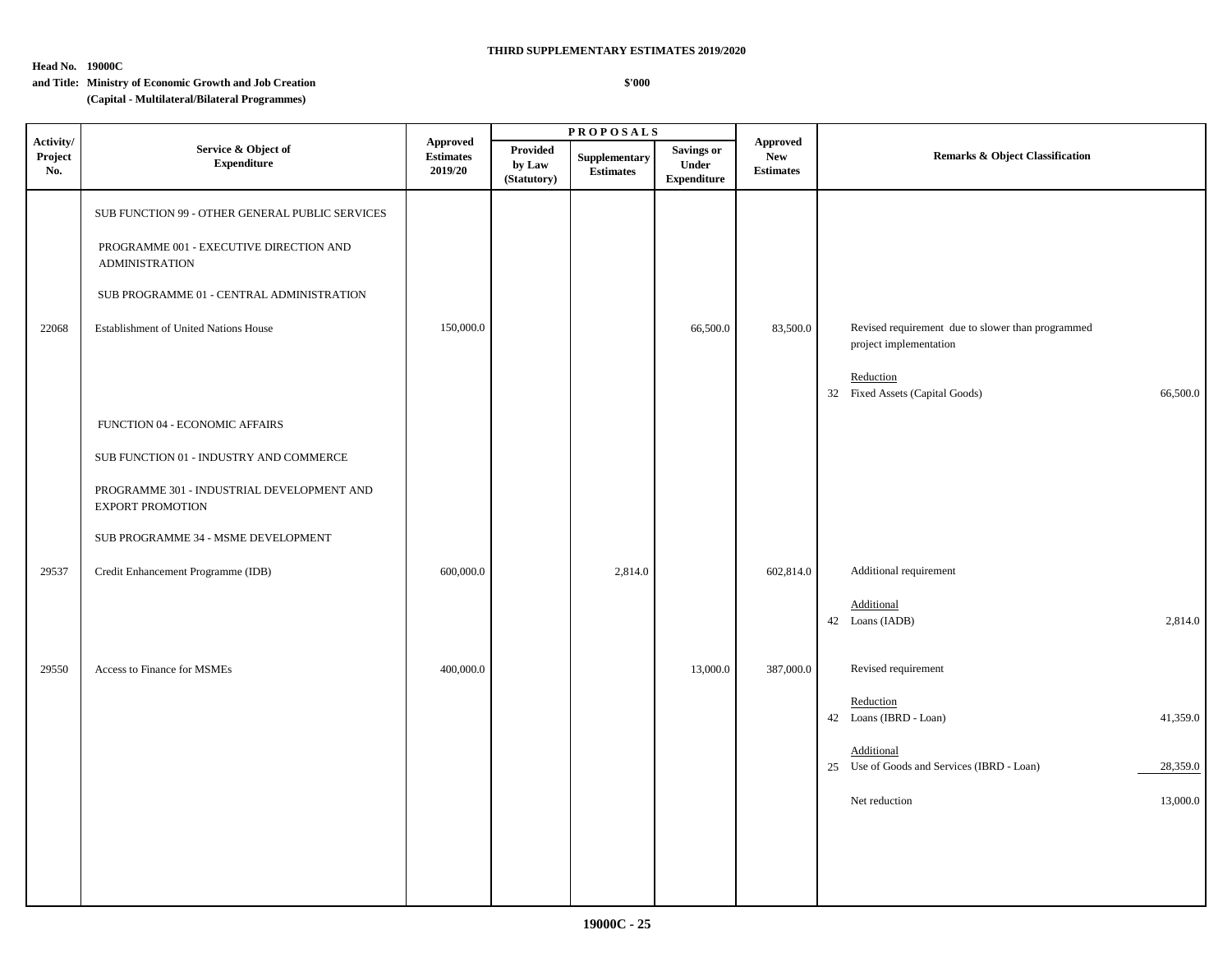**THIRD SUPPLEMENTARY ESTIMATES 2019/2020**

**Head No. 19000C**
**and Title: Ministry of Economic Growth and Job Creation**
**(Capital - Multilateral/Bilateral Programmes)**

**$'000**

| Activity/ Project No. | Service & Object of Expenditure | Approved Estimates 2019/20 | PROPOSALS | | | Approved New Estimates | Remarks & Object Classification | |
|---|---|---|---|---|---|---|---|---|
| | | | Provided by Law (Statutory) | Supplementary Estimates | Savings or Under Expenditure | | | |
| | SUB FUNCTION 99 - OTHER GENERAL PUBLIC SERVICES | | | | | | | |
| | PROGRAMME 001 - EXECUTIVE DIRECTION AND ADMINISTRATION | | | | | | | |
| | SUB PROGRAMME 01 - CENTRAL ADMINISTRATION | | | | | | | |
| 22068 | Establishment of United Nations House | 150,000.0 | | | 66,500.0 | 83,500.0 | Revised requirement due to slower than programmed project implementation | |
| | | | | | | | Reduction | |
| | | | | | | | 32 Fixed Assets (Capital Goods) | 66,500.0 |
| | FUNCTION 04 - ECONOMIC AFFAIRS | | | | | | | |
| | SUB FUNCTION 01 - INDUSTRY AND COMMERCE | | | | | | | |
| | PROGRAMME 301 - INDUSTRIAL DEVELOPMENT AND EXPORT PROMOTION | | | | | | | |
| | SUB PROGRAMME 34 - MSME DEVELOPMENT | | | | | | | |
| 29537 | Credit Enhancement Programme (IDB) | 600,000.0 | | 2,814.0 | | 602,814.0 | Additional requirement | |
| | | | | | | | Additional | |
| | | | | | | | 42 Loans (IADB) | 2,814.0 |
| 29550 | Access to Finance for MSMEs | 400,000.0 | | | 13,000.0 | 387,000.0 | Revised requirement | |
| | | | | | | | Reduction | |
| | | | | | | | 42 Loans (IBRD - Loan) | 41,359.0 |
| | | | | | | | Additional | |
| | | | | | | | 25 Use of Goods and Services (IBRD - Loan) | 28,359.0 |
| | | | | | | | Net reduction | 13,000.0 |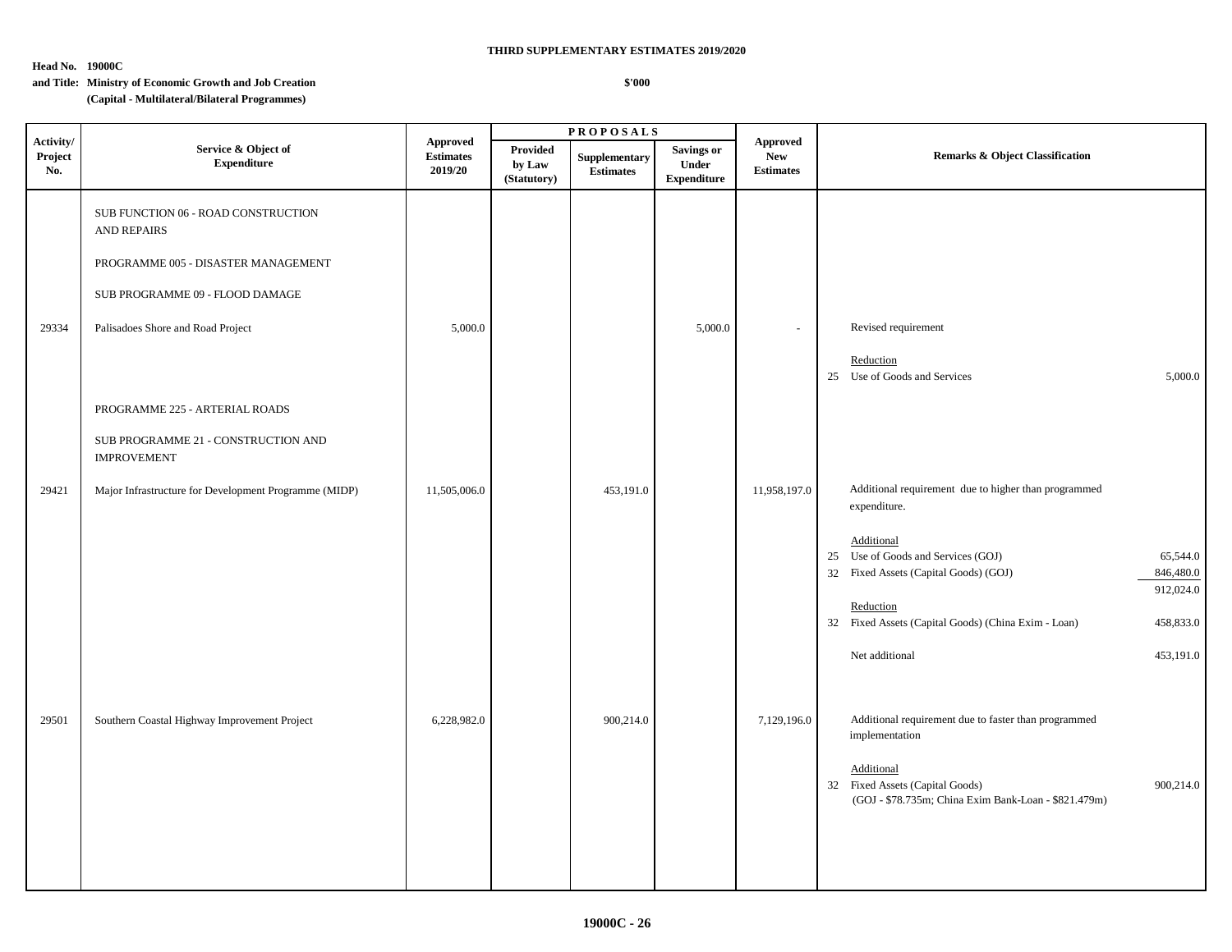**THIRD SUPPLEMENTARY ESTIMATES 2019/2020**

**Head No. 19000C**
**and Title: Ministry of Economic Growth and Job Creation**
**(Capital - Multilateral/Bilateral Programmes)**

**$'000**

| Activity/ Project No. | Service & Object of Expenditure | Approved Estimates 2019/20 | PROPOSALS Provided by Law (Statutory) | Supplementary Estimates | Savings or Under Expenditure | Approved New Estimates | Remarks & Object Classification |
|---|---|---|---|---|---|---|---|
| | SUB FUNCTION 06 - ROAD CONSTRUCTION AND REPAIRS | | | | | | |
| | PROGRAMME 005 - DISASTER MANAGEMENT | | | | | | |
| | SUB PROGRAMME 09 - FLOOD DAMAGE | | | | | | |
| 29334 | Palisadoes Shore and Road Project | 5,000.0 | | | 5,000.0 | - | Revised requirement<br><br>Reduction<br>25 Use of Goods and Services 5,000.0 |
| | PROGRAMME 225 - ARTERIAL ROADS | | | | | | |
| | SUB PROGRAMME 21 - CONSTRUCTION AND IMPROVEMENT | | | | | | |
| 29421 | Major Infrastructure for Development Programme (MIDP) | 11,505,006.0 | | 453,191.0 | | 11,958,197.0 | Additional requirement due to higher than programmed expenditure.<br><br>Additional<br>25 Use of Goods and Services (GOJ) 65,544.0<br>32 Fixed Assets (Capital Goods) (GOJ) 846,480.0<br>912,024.0<br><br>Reduction<br>32 Fixed Assets (Capital Goods) (China Exim - Loan) 458,833.0<br><br>Net additional 453,191.0 |
| 29501 | Southern Coastal Highway Improvement Project | 6,228,982.0 | | 900,214.0 | | 7,129,196.0 | Additional requirement due to faster than programmed implementation<br><br>Additional<br>32 Fixed Assets (Capital Goods) 900,214.0<br>(GOJ - $78.735m; China Exim Bank-Loan - $821.479m) |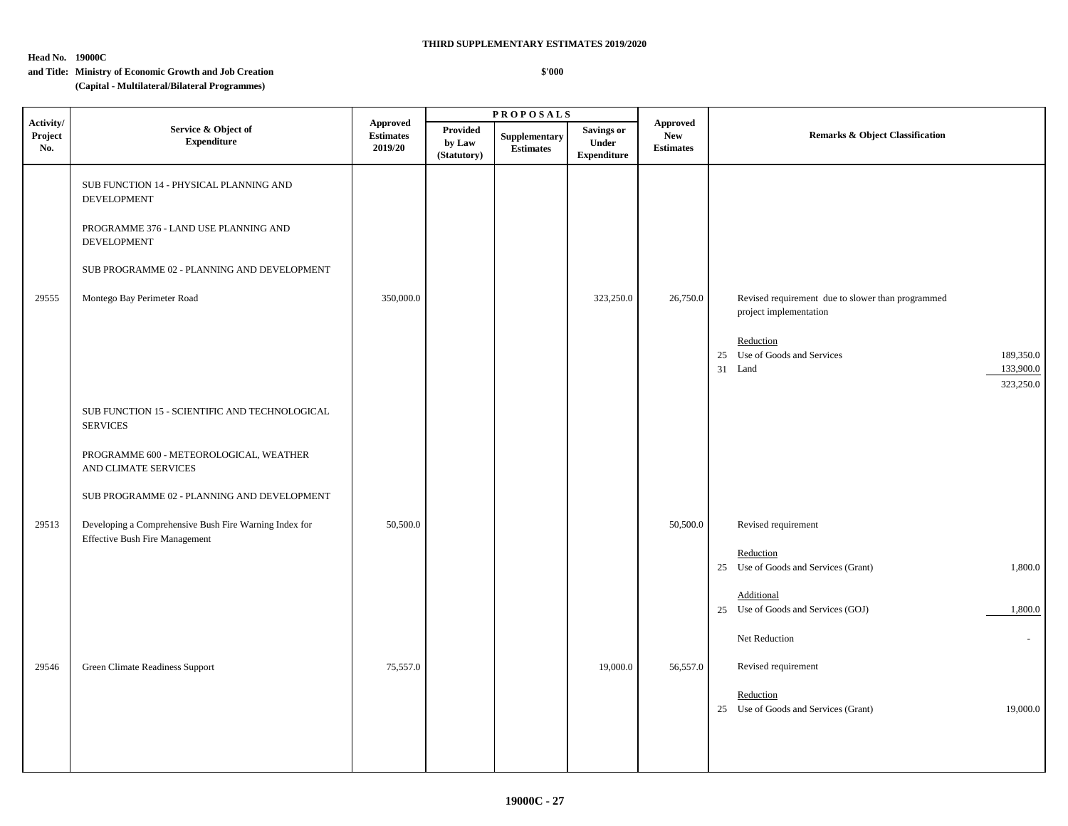**THIRD SUPPLEMENTARY ESTIMATES 2019/2020**

**Head No. 19000C**
**and Title: Ministry of Economic Growth and Job Creation**
**(Capital - Multilateral/Bilateral Programmes)**

**$'000**

| Activity/ Project No. | Service & Object of Expenditure | Approved Estimates 2019/20 | PROPOSALS Provided by Law (Statutory) | Supplementary Estimates | Savings or Under Expenditure | Approved New Estimates | Remarks & Object Classification |
|---|---|---|---|---|---|---|---|
| | SUB FUNCTION 14 - PHYSICAL PLANNING AND DEVELOPMENT | | | | | | |
| | PROGRAMME 376 - LAND USE PLANNING AND DEVELOPMENT | | | | | | |
| | SUB PROGRAMME 02 - PLANNING AND DEVELOPMENT | | | | | | |
| 29555 | Montego Bay Perimeter Road | 350,000.0 | | | 323,250.0 | 26,750.0 | Revised requirement due to slower than programmed project implementation<br><br>Reduction<br>25 Use of Goods and Services 189,350.0<br>31 Land 133,900.0<br>323,250.0 |
| | SUB FUNCTION 15 - SCIENTIFIC AND TECHNOLOGICAL SERVICES | | | | | | |
| | PROGRAMME 600 - METEOROLOGICAL, WEATHER AND CLIMATE SERVICES | | | | | | |
| | SUB PROGRAMME 02 - PLANNING AND DEVELOPMENT | | | | | | |
| 29513 | Developing a Comprehensive Bush Fire Warning Index for Effective Bush Fire Management | 50,500.0 | | | | 50,500.0 | Revised requirement<br><br>Reduction<br>25 Use of Goods and Services (Grant) 1,800.0<br><br>Additional<br>25 Use of Goods and Services (GOJ) 1,800.0<br><br>Net Reduction - |
| 29546 | Green Climate Readiness Support | 75,557.0 | | | 19,000.0 | 56,557.0 | Revised requirement<br><br>Reduction<br>25 Use of Goods and Services (Grant) 19,000.0 |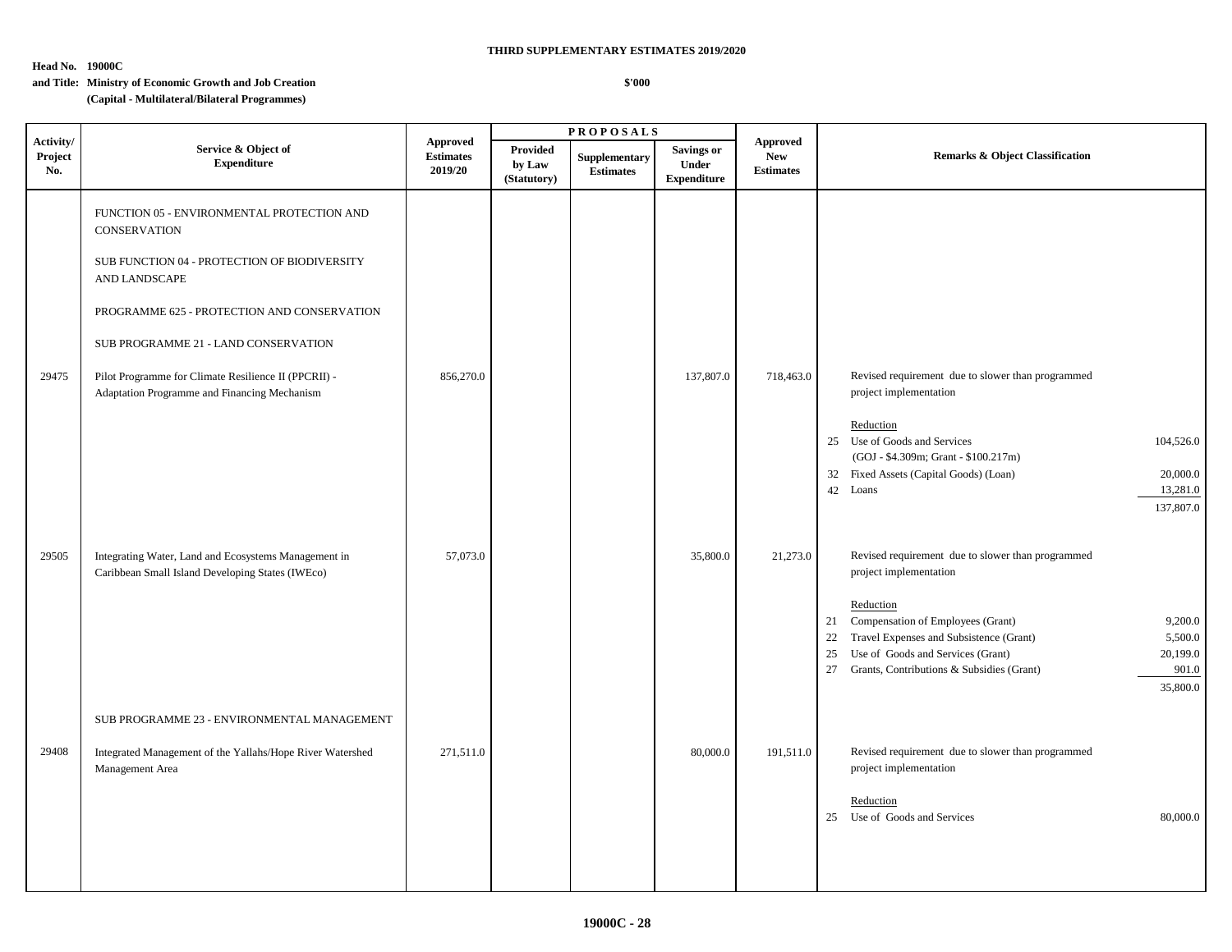**THIRD SUPPLEMENTARY ESTIMATES 2019/2020**

**Head No. 19000C**

**and Title: Ministry of Economic Growth and Job Creation**

**(Capital - Multilateral/Bilateral Programmes)**

**$'000**

| Activity/ Project No. | Service & Object of Expenditure | Approved Estimates 2019/20 | PROPOSALS Provided by Law (Statutory) | Supplementary Estimates | Savings or Under Expenditure | Approved New Estimates | Remarks & Object Classification | |
|---|---|---|---|---|---|---|---|---|
| | FUNCTION 05 - ENVIRONMENTAL PROTECTION AND CONSERVATION | | | | | | | |
| | SUB FUNCTION 04 - PROTECTION OF BIODIVERSITY AND LANDSCAPE | | | | | | | |
| | PROGRAMME 625 - PROTECTION AND CONSERVATION | | | | | | | |
| | SUB PROGRAMME 21 - LAND CONSERVATION | | | | | | | |
| 29475 | Pilot Programme for Climate Resilience II (PPCRII) - Adaptation Programme and Financing Mechanism | 856,270.0 | | | 137,807.0 | 718,463.0 | Revised requirement due to slower than programmed project implementation | |
| | | | | | | | Reduction | |
| | | | | | | | 25 Use of Goods and Services (GOJ - $4.309m; Grant - $100.217m) | 104,526.0 |
| | | | | | | | 32 Fixed Assets (Capital Goods) (Loan) | 20,000.0 |
| | | | | | | | 42 Loans | 13,281.0 |
| | | | | | | | | 137,807.0 |
| 29505 | Integrating Water, Land and Ecosystems Management in Caribbean Small Island Developing States (IWEco) | 57,073.0 | | | 35,800.0 | 21,273.0 | Revised requirement due to slower than programmed project implementation | |
| | | | | | | | Reduction | |
| | | | | | | | 21 Compensation of Employees (Grant) | 9,200.0 |
| | | | | | | | 22 Travel Expenses and Subsistence (Grant) | 5,500.0 |
| | | | | | | | 25 Use of Goods and Services (Grant) | 20,199.0 |
| | | | | | | | 27 Grants, Contributions & Subsidies (Grant) | 901.0 |
| | | | | | | | | 35,800.0 |
| | SUB PROGRAMME 23 - ENVIRONMENTAL MANAGEMENT | | | | | | | |
| 29408 | Integrated Management of the Yallahs/Hope River Watershed Management Area | 271,511.0 | | | 80,000.0 | 191,511.0 | Revised requirement due to slower than programmed project implementation | |
| | | | | | | | Reduction | |
| | | | | | | | 25 Use of Goods and Services | 80,000.0 |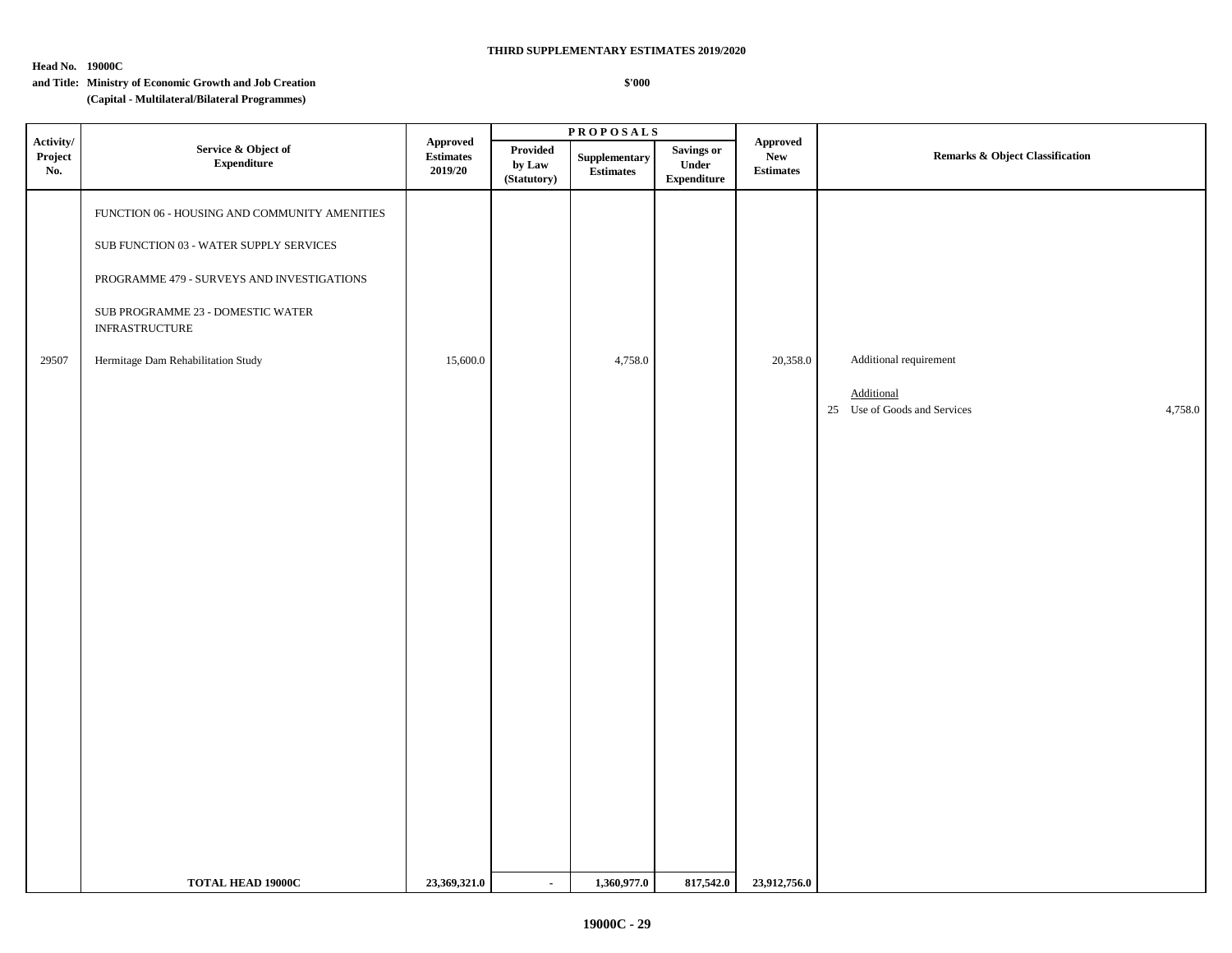**THIRD SUPPLEMENTARY ESTIMATES 2019/2020**

**Head No. 19000C**
**and Title: Ministry of Economic Growth and Job Creation**
**(Capital - Multilateral/Bilateral Programmes)**

**$'000**

| Activity/ Project No. | Service & Object of Expenditure | Approved Estimates 2019/20 | PROPOSALS | | | Approved New Estimates | Remarks & Object Classification |
|---|---|---|---|---|---|---|---|
| | | | Provided by Law (Statutory) | Supplementary Estimates | Savings or Under Expenditure | | |
| | FUNCTION 06 - HOUSING AND COMMUNITY AMENITIES | | | | | | |
| | SUB FUNCTION 03 - WATER SUPPLY SERVICES | | | | | | |
| | PROGRAMME 479 - SURVEYS AND INVESTIGATIONS | | | | | | |
| | SUB PROGRAMME 23 - DOMESTIC WATER INFRASTRUCTURE | | | | | | |
| 29507 | Hermitage Dam Rehabilitation Study | 15,600.0 | | 4,758.0 | | 20,358.0 | Additional requirement<br><br>Additional<br>25 Use of Goods and Services 4,758.0 |
| | **TOTAL HEAD 19000C** | **23,369,321.0** | **-** | **1,360,977.0** | **817,542.0** | **23,912,756.0** | |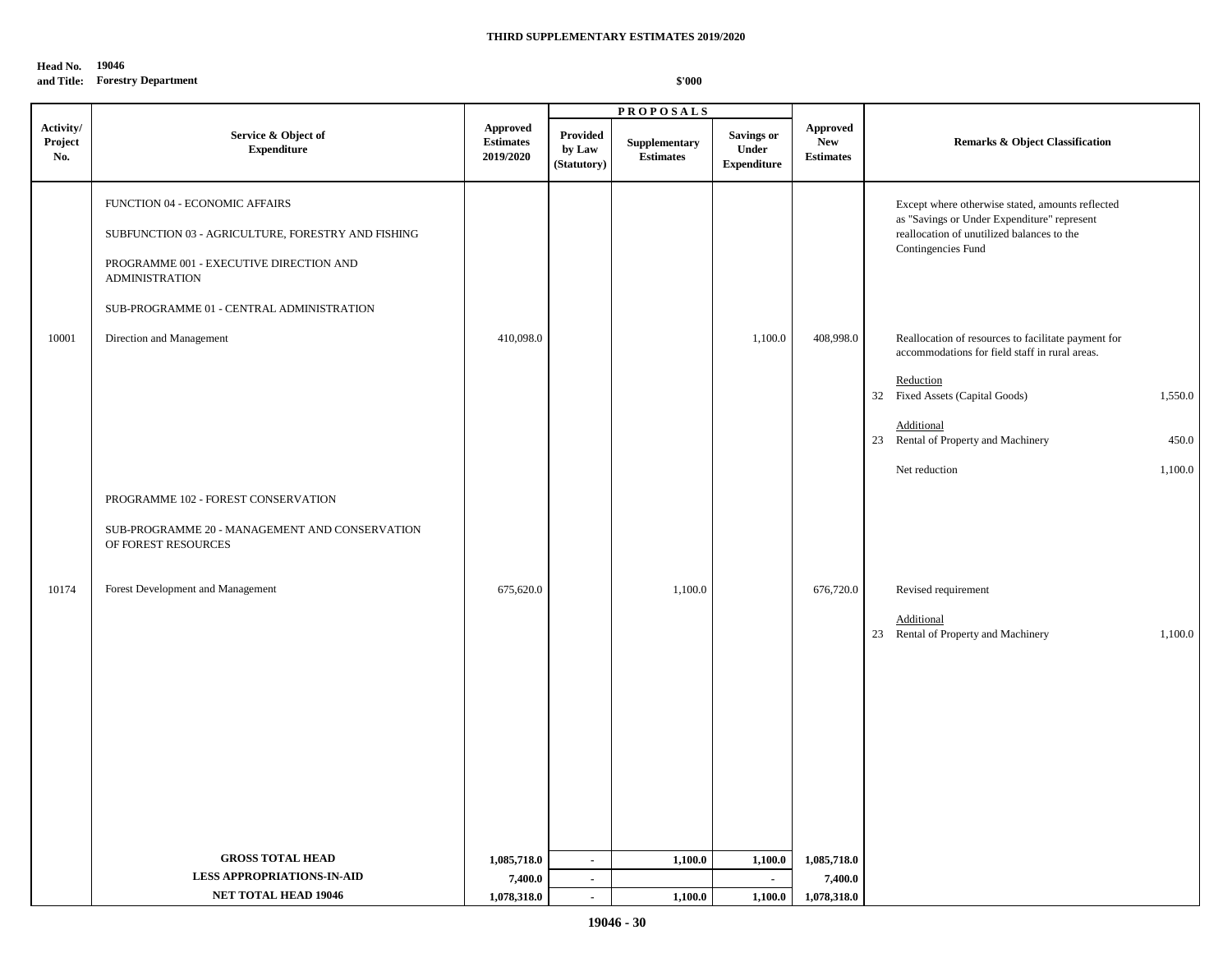**THIRD SUPPLEMENTARY ESTIMATES 2019/2020**

**Head No. and Title: 19046 Forestry Department**

**$'000**

| Activity/ Project No. | Service & Object of Expenditure | Approved Estimates 2019/2020 | PROPOSALS Provided by Law (Statutory) | Supplementary Estimates | Savings or Under Expenditure | Approved New Estimates | Remarks & Object Classification |
|---|---|---|---|---|---|---|---|
| | FUNCTION 04 - ECONOMIC AFFAIRS | | | | | | Except where otherwise stated, amounts reflected as "Savings or Under Expenditure" represent reallocation of unutilized balances to the Contingencies Fund |
| | SUBFUNCTION 03 - AGRICULTURE, FORESTRY AND FISHING | | | | | | |
| | PROGRAMME 001 - EXECUTIVE DIRECTION AND ADMINISTRATION | | | | | | |
| | SUB-PROGRAMME 01 - CENTRAL ADMINISTRATION | | | | | | |
| 10001 | Direction and Management | 410,098.0 | | | 1,100.0 | 408,998.0 | Reallocation of resources to facilitate payment for accommodations for field staff in rural areas. |
| | | | | | | | Reduction |
| | | | | | | | 32 Fixed Assets (Capital Goods) 1,550.0 |
| | | | | | | | Additional |
| | | | | | | | 23 Rental of Property and Machinery 450.0 |
| | | | | | | | Net reduction 1,100.0 |
| | PROGRAMME 102 - FOREST CONSERVATION | | | | | | |
| | SUB-PROGRAMME 20 - MANAGEMENT AND CONSERVATION OF FOREST RESOURCES | | | | | | |
| 10174 | Forest Development and Management | 675,620.0 | | 1,100.0 | | 676,720.0 | Revised requirement |
| | | | | | | | Additional |
| | | | | | | | 23 Rental of Property and Machinery 1,100.0 |
| | **GROSS TOTAL HEAD** | **1,085,718.0** | **-** | **1,100.0** | **1,100.0** | **1,085,718.0** | |
| | **LESS APPROPRIATIONS-IN-AID** | **7,400.0** | **-** | | **-** | **7,400.0** | |
| | **NET TOTAL HEAD 19046** | **1,078,318.0** | **-** | **1,100.0** | **1,100.0** | **1,078,318.0** | |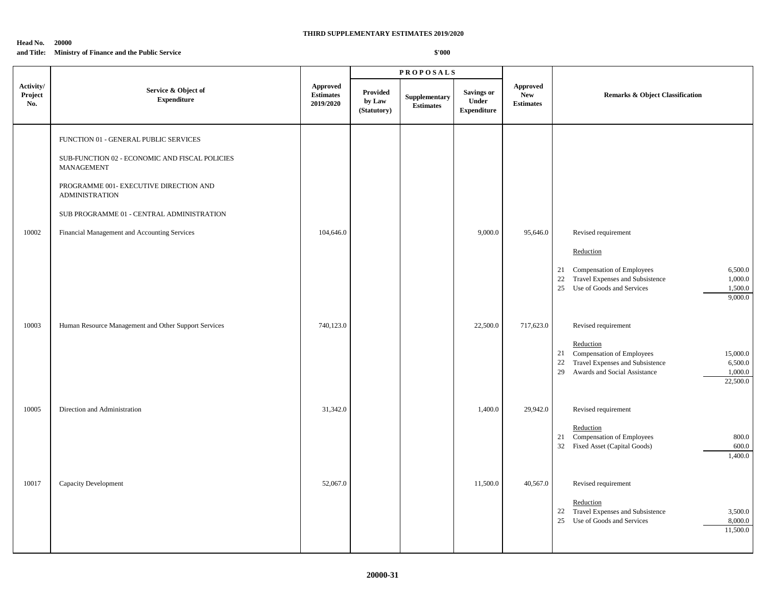**THIRD SUPPLEMENTARY ESTIMATES 2019/2020**

**Head No. 20000**
**and Title: Ministry of Finance and the Public Service**

**$'000**

| Activity/ Project No. | Service & Object of Expenditure | Approved Estimates 2019/2020 | PROPOSALS Provided by Law (Statutory) | Supplementary Estimates | Savings or Under Expenditure | Approved New Estimates | Remarks & Object Classification | |
|---|---|---|---|---|---|---|---|---|
| | FUNCTION 01 - GENERAL PUBLIC SERVICES | | | | | | | |
| | SUB-FUNCTION 02 - ECONOMIC AND FISCAL POLICIES MANAGEMENT | | | | | | | |
| | PROGRAMME 001- EXECUTIVE DIRECTION AND ADMINISTRATION | | | | | | | |
| | SUB PROGRAMME 01 - CENTRAL ADMINISTRATION | | | | | | | |
| 10002 | Financial Management and Accounting Services | 104,646.0 | | | 9,000.0 | 95,646.0 | Revised requirement | |
| | | | | | | | Reduction | |
| | | | | | | | 21 Compensation of Employees | 6,500.0 |
| | | | | | | | 22 Travel Expenses and Subsistence | 1,000.0 |
| | | | | | | | 25 Use of Goods and Services | 1,500.0 |
| | | | | | | | | 9,000.0 |
| 10003 | Human Resource Management and Other Support Services | 740,123.0 | | | 22,500.0 | 717,623.0 | Revised requirement | |
| | | | | | | | Reduction | |
| | | | | | | | 21 Compensation of Employees | 15,000.0 |
| | | | | | | | 22 Travel Expenses and Subsistence | 6,500.0 |
| | | | | | | | 29 Awards and Social Assistance | 1,000.0 |
| | | | | | | | | 22,500.0 |
| 10005 | Direction and Administration | 31,342.0 | | | 1,400.0 | 29,942.0 | Revised requirement | |
| | | | | | | | Reduction | |
| | | | | | | | 21 Compensation of Employees | 800.0 |
| | | | | | | | 32 Fixed Asset (Capital Goods) | 600.0 |
| | | | | | | | | 1,400.0 |
| 10017 | Capacity Development | 52,067.0 | | | 11,500.0 | 40,567.0 | Revised requirement | |
| | | | | | | | Reduction | |
| | | | | | | | 22 Travel Expenses and Subsistence | 3,500.0 |
| | | | | | | | 25 Use of Goods and Services | 8,000.0 |
| | | | | | | | | 11,500.0 |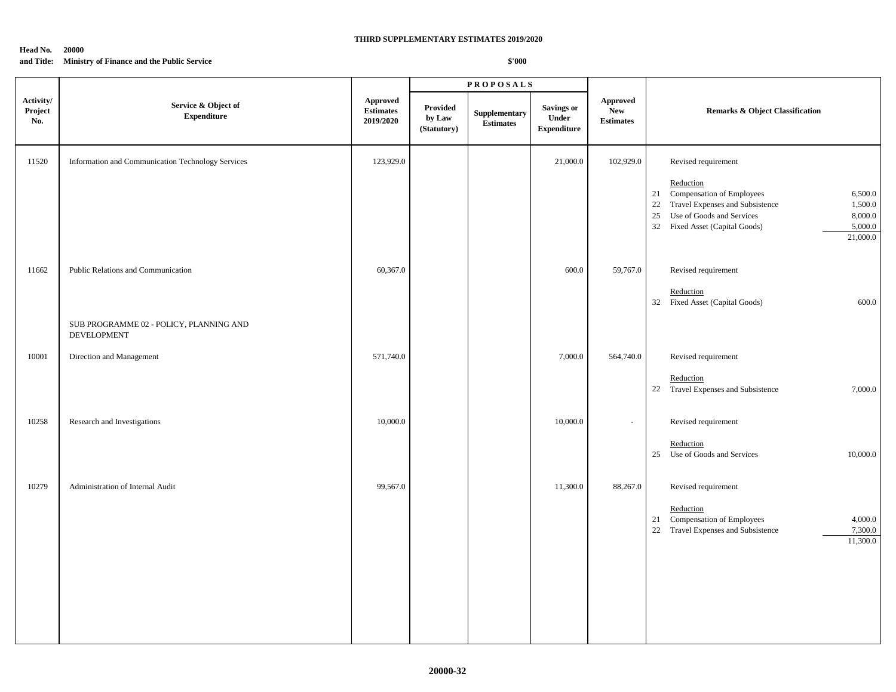**THIRD SUPPLEMENTARY ESTIMATES 2019/2020**

**Head No. 20000**
**and Title: Ministry of Finance and the Public Service**

**$'000**

| Activity/ Project No. | Service & Object of Expenditure | Approved Estimates 2019/2020 | PROPOSALS | | | Approved New Estimates | Remarks & Object Classification | | |
|---|---|---|---|---|---|---|---|---|---|
| | | | Provided by Law (Statutory) | Supplementary Estimates | Savings or Under Expenditure | | | | |
| 11520 | Information and Communication Technology Services | 123,929.0 | | | 21,000.0 | 102,929.0 | | Revised requirement | |
| | | | | | | | | Reduction | |
| | | | | | | | 21 | Compensation of Employees | 6,500.0 |
| | | | | | | | 22 | Travel Expenses and Subsistence | 1,500.0 |
| | | | | | | | 25 | Use of Goods and Services | 8,000.0 |
| | | | | | | | 32 | Fixed Asset (Capital Goods) | 5,000.0 |
| | | | | | | | | | 21,000.0 |
| 11662 | Public Relations and Communication | 60,367.0 | | | 600.0 | 59,767.0 | | Revised requirement | |
| | | | | | | | | Reduction | |
| | | | | | | | 32 | Fixed Asset (Capital Goods) | 600.0 |
| | SUB PROGRAMME 02 - POLICY, PLANNING AND DEVELOPMENT | | | | | | | | |
| 10001 | Direction and Management | 571,740.0 | | | 7,000.0 | 564,740.0 | | Revised requirement | |
| | | | | | | | | Reduction | |
| | | | | | | | 22 | Travel Expenses and Subsistence | 7,000.0 |
| 10258 | Research and Investigations | 10,000.0 | | | 10,000.0 | - | | Revised requirement | |
| | | | | | | | | Reduction | |
| | | | | | | | 25 | Use of Goods and Services | 10,000.0 |
| 10279 | Administration of Internal Audit | 99,567.0 | | | 11,300.0 | 88,267.0 | | Revised requirement | |
| | | | | | | | | Reduction | |
| | | | | | | | 21 | Compensation of Employees | 4,000.0 |
| | | | | | | | 22 | Travel Expenses and Subsistence | 7,300.0 |
| | | | | | | | | | 11,300.0 |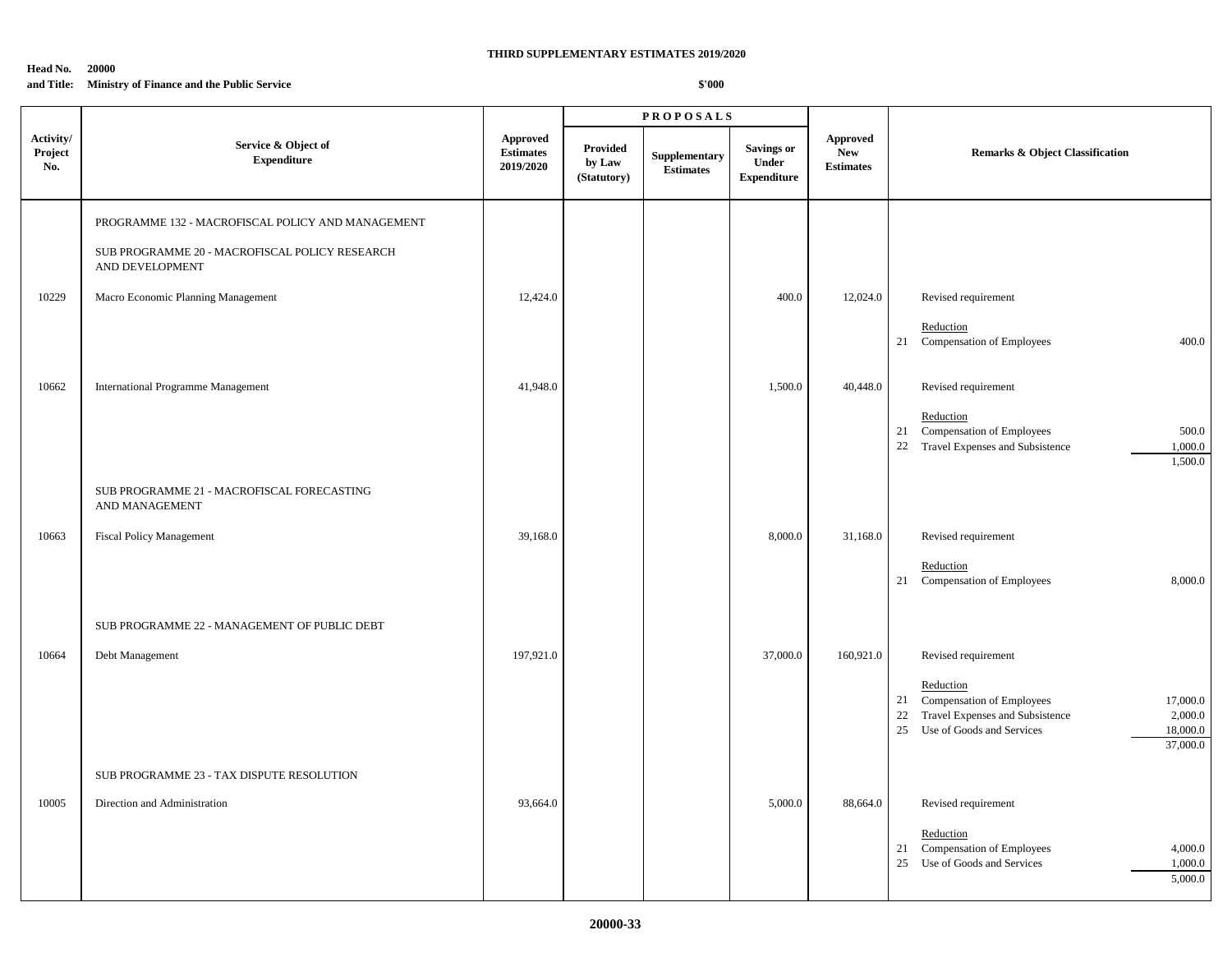**THIRD SUPPLEMENTARY ESTIMATES 2019/2020**

**Head No. 20000**
**and Title: Ministry of Finance and the Public Service**

**$'000**

| Activity/ Project No. | Service & Object of Expenditure | Approved Estimates 2019/2020 | PROPOSALS | | | Approved New Estimates | Remarks & Object Classification | |
|---|---|---|---|---|---|---|---|---|
| | | | Provided by Law (Statutory) | Supplementary Estimates | Savings or Under Expenditure | | | |
| | PROGRAMME 132 - MACROFISCAL POLICY AND MANAGEMENT | | | | | | | |
| | SUB PROGRAMME 20 - MACROFISCAL POLICY RESEARCH AND DEVELOPMENT | | | | | | | |
| 10229 | Macro Economic Planning Management | 12,424.0 | | | 400.0 | 12,024.0 | Revised requirement | |
| | | | | | | | Reduction | |
| | | | | | | | 21 Compensation of Employees | 400.0 |
| 10662 | International Programme Management | 41,948.0 | | | 1,500.0 | 40,448.0 | Revised requirement | |
| | | | | | | | Reduction | |
| | | | | | | | 21 Compensation of Employees | 500.0 |
| | | | | | | | 22 Travel Expenses and Subsistence | 1,000.0 |
| | | | | | | | | 1,500.0 |
| | SUB PROGRAMME 21 - MACROFISCAL FORECASTING AND MANAGEMENT | | | | | | | |
| 10663 | Fiscal Policy Management | 39,168.0 | | | 8,000.0 | 31,168.0 | Revised requirement | |
| | | | | | | | Reduction | |
| | | | | | | | 21 Compensation of Employees | 8,000.0 |
| | SUB PROGRAMME 22 - MANAGEMENT OF PUBLIC DEBT | | | | | | | |
| 10664 | Debt Management | 197,921.0 | | | 37,000.0 | 160,921.0 | Revised requirement | |
| | | | | | | | Reduction | |
| | | | | | | | 21 Compensation of Employees | 17,000.0 |
| | | | | | | | 22 Travel Expenses and Subsistence | 2,000.0 |
| | | | | | | | 25 Use of Goods and Services | 18,000.0 |
| | | | | | | | | 37,000.0 |
| | SUB PROGRAMME 23 - TAX DISPUTE RESOLUTION | | | | | | | |
| 10005 | Direction and Administration | 93,664.0 | | | 5,000.0 | 88,664.0 | Revised requirement | |
| | | | | | | | Reduction | |
| | | | | | | | 21 Compensation of Employees | 4,000.0 |
| | | | | | | | 25 Use of Goods and Services | 1,000.0 |
| | | | | | | | | 5,000.0 |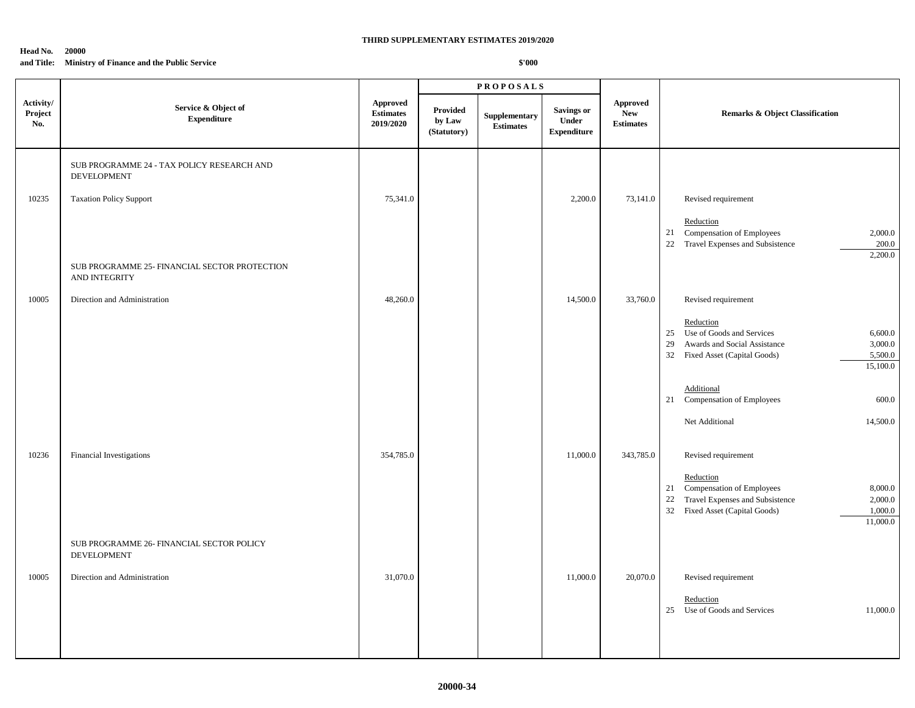**THIRD SUPPLEMENTARY ESTIMATES 2019/2020**

**Head No. 20000**
**and Title: Ministry of Finance and the Public Service**

**$'000**

| Activity/ Project No. | Service & Object of Expenditure | Approved Estimates 2019/2020 | PROPOSALS Provided by Law (Statutory) | Supplementary Estimates | Savings or Under Expenditure | Approved New Estimates | Remarks & Object Classification |
|---|---|---|---|---|---|---|---|
| | SUB PROGRAMME 24 - TAX POLICY RESEARCH AND DEVELOPMENT | | | | | | |
| 10235 | Taxation Policy Support | 75,341.0 | | | 2,200.0 | 73,141.0 | Revised requirement |
| | | | | | | | Reduction |
| | | | | | | | 21 Compensation of Employees 2,000.0 |
| | | | | | | | 22 Travel Expenses and Subsistence 200.0 |
| | | | | | | | 2,200.0 |
| | SUB PROGRAMME 25- FINANCIAL SECTOR PROTECTION AND INTEGRITY | | | | | | |
| 10005 | Direction and Administration | 48,260.0 | | | 14,500.0 | 33,760.0 | Revised requirement |
| | | | | | | | Reduction |
| | | | | | | | 25 Use of Goods and Services 6,600.0 |
| | | | | | | | 29 Awards and Social Assistance 3,000.0 |
| | | | | | | | 32 Fixed Asset (Capital Goods) 5,500.0 |
| | | | | | | | 15,100.0 |
| | | | | | | | Additional |
| | | | | | | | 21 Compensation of Employees 600.0 |
| | | | | | | | Net Additional 14,500.0 |
| 10236 | Financial Investigations | 354,785.0 | | | 11,000.0 | 343,785.0 | Revised requirement |
| | | | | | | | Reduction |
| | | | | | | | 21 Compensation of Employees 8,000.0 |
| | | | | | | | 22 Travel Expenses and Subsistence 2,000.0 |
| | | | | | | | 32 Fixed Asset (Capital Goods) 1,000.0 |
| | | | | | | | 11,000.0 |
| | SUB PROGRAMME 26- FINANCIAL SECTOR POLICY DEVELOPMENT | | | | | | |
| 10005 | Direction and Administration | 31,070.0 | | | 11,000.0 | 20,070.0 | Revised requirement |
| | | | | | | | Reduction |
| | | | | | | | 25 Use of Goods and Services 11,000.0 |

20000-34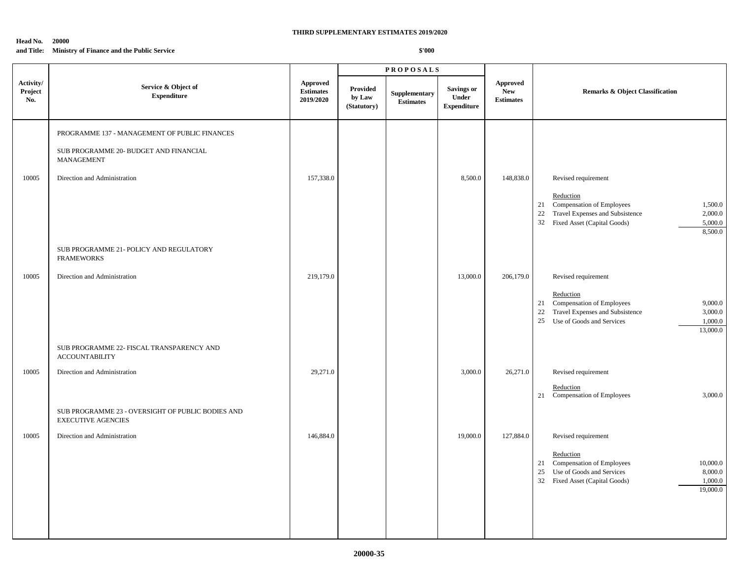**THIRD SUPPLEMENTARY ESTIMATES 2019/2020**

**Head No. 20000**
**and Title: Ministry of Finance and the Public Service**

**$'000**

| Activity/ Project No. | Service & Object of Expenditure | Approved Estimates 2019/2020 | PROPOSALS | | | Approved New Estimates | Remarks & Object Classification | |
|---|---|---|---|---|---|---|---|---|
| | | | Provided by Law (Statutory) | Supplementary Estimates | Savings or Under Expenditure | | | |
| | PROGRAMME 137 - MANAGEMENT OF PUBLIC FINANCES | | | | | | | |
| | SUB PROGRAMME 20- BUDGET AND FINANCIAL MANAGEMENT | | | | | | | |
| 10005 | Direction and Administration | 157,338.0 | | | 8,500.0 | 148,838.0 | Revised requirement | |
| | | | | | | | Reduction | |
| | | | | | | | 21 Compensation of Employees | 1,500.0 |
| | | | | | | | 22 Travel Expenses and Subsistence | 2,000.0 |
| | | | | | | | 32 Fixed Asset (Capital Goods) | 5,000.0 |
| | | | | | | | | 8,500.0 |
| | SUB PROGRAMME 21- POLICY AND REGULATORY FRAMEWORKS | | | | | | | |
| 10005 | Direction and Administration | 219,179.0 | | | 13,000.0 | 206,179.0 | Revised requirement | |
| | | | | | | | Reduction | |
| | | | | | | | 21 Compensation of Employees | 9,000.0 |
| | | | | | | | 22 Travel Expenses and Subsistence | 3,000.0 |
| | | | | | | | 25 Use of Goods and Services | 1,000.0 |
| | | | | | | | | 13,000.0 |
| | SUB PROGRAMME 22- FISCAL TRANSPARENCY AND ACCOUNTABILITY | | | | | | | |
| 10005 | Direction and Administration | 29,271.0 | | | 3,000.0 | 26,271.0 | Revised requirement | |
| | | | | | | | Reduction | |
| | | | | | | | 21 Compensation of Employees | 3,000.0 |
| | SUB PROGRAMME 23 - OVERSIGHT OF PUBLIC BODIES AND EXECUTIVE AGENCIES | | | | | | | |
| 10005 | Direction and Administration | 146,884.0 | | | 19,000.0 | 127,884.0 | Revised requirement | |
| | | | | | | | Reduction | |
| | | | | | | | 21 Compensation of Employees | 10,000.0 |
| | | | | | | | 25 Use of Goods and Services | 8,000.0 |
| | | | | | | | 32 Fixed Asset (Capital Goods) | 1,000.0 |
| | | | | | | | | 19,000.0 |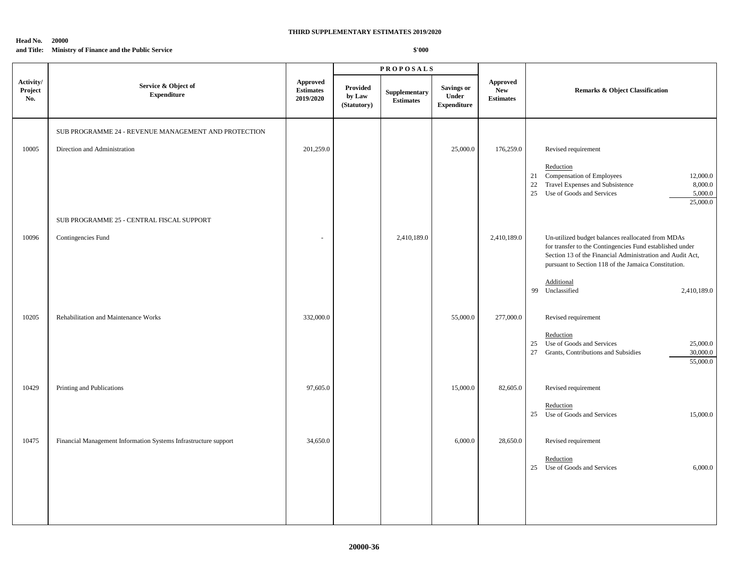**THIRD SUPPLEMENTARY ESTIMATES 2019/2020**

**Head No. 20000**
**and Title: Ministry of Finance and the Public Service**

**$'000**

| Activity/ Project No. | Service & Object of Expenditure | Approved Estimates 2019/2020 | PROPOSALS Provided by Law (Statutory) | Supplementary Estimates | Savings or Under Expenditure | Approved New Estimates | Remarks & Object Classification |
|---|---|---|---|---|---|---|---|
| | SUB PROGRAMME 24 - REVENUE MANAGEMENT AND PROTECTION | | | | | | |
| 10005 | Direction and Administration | 201,259.0 | | | 25,000.0 | 176,259.0 | Revised requirement<br><br>Reduction<br>21 Compensation of Employees 12,000.0<br>22 Travel Expenses and Subsistence 8,000.0<br>25 Use of Goods and Services 5,000.0<br>25,000.0 |
| | SUB PROGRAMME 25 - CENTRAL FISCAL SUPPORT | | | | | | |
| 10096 | Contingencies Fund | - | | 2,410,189.0 | | 2,410,189.0 | Un-utilized budget balances reallocated from MDAs for transfer to the Contingencies Fund established under Section 13 of the Financial Administration and Audit Act, pursuant to Section 118 of the Jamaica Constitution.<br><br>Additional<br>99 Unclassified 2,410,189.0 |
| 10205 | Rehabilitation and Maintenance Works | 332,000.0 | | | 55,000.0 | 277,000.0 | Revised requirement<br><br>Reduction<br>25 Use of Goods and Services 25,000.0<br>27 Grants, Contributions and Subsidies 30,000.0<br>55,000.0 |
| 10429 | Printing and Publications | 97,605.0 | | | 15,000.0 | 82,605.0 | Revised requirement<br><br>Reduction<br>25 Use of Goods and Services 15,000.0 |
| 10475 | Financial Management Information Systems Infrastructure support | 34,650.0 | | | 6,000.0 | 28,650.0 | Revised requirement<br><br>Reduction<br>25 Use of Goods and Services 6,000.0 |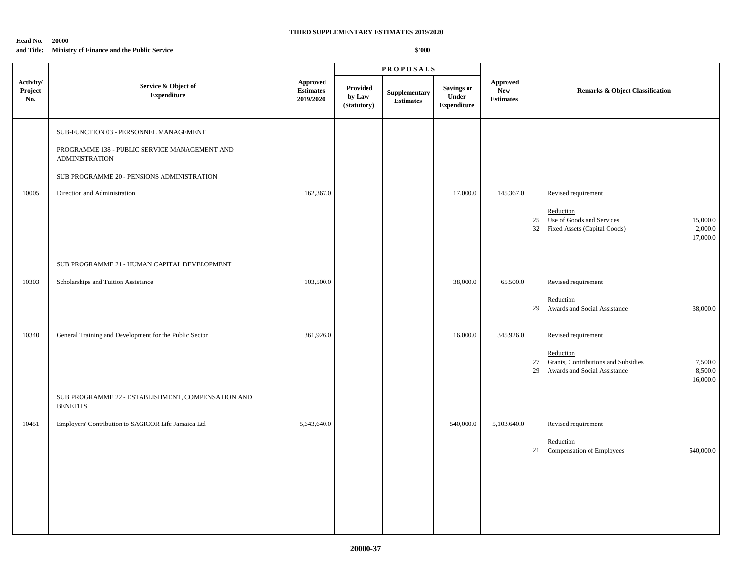**THIRD SUPPLEMENTARY ESTIMATES 2019/2020**

**Head No. 20000**
**and Title: Ministry of Finance and the Public Service**

**$'000**

| Activity/ Project No. | Service & Object of Expenditure | Approved Estimates 2019/2020 | PROPOSALS Provided by Law (Statutory) | Supplementary Estimates | Savings or Under Expenditure | Approved New Estimates | Remarks & Object Classification | |
|---|---|---|---|---|---|---|---|---|
| | SUB-FUNCTION 03 - PERSONNEL MANAGEMENT | | | | | | | |
| | PROGRAMME 138 - PUBLIC SERVICE MANAGEMENT AND ADMINISTRATION | | | | | | | |
| | SUB PROGRAMME 20 - PENSIONS ADMINISTRATION | | | | | | | |
| 10005 | Direction and Administration | 162,367.0 | | | 17,000.0 | 145,367.0 | Revised requirement | |
| | | | | | | | Reduction | |
| | | | | | | | 25 Use of Goods and Services | 15,000.0 |
| | | | | | | | 32 Fixed Assets (Capital Goods) | 2,000.0 |
| | | | | | | | | 17,000.0 |
| | SUB PROGRAMME 21 - HUMAN CAPITAL DEVELOPMENT | | | | | | | |
| 10303 | Scholarships and Tuition Assistance | 103,500.0 | | | 38,000.0 | 65,500.0 | Revised requirement | |
| | | | | | | | Reduction | |
| | | | | | | | 29 Awards and Social Assistance | 38,000.0 |
| 10340 | General Training and Development for the Public Sector | 361,926.0 | | | 16,000.0 | 345,926.0 | Revised requirement | |
| | | | | | | | Reduction | |
| | | | | | | | 27 Grants, Contributions and Subsidies | 7,500.0 |
| | | | | | | | 29 Awards and Social Assistance | 8,500.0 |
| | | | | | | | | 16,000.0 |
| | SUB PROGRAMME 22 - ESTABLISHMENT, COMPENSATION AND BENEFITS | | | | | | | |
| 10451 | Employers' Contribution to SAGICOR Life Jamaica Ltd | 5,643,640.0 | | | 540,000.0 | 5,103,640.0 | Revised requirement | |
| | | | | | | | Reduction | |
| | | | | | | | 21 Compensation of Employees | 540,000.0 |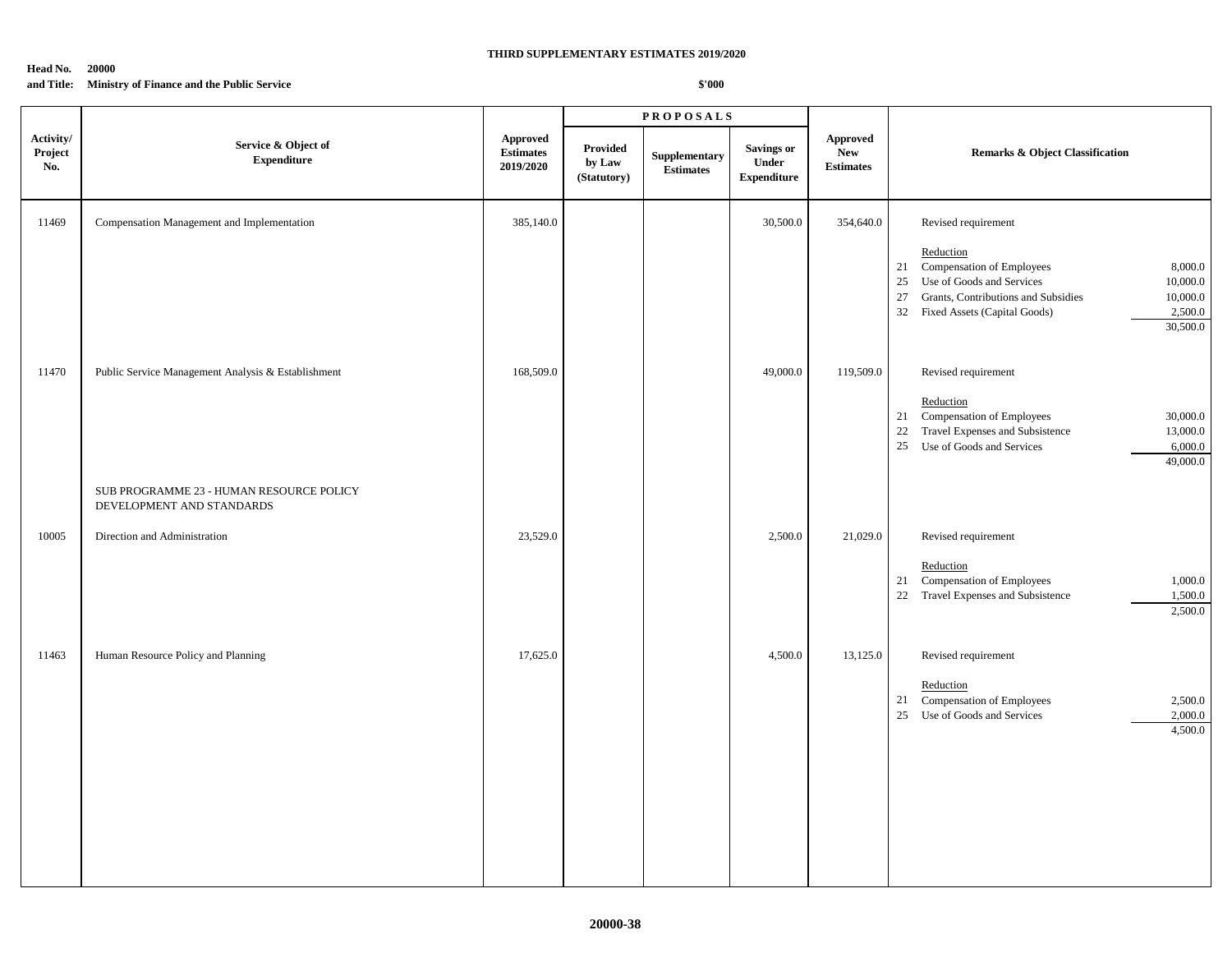**THIRD SUPPLEMENTARY ESTIMATES 2019/2020**

**Head No. 20000**
**and Title: Ministry of Finance and the Public Service**

**$'000**

| Activity/ Project No. | Service & Object of Expenditure | Approved Estimates 2019/2020 | PROPOSALS Provided by Law (Statutory) | Supplementary Estimates | Savings or Under Expenditure | Approved New Estimates | Remarks & Object Classification |
|---|---|---|---|---|---|---|---|
| 11469 | Compensation Management and Implementation | 385,140.0 | | | 30,500.0 | 354,640.0 | Revised requirement<br><br>Reduction<br>21 Compensation of Employees 8,000.0<br>25 Use of Goods and Services 10,000.0<br>27 Grants, Contributions and Subsidies 10,000.0<br>32 Fixed Assets (Capital Goods) 2,500.0<br>30,500.0 |
| 11470 | Public Service Management Analysis & Establishment | 168,509.0 | | | 49,000.0 | 119,509.0 | Revised requirement<br><br>Reduction<br>21 Compensation of Employees 30,000.0<br>22 Travel Expenses and Subsistence 13,000.0<br>25 Use of Goods and Services 6,000.0<br>49,000.0 |
| | SUB PROGRAMME 23 - HUMAN RESOURCE POLICY DEVELOPMENT AND STANDARDS | | | | | | |
| 10005 | Direction and Administration | 23,529.0 | | | 2,500.0 | 21,029.0 | Revised requirement<br><br>Reduction<br>21 Compensation of Employees 1,000.0<br>22 Travel Expenses and Subsistence 1,500.0<br>2,500.0 |
| 11463 | Human Resource Policy and Planning | 17,625.0 | | | 4,500.0 | 13,125.0 | Revised requirement<br><br>Reduction<br>21 Compensation of Employees 2,500.0<br>25 Use of Goods and Services 2,000.0<br>4,500.0 |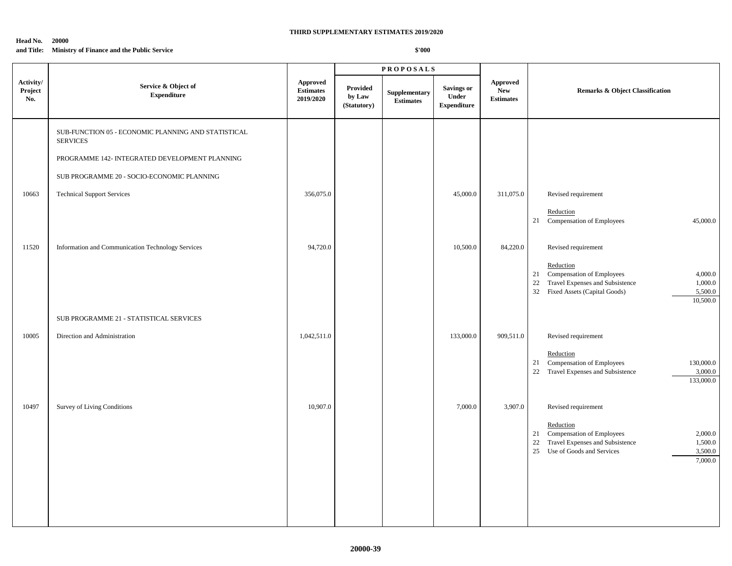**THIRD SUPPLEMENTARY ESTIMATES 2019/2020**

**Head No. 20000**
**and Title: Ministry of Finance and the Public Service**

**$'000**

| Activity/ Project No. | Service & Object of Expenditure | Approved Estimates 2019/2020 | PROPOSALS Provided by Law (Statutory) | Supplementary Estimates | Savings or Under Expenditure | Approved New Estimates | Remarks & Object Classification | |
|---|---|---|---|---|---|---|---|---|
| | SUB-FUNCTION 05 - ECONOMIC PLANNING AND STATISTICAL SERVICES | | | | | | | |
| | PROGRAMME 142- INTEGRATED DEVELOPMENT PLANNING | | | | | | | |
| | SUB PROGRAMME 20 - SOCIO-ECONOMIC PLANNING | | | | | | | |
| 10663 | Technical Support Services | 356,075.0 | | | 45,000.0 | 311,075.0 | Revised requirement | |
| | | | | | | | Reduction | |
| | | | | | | | 21 Compensation of Employees | 45,000.0 |
| 11520 | Information and Communication Technology Services | 94,720.0 | | | 10,500.0 | 84,220.0 | Revised requirement | |
| | | | | | | | Reduction | |
| | | | | | | | 21 Compensation of Employees | 4,000.0 |
| | | | | | | | 22 Travel Expenses and Subsistence | 1,000.0 |
| | | | | | | | 32 Fixed Assets (Capital Goods) | 5,500.0 |
| | | | | | | | | 10,500.0 |
| | SUB PROGRAMME 21 - STATISTICAL SERVICES | | | | | | | |
| 10005 | Direction and Administration | 1,042,511.0 | | | 133,000.0 | 909,511.0 | Revised requirement | |
| | | | | | | | Reduction | |
| | | | | | | | 21 Compensation of Employees | 130,000.0 |
| | | | | | | | 22 Travel Expenses and Subsistence | 3,000.0 |
| | | | | | | | | 133,000.0 |
| 10497 | Survey of Living Conditions | 10,907.0 | | | 7,000.0 | 3,907.0 | Revised requirement | |
| | | | | | | | Reduction | |
| | | | | | | | 21 Compensation of Employees | 2,000.0 |
| | | | | | | | 22 Travel Expenses and Subsistence | 1,500.0 |
| | | | | | | | 25 Use of Goods and Services | 3,500.0 |
| | | | | | | | | 7,000.0 |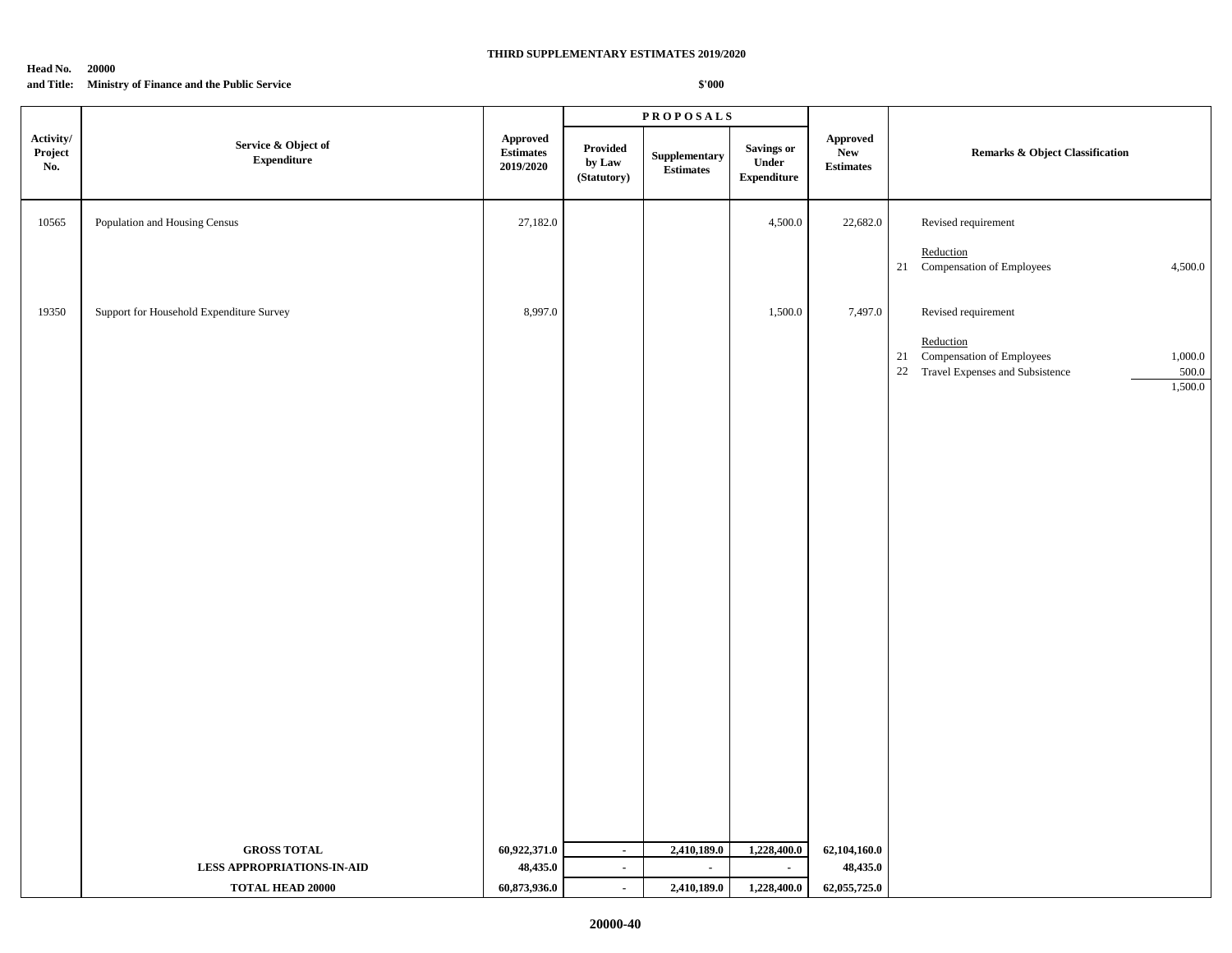**THIRD SUPPLEMENTARY ESTIMATES 2019/2020**

**Head No. 20000**
**and Title: Ministry of Finance and the Public Service**

**$'000**

| Activity/ Project No. | Service & Object of Expenditure | Approved Estimates 2019/2020 | PROPOSALS Provided by Law (Statutory) | Supplementary Estimates | Savings or Under Expenditure | Approved New Estimates | Remarks & Object Classification |
|---|---|---|---|---|---|---|---|
| 10565 | Population and Housing Census | 27,182.0 | | | 4,500.0 | 22,682.0 | Revised requirement |
| | | | | | | | Reduction |
| | | | | | | | 21 Compensation of Employees 4,500.0 |
| 19350 | Support for Household Expenditure Survey | 8,997.0 | | | 1,500.0 | 7,497.0 | Revised requirement |
| | | | | | | | Reduction |
| | | | | | | | 21 Compensation of Employees 1,000.0 |
| | | | | | | | 22 Travel Expenses and Subsistence 500.0 |
| | | | | | | | 1,500.0 |
| | **GROSS TOTAL** | **60,922,371.0** | **-** | **2,410,189.0** | **1,228,400.0** | **62,104,160.0** | |
| | **LESS APPROPRIATIONS-IN-AID** | **48,435.0** | **-** | **-** | **-** | **48,435.0** | |
| | **TOTAL HEAD 20000** | **60,873,936.0** | **-** | **2,410,189.0** | **1,228,400.0** | **62,055,725.0** | |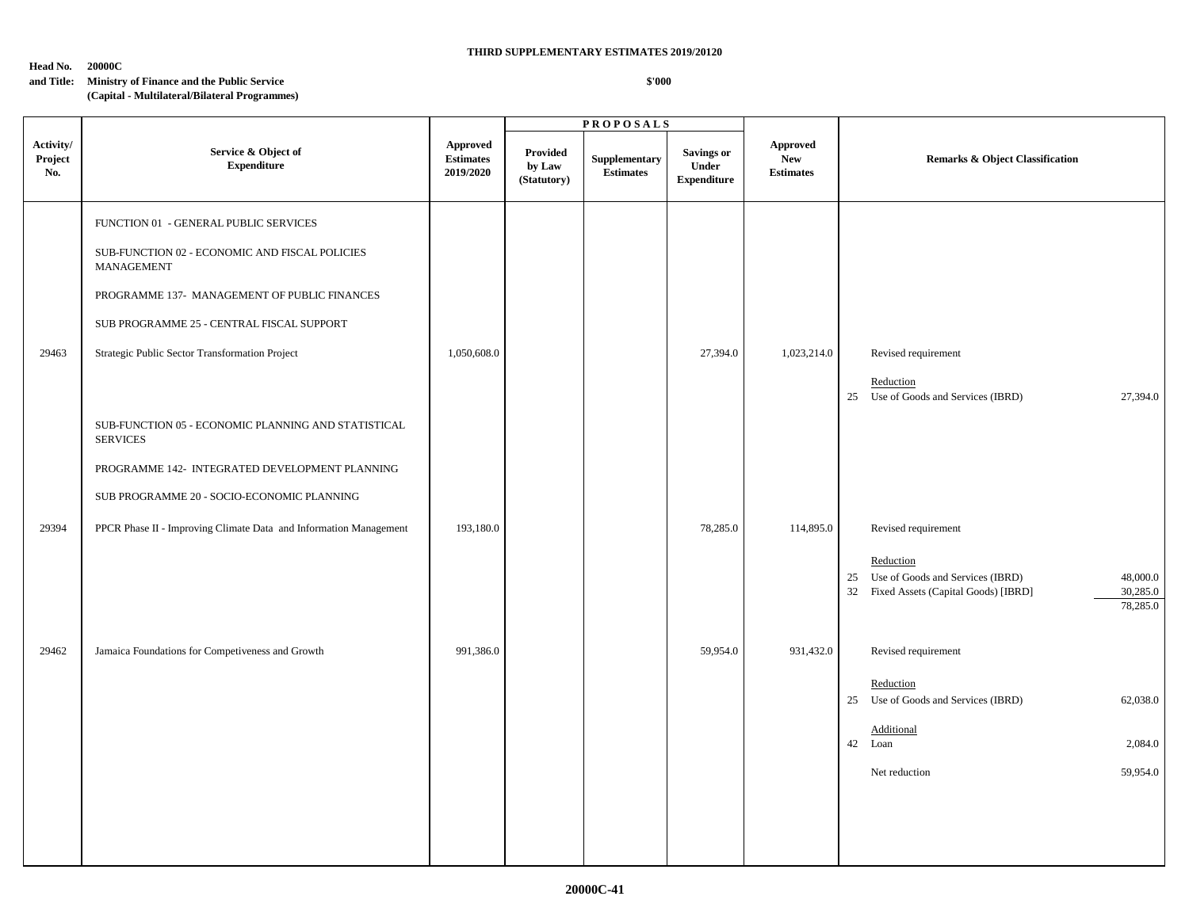**THIRD SUPPLEMENTARY ESTIMATES 2019/20120**

**Head No. 20000C**
**and Title: Ministry of Finance and the Public Service**
**(Capital - Multilateral/Bilateral Programmes)**

**$'000**

| Activity/ Project No. | Service & Object of Expenditure | Approved Estimates 2019/2020 | PROPOSALS Provided by Law (Statutory) | Supplementary Estimates | Savings or Under Expenditure | Approved New Estimates | Remarks & Object Classification | |
|---|---|---|---|---|---|---|---|---|
| | FUNCTION 01 - GENERAL PUBLIC SERVICES | | | | | | | |
| | SUB-FUNCTION 02 - ECONOMIC AND FISCAL POLICIES MANAGEMENT | | | | | | | |
| | PROGRAMME 137- MANAGEMENT OF PUBLIC FINANCES | | | | | | | |
| | SUB PROGRAMME 25 - CENTRAL FISCAL SUPPORT | | | | | | | |
| 29463 | Strategic Public Sector Transformation Project | 1,050,608.0 | | | 27,394.0 | 1,023,214.0 | Revised requirement | |
| | | | | | | | Reduction | |
| | | | | | | | 25 Use of Goods and Services (IBRD) | 27,394.0 |
| | SUB-FUNCTION 05 - ECONOMIC PLANNING AND STATISTICAL SERVICES | | | | | | | |
| | PROGRAMME 142- INTEGRATED DEVELOPMENT PLANNING | | | | | | | |
| | SUB PROGRAMME 20 - SOCIO-ECONOMIC PLANNING | | | | | | | |
| 29394 | PPCR Phase II - Improving Climate Data and Information Management | 193,180.0 | | | 78,285.0 | 114,895.0 | Revised requirement | |
| | | | | | | | Reduction | |
| | | | | | | | 25 Use of Goods and Services (IBRD) | 48,000.0 |
| | | | | | | | 32 Fixed Assets (Capital Goods) [IBRD] | 30,285.0 |
| | | | | | | | | 78,285.0 |
| 29462 | Jamaica Foundations for Competiveness and Growth | 991,386.0 | | | 59,954.0 | 931,432.0 | Revised requirement | |
| | | | | | | | Reduction | |
| | | | | | | | 25 Use of Goods and Services (IBRD) | 62,038.0 |
| | | | | | | | Additional | |
| | | | | | | | 42 Loan | 2,084.0 |
| | | | | | | | Net reduction | 59,954.0 |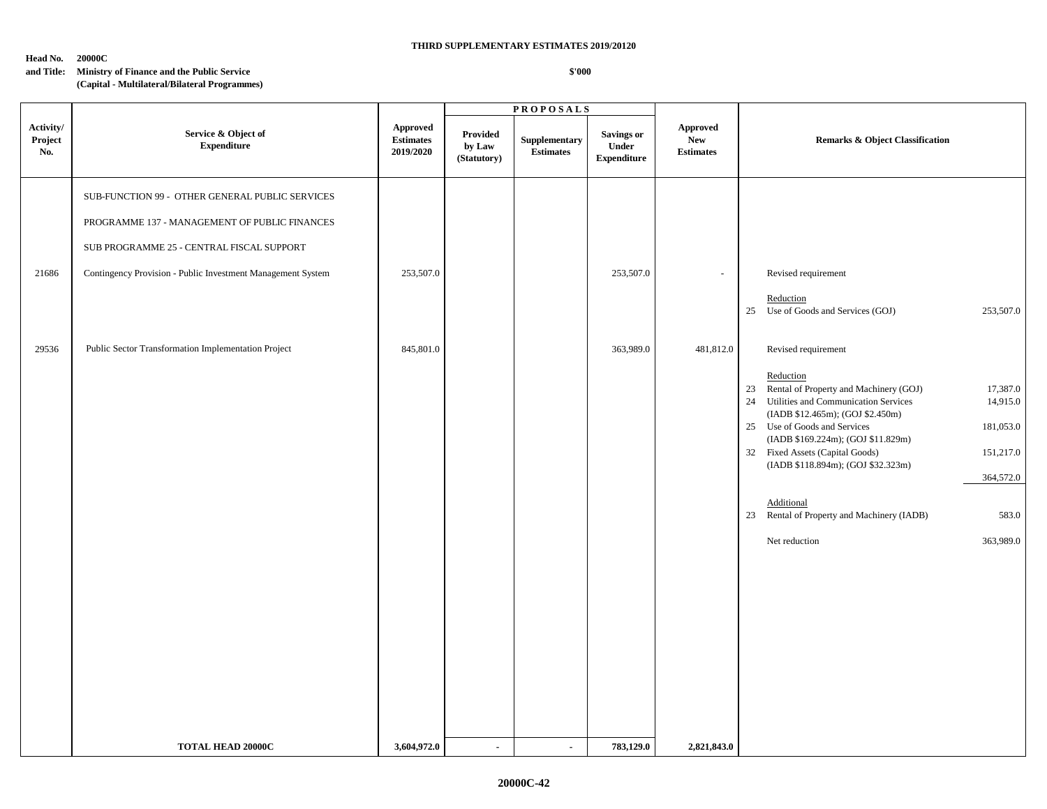**THIRD SUPPLEMENTARY ESTIMATES 2019/20120**

**Head No. 20000C**
**and Title: Ministry of Finance and the Public Service**
**(Capital - Multilateral/Bilateral Programmes)**

**$'000**

| Activity/ Project No. | Service & Object of Expenditure | Approved Estimates 2019/2020 | PROPOSALS Provided by Law (Statutory) | Supplementary Estimates | Savings or Under Expenditure | Approved New Estimates | Remarks & Object Classification | |
|---|---|---|---|---|---|---|---|---|
| | SUB-FUNCTION 99 - OTHER GENERAL PUBLIC SERVICES | | | | | | | |
| | PROGRAMME 137 - MANAGEMENT OF PUBLIC FINANCES | | | | | | | |
| | SUB PROGRAMME 25 - CENTRAL FISCAL SUPPORT | | | | | | | |
| 21686 | Contingency Provision - Public Investment Management System | 253,507.0 | | | 253,507.0 | - | Revised requirement | |
| | | | | | | | Reduction | |
| | | | | | | | 25 Use of Goods and Services (GOJ) | 253,507.0 |
| 29536 | Public Sector Transformation Implementation Project | 845,801.0 | | | 363,989.0 | 481,812.0 | Revised requirement | |
| | | | | | | | Reduction | |
| | | | | | | | 23 Rental of Property and Machinery (GOJ) | 17,387.0 |
| | | | | | | | 24 Utilities and Communication Services (IADB $12.465m); (GOJ $2.450m) | 14,915.0 |
| | | | | | | | 25 Use of Goods and Services (IADB $169.224m); (GOJ $11.829m) | 181,053.0 |
| | | | | | | | 32 Fixed Assets (Capital Goods) (IADB $118.894m); (GOJ $32.323m) | 151,217.0 |
| | | | | | | | | 364,572.0 |
| | | | | | | | Additional | |
| | | | | | | | 23 Rental of Property and Machinery (IADB) | 583.0 |
| | | | | | | | Net reduction | 363,989.0 |
| | **TOTAL HEAD 20000C** | **3,604,972.0** | **-** | **-** | **783,129.0** | **2,821,843.0** | | |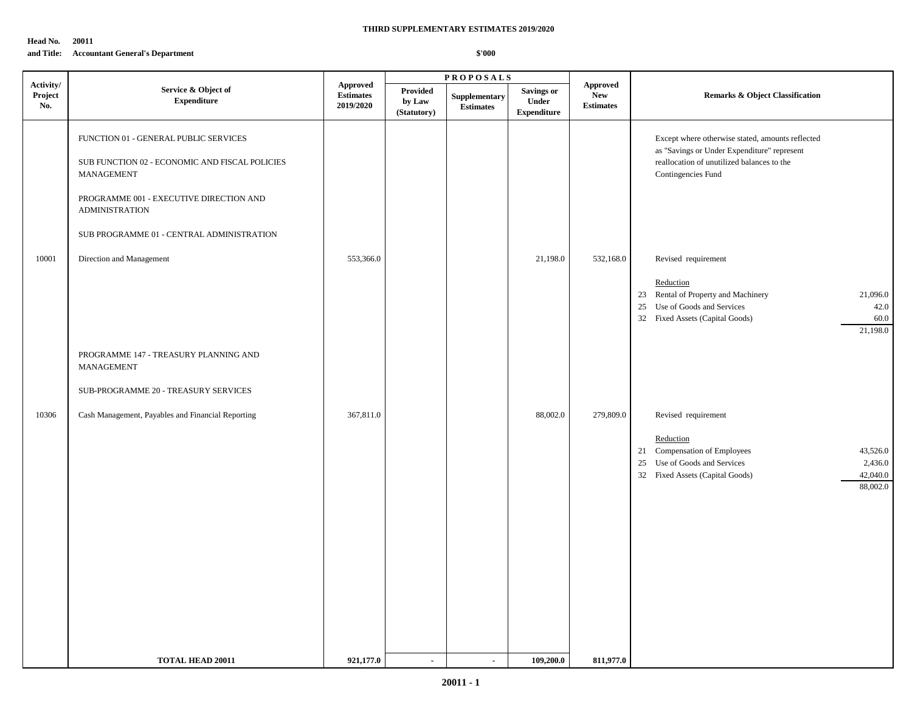**THIRD SUPPLEMENTARY ESTIMATES 2019/2020**

**Head No. 20011**
**and Title: Accountant General's Department**

**$'000**

| Activity/ Project No. | Service & Object of Expenditure | Approved Estimates 2019/2020 | PROPOSALS Provided by Law (Statutory) | Supplementary Estimates | Savings or Under Expenditure | Approved New Estimates | Remarks & Object Classification | |
|---|---|---|---|---|---|---|---|---|
| | FUNCTION 01 - GENERAL PUBLIC SERVICES | | | | | | Except where otherwise stated, amounts reflected as "Savings or Under Expenditure" represent reallocation of unutilized balances to the Contingencies Fund | |
| | SUB FUNCTION 02 - ECONOMIC AND FISCAL POLICIES MANAGEMENT | | | | | | | |
| | PROGRAMME 001 - EXECUTIVE DIRECTION AND ADMINISTRATION | | | | | | | |
| | SUB PROGRAMME 01 - CENTRAL ADMINISTRATION | | | | | | | |
| 10001 | Direction and Management | 553,366.0 | | | 21,198.0 | 532,168.0 | Revised requirement | |
| | | | | | | | Reduction | |
| | | | | | | | 23 Rental of Property and Machinery | 21,096.0 |
| | | | | | | | 25 Use of Goods and Services | 42.0 |
| | | | | | | | 32 Fixed Assets (Capital Goods) | 60.0 |
| | | | | | | | | 21,198.0 |
| | PROGRAMME 147 - TREASURY PLANNING AND MANAGEMENT | | | | | | | |
| | SUB-PROGRAMME 20 - TREASURY SERVICES | | | | | | | |
| 10306 | Cash Management, Payables and Financial Reporting | 367,811.0 | | | 88,002.0 | 279,809.0 | Revised requirement | |
| | | | | | | | Reduction | |
| | | | | | | | 21 Compensation of Employees | 43,526.0 |
| | | | | | | | 25 Use of Goods and Services | 2,436.0 |
| | | | | | | | 32 Fixed Assets (Capital Goods) | 42,040.0 |
| | | | | | | | | 88,002.0 |
| | **TOTAL HEAD 20011** | **921,177.0** | - | - | **109,200.0** | **811,977.0** | | |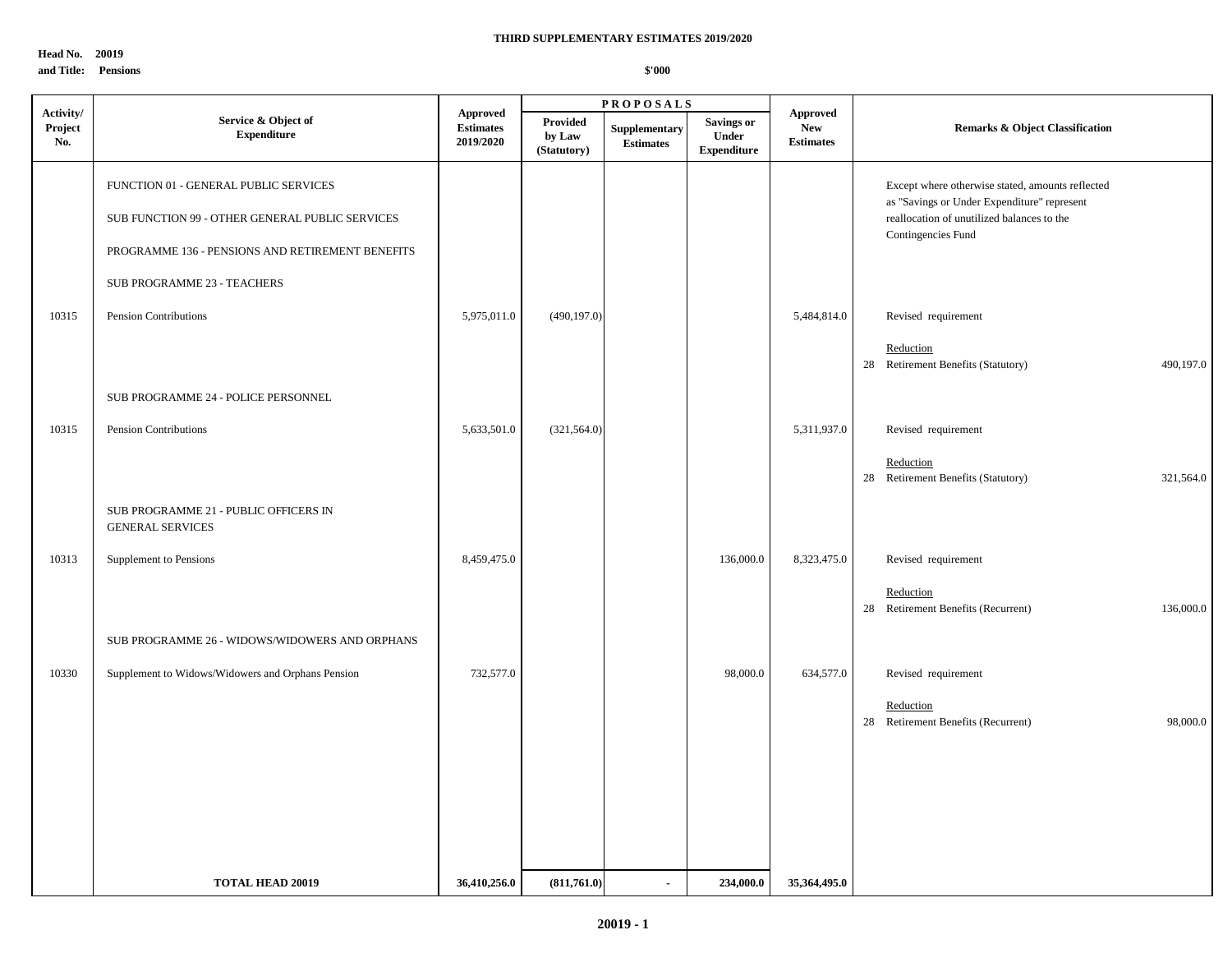**THIRD SUPPLEMENTARY ESTIMATES 2019/2020**

**Head No. 20019**
**and Title: Pensions**

**$'000**

| Activity/ Project No. | Service & Object of Expenditure | Approved Estimates 2019/2020 | PROPOSALS Provided by Law (Statutory) | Supplementary Estimates | Savings or Under Expenditure | Approved New Estimates | Remarks & Object Classification |
|---|---|---|---|---|---|---|---|
| | FUNCTION 01 - GENERAL PUBLIC SERVICES | | | | | | Except where otherwise stated, amounts reflected as "Savings or Under Expenditure" represent reallocation of unutilized balances to the Contingencies Fund |
| | SUB FUNCTION 99 - OTHER GENERAL PUBLIC SERVICES | | | | | | |
| | PROGRAMME 136 - PENSIONS AND RETIREMENT BENEFITS | | | | | | |
| | SUB PROGRAMME 23 - TEACHERS | | | | | | |
| 10315 | Pension Contributions | 5,975,011.0 | (490,197.0) | | | 5,484,814.0 | Revised requirement |
| | | | | | | | Reduction |
| | | | | | | | 28 Retirement Benefits (Statutory) 490,197.0 |
| | SUB PROGRAMME 24 - POLICE PERSONNEL | | | | | | |
| 10315 | Pension Contributions | 5,633,501.0 | (321,564.0) | | | 5,311,937.0 | Revised requirement |
| | | | | | | | Reduction |
| | | | | | | | 28 Retirement Benefits (Statutory) 321,564.0 |
| | SUB PROGRAMME 21 - PUBLIC OFFICERS IN GENERAL SERVICES | | | | | | |
| 10313 | Supplement to Pensions | 8,459,475.0 | | | 136,000.0 | 8,323,475.0 | Revised requirement |
| | | | | | | | Reduction |
| | | | | | | | 28 Retirement Benefits (Recurrent) 136,000.0 |
| | SUB PROGRAMME 26 - WIDOWS/WIDOWERS AND ORPHANS | | | | | | |
| 10330 | Supplement to Widows/Widowers and Orphans Pension | 732,577.0 | | | 98,000.0 | 634,577.0 | Revised requirement |
| | | | | | | | Reduction |
| | | | | | | | 28 Retirement Benefits (Recurrent) 98,000.0 |
| | **TOTAL HEAD 20019** | **36,410,256.0** | **(811,761.0)** | **-** | **234,000.0** | **35,364,495.0** | |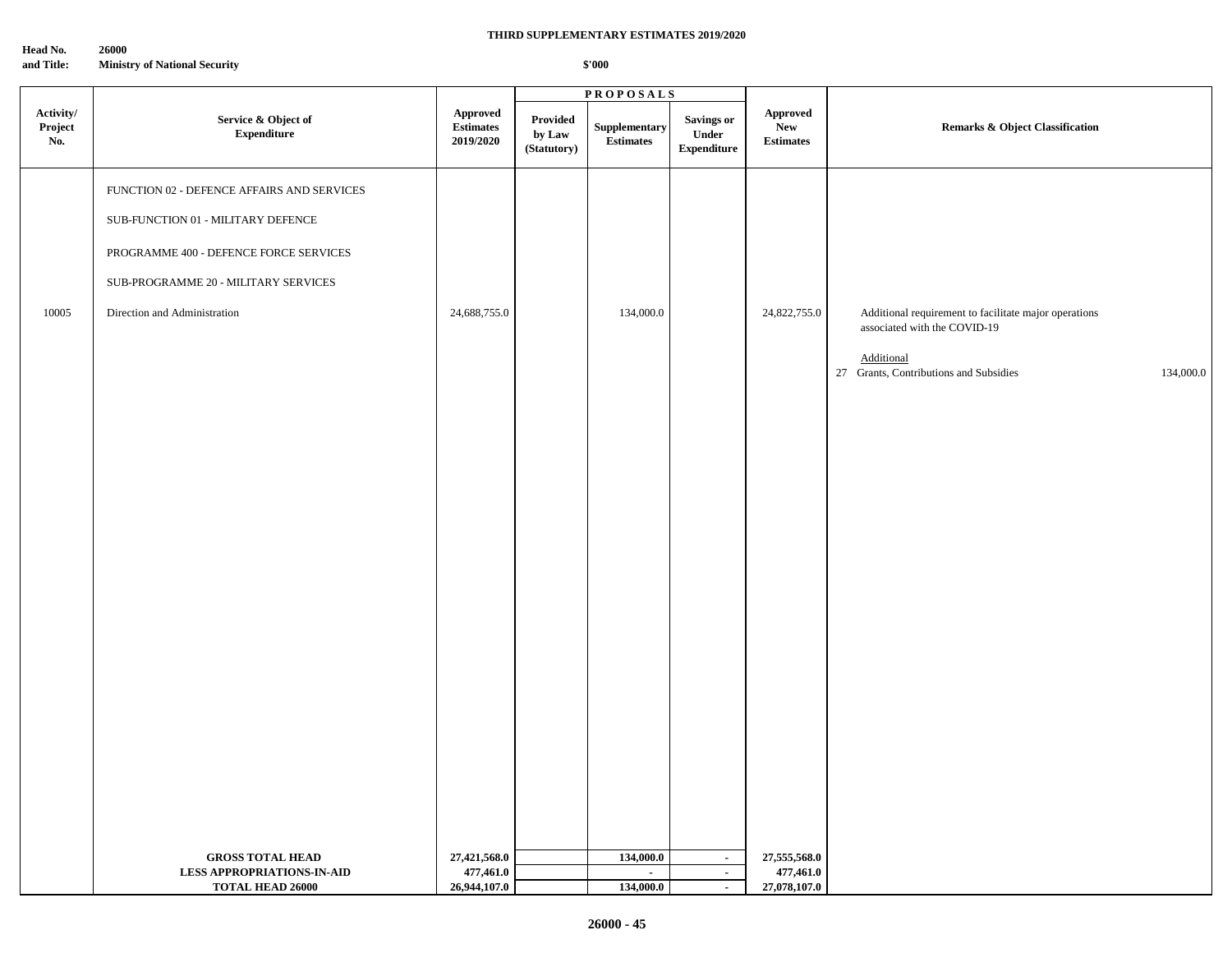**THIRD SUPPLEMENTARY ESTIMATES 2019/2020**

**Head No. and Title:** **26000** **Ministry of National Security**

**$'000**

| Activity/ Project No. | Service & Object of Expenditure | Approved Estimates 2019/2020 | PROPOSALS Provided by Law (Statutory) | Supplementary Estimates | Savings or Under Expenditure | Approved New Estimates | Remarks & Object Classification |
|---|---|---|---|---|---|---|---|
| | FUNCTION 02 - DEFENCE AFFAIRS AND SERVICES | | | | | | |
| | SUB-FUNCTION 01 - MILITARY DEFENCE | | | | | | |
| | PROGRAMME 400 - DEFENCE FORCE SERVICES | | | | | | |
| | SUB-PROGRAMME 20 - MILITARY SERVICES | | | | | | |
| 10005 | Direction and Administration | 24,688,755.0 | | 134,000.0 | | 24,822,755.0 | Additional requirement to facilitate major operations associated with the COVID-19<br><br>Additional<br>27 Grants, Contributions and Subsidies 134,000.0 |
| | **GROSS TOTAL HEAD** | **27,421,568.0** | | **134,000.0** | **-** | **27,555,568.0** | |
| | **LESS APPROPRIATIONS-IN-AID** | **477,461.0** | | **-** | **-** | **477,461.0** | |
| | **TOTAL HEAD 26000** | **26,944,107.0** | | **134,000.0** | **-** | **27,078,107.0** | |

**26000 - 45**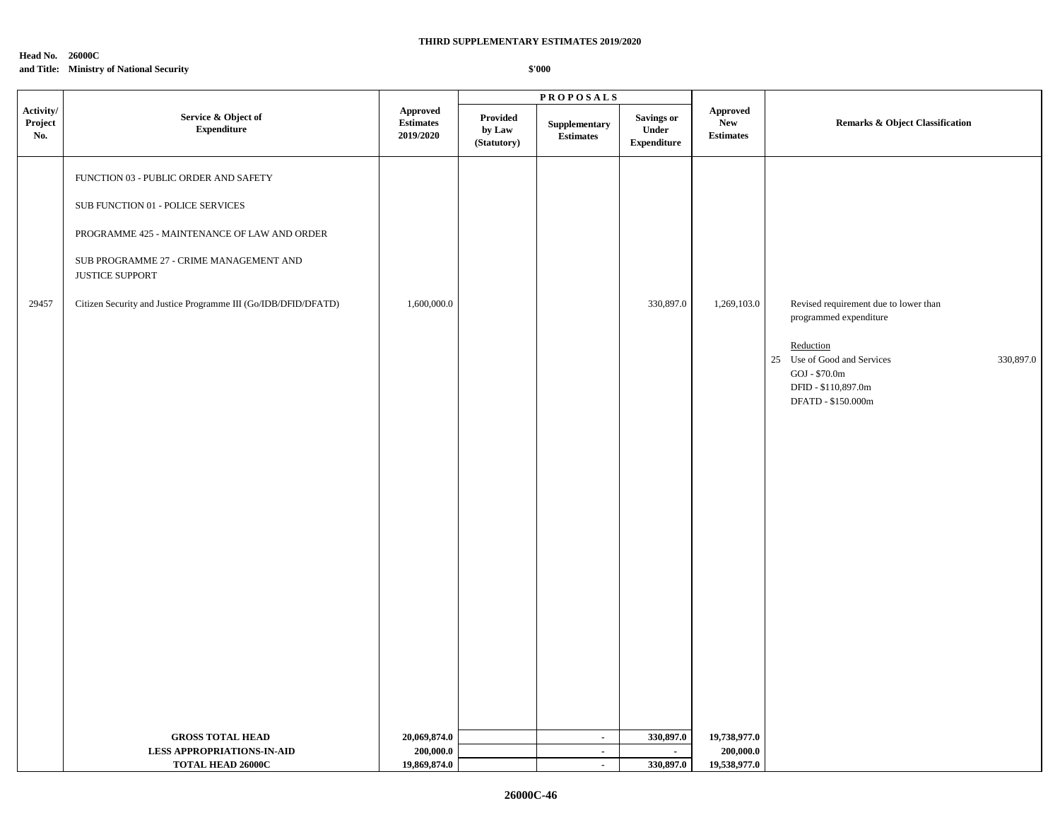**THIRD SUPPLEMENTARY ESTIMATES 2019/2020**

**Head No. 26000C**
**and Title: Ministry of National Security**

**$'000**

| Activity/ Project No. | Service & Object of Expenditure | Approved Estimates 2019/2020 | PROPOSALS Provided by Law (Statutory) | Supplementary Estimates | Savings or Under Expenditure | Approved New Estimates | Remarks & Object Classification |
|---|---|---|---|---|---|---|---|
| | FUNCTION 03 - PUBLIC ORDER AND SAFETY | | | | | | |
| | SUB FUNCTION 01 - POLICE SERVICES | | | | | | |
| | PROGRAMME 425 - MAINTENANCE OF LAW AND ORDER | | | | | | |
| | SUB PROGRAMME 27 - CRIME MANAGEMENT AND JUSTICE SUPPORT | | | | | | |
| 29457 | Citizen Security and Justice Programme III (Go/IDB/DFID/DFATD) | 1,600,000.0 | | | 330,897.0 | 1,269,103.0 | Revised requirement due to lower than programmed expenditure<br><br>Reduction<br>25 Use of Good and Services 330,897.0<br>GOJ - $70.0m<br>DFID - $110,897.0m<br>DFATD - $150.000m |
| | **GROSS TOTAL HEAD** | **20,069,874.0** | | **-** | **330,897.0** | **19,738,977.0** | |
| | **LESS APPROPRIATIONS-IN-AID** | **200,000.0** | | **-** | **-** | **200,000.0** | |
| | **TOTAL HEAD 26000C** | **19,869,874.0** | | **-** | **330,897.0** | **19,538,977.0** | |

**26000C-46**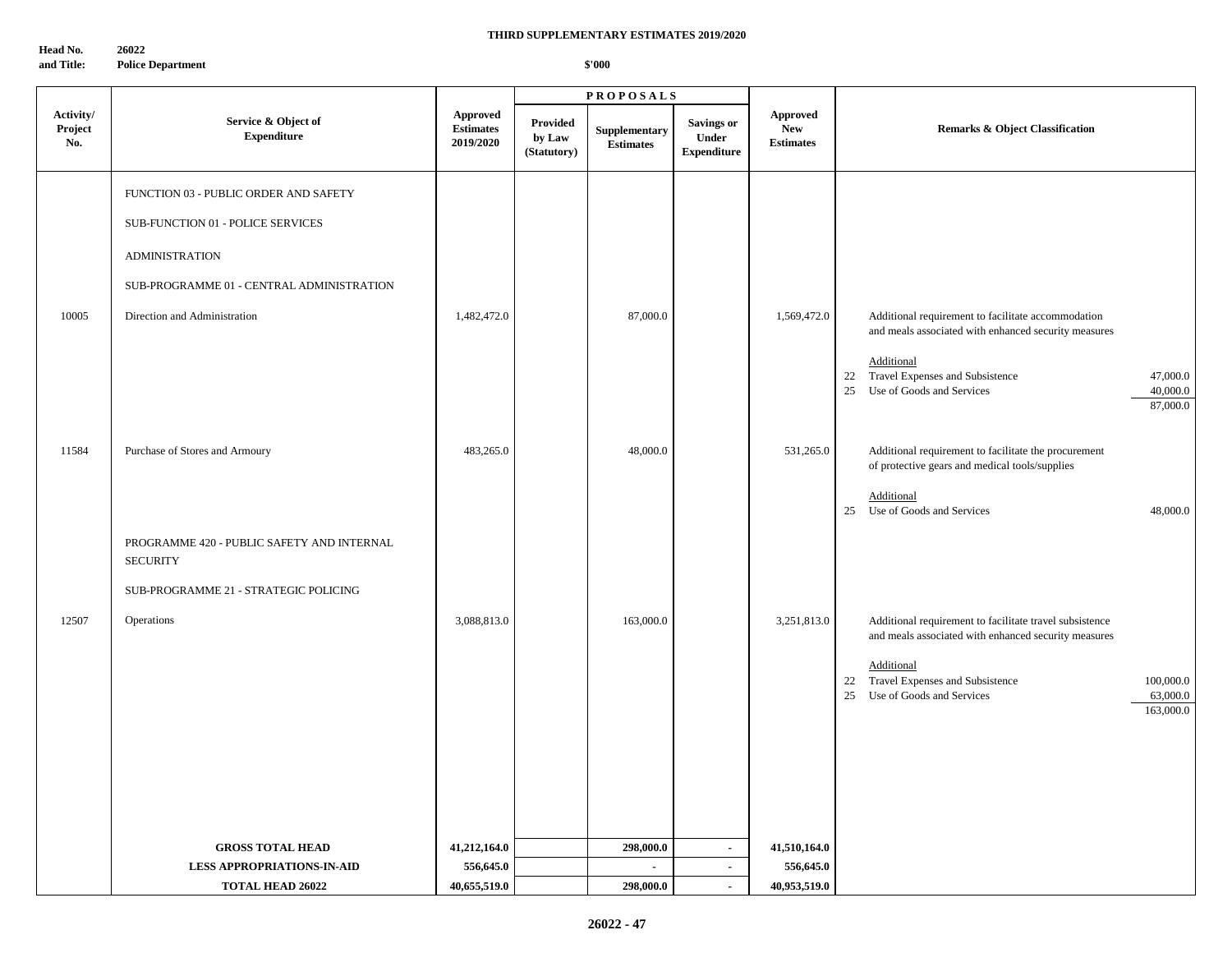**THIRD SUPPLEMENTARY ESTIMATES 2019/2020**

**Head No. and Title:** **26022** **Police Department**

**$'000**

| Activity/ Project No. | Service & Object of Expenditure | Approved Estimates 2019/2020 | PROPOSALS Provided by Law (Statutory) | Supplementary Estimates | Savings or Under Expenditure | Approved New Estimates | Remarks & Object Classification |
|---|---|---|---|---|---|---|---|
| | FUNCTION 03 - PUBLIC ORDER AND SAFETY | | | | | | |
| | SUB-FUNCTION 01 - POLICE SERVICES | | | | | | |
| | ADMINISTRATION | | | | | | |
| | SUB-PROGRAMME 01 - CENTRAL ADMINISTRATION | | | | | | |
| 10005 | Direction and Administration | 1,482,472.0 | | 87,000.0 | | 1,569,472.0 | Additional requirement to facilitate accommodation and meals associated with enhanced security measures<br><br>Additional<br>22 Travel Expenses and Subsistence 47,000.0<br>25 Use of Goods and Services 40,000.0<br>87,000.0 |
| 11584 | Purchase of Stores and Armoury | 483,265.0 | | 48,000.0 | | 531,265.0 | Additional requirement to facilitate the procurement of protective gears and medical tools/supplies<br><br>Additional<br>25 Use of Goods and Services 48,000.0 |
| | PROGRAMME 420 - PUBLIC SAFETY AND INTERNAL SECURITY | | | | | | |
| | SUB-PROGRAMME 21 - STRATEGIC POLICING | | | | | | |
| 12507 | Operations | 3,088,813.0 | | 163,000.0 | | 3,251,813.0 | Additional requirement to facilitate travel subsistence and meals associated with enhanced security measures<br><br>Additional<br>22 Travel Expenses and Subsistence 100,000.0<br>25 Use of Goods and Services 63,000.0<br>163,000.0 |
| | **GROSS TOTAL HEAD** | **41,212,164.0** | | **298,000.0** | - | **41,510,164.0** | |
| | **LESS APPROPRIATIONS-IN-AID** | **556,645.0** | | - | - | **556,645.0** | |
| | **TOTAL HEAD 26022** | **40,655,519.0** | | **298,000.0** | - | **40,953,519.0** | |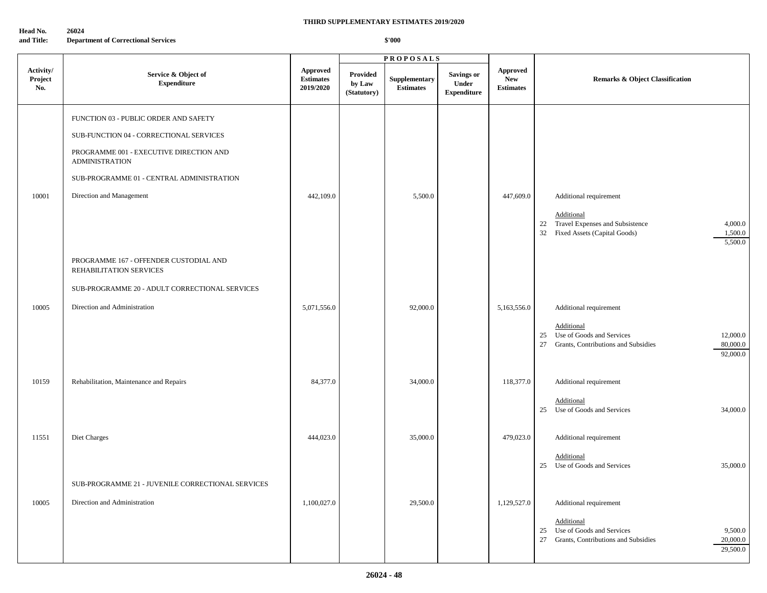**THIRD SUPPLEMENTARY ESTIMATES 2019/2020**

**Head No. and Title:** 26024 Department of Correctional Services

**$'000**

| Activity/ Project No. | Service & Object of Expenditure | Approved Estimates 2019/2020 | PROPOSALS Provided by Law (Statutory) | Supplementary Estimates | Savings or Under Expenditure | Approved New Estimates | Remarks & Object Classification |
|---|---|---|---|---|---|---|---|
| | FUNCTION 03 - PUBLIC ORDER AND SAFETY | | | | | | |
| | SUB-FUNCTION 04 - CORRECTIONAL SERVICES | | | | | | |
| | PROGRAMME 001 - EXECUTIVE DIRECTION AND ADMINISTRATION | | | | | | |
| | SUB-PROGRAMME 01 - CENTRAL ADMINISTRATION | | | | | | |
| 10001 | Direction and Management | 442,109.0 | | 5,500.0 | | 447,609.0 | Additional requirement<br><br>Additional<br>22 Travel Expenses and Subsistence 4,000.0<br>32 Fixed Assets (Capital Goods) 1,500.0<br>5,500.0 |
| | PROGRAMME 167 - OFFENDER CUSTODIAL AND REHABILITATION SERVICES | | | | | | |
| | SUB-PROGRAMME 20 - ADULT CORRECTIONAL SERVICES | | | | | | |
| 10005 | Direction and Administration | 5,071,556.0 | | 92,000.0 | | 5,163,556.0 | Additional requirement<br><br>Additional<br>25 Use of Goods and Services 12,000.0<br>27 Grants, Contributions and Subsidies 80,000.0<br>92,000.0 |
| 10159 | Rehabilitation, Maintenance and Repairs | 84,377.0 | | 34,000.0 | | 118,377.0 | Additional requirement<br><br>Additional<br>25 Use of Goods and Services 34,000.0 |
| 11551 | Diet Charges | 444,023.0 | | 35,000.0 | | 479,023.0 | Additional requirement<br><br>Additional<br>25 Use of Goods and Services 35,000.0 |
| | SUB-PROGRAMME 21 - JUVENILE CORRECTIONAL SERVICES | | | | | | |
| 10005 | Direction and Administration | 1,100,027.0 | | 29,500.0 | | 1,129,527.0 | Additional requirement<br><br>Additional<br>25 Use of Goods and Services 9,500.0<br>27 Grants, Contributions and Subsidies 20,000.0<br>29,500.0 |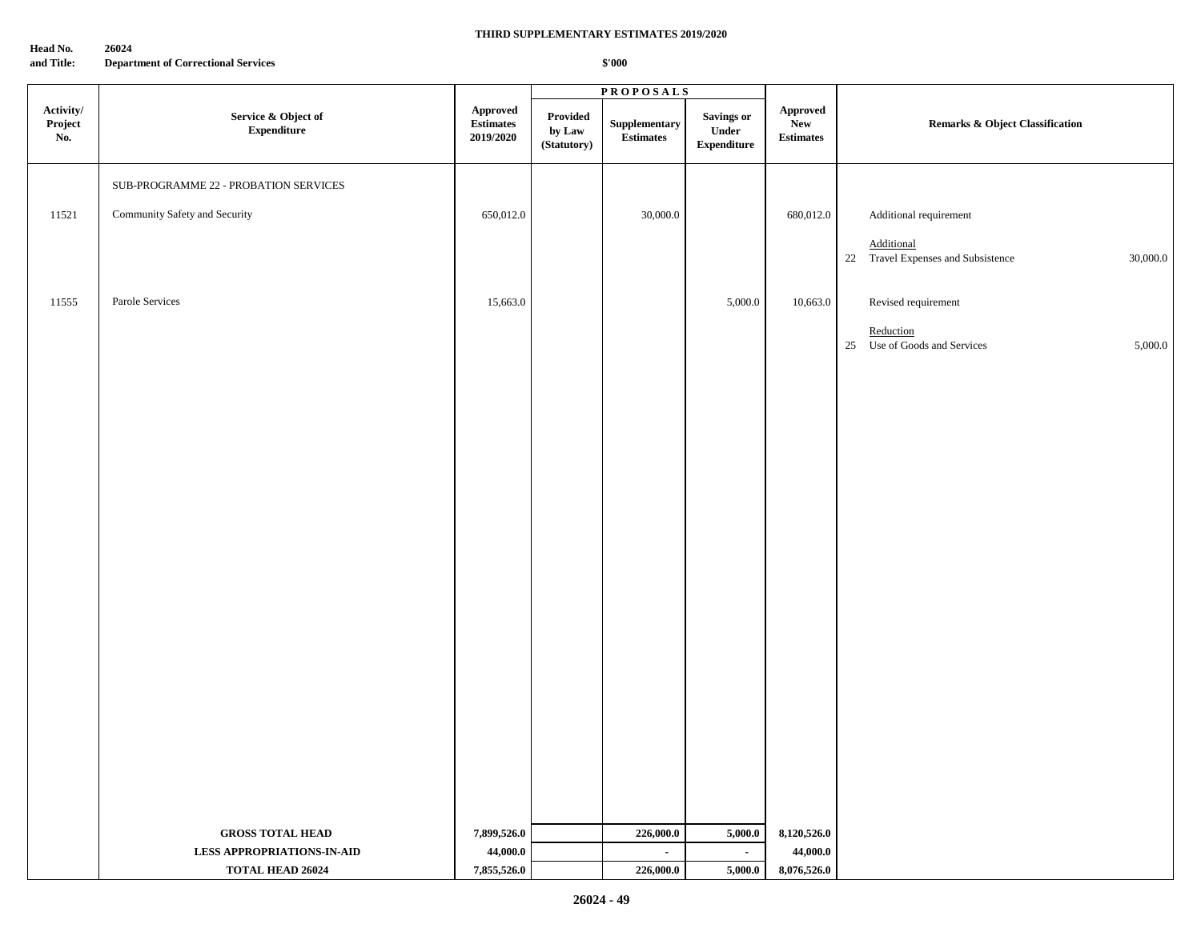**THIRD SUPPLEMENTARY ESTIMATES 2019/2020**

**Head No. and Title:** **26024** **Department of Correctional Services**

**$'000**

| Activity/ Project No. | Service & Object of Expenditure | Approved Estimates 2019/2020 | PROPOSALS Provided by Law (Statutory) | Supplementary Estimates | Savings or Under Expenditure | Approved New Estimates | Remarks & Object Classification |
|---|---|---|---|---|---|---|---|
| | SUB-PROGRAMME 22 - PROBATION SERVICES | | | | | | |
| 11521 | Community Safety and Security | 650,012.0 | | 30,000.0 | | 680,012.0 | Additional requirement |
| | | | | | | | Additional |
| | | | | | | | 22 Travel Expenses and Subsistence 30,000.0 |
| 11555 | Parole Services | 15,663.0 | | | 5,000.0 | 10,663.0 | Revised requirement |
| | | | | | | | Reduction |
| | | | | | | | 25 Use of Goods and Services 5,000.0 |
| | **GROSS TOTAL HEAD** | **7,899,526.0** | | **226,000.0** | **5,000.0** | **8,120,526.0** | |
| | **LESS APPROPRIATIONS-IN-AID** | **44,000.0** | | **-** | **-** | **44,000.0** | |
| | **TOTAL HEAD 26024** | **7,855,526.0** | | **226,000.0** | **5,000.0** | **8,076,526.0** | |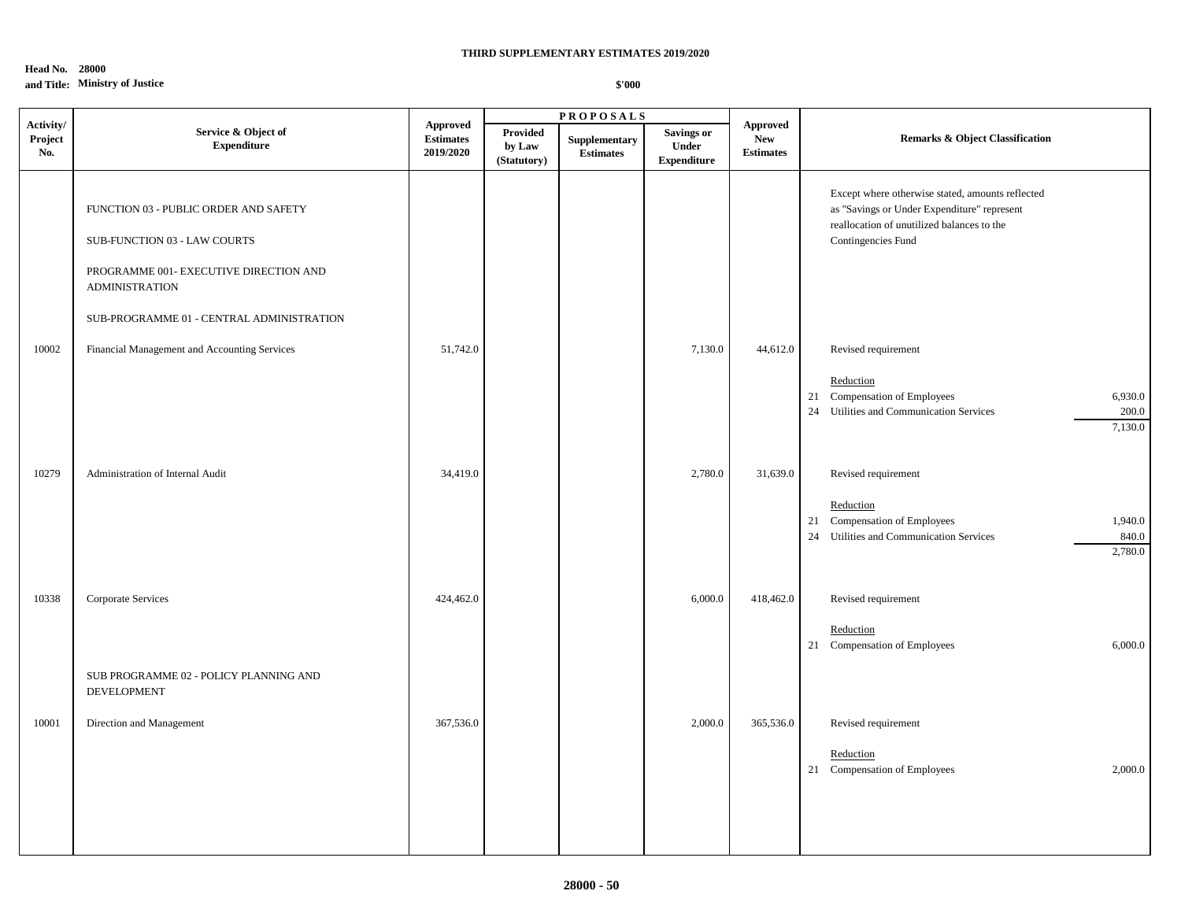**THIRD SUPPLEMENTARY ESTIMATES 2019/2020**

**Head No. 28000**
**and Title: Ministry of Justice**

**$'000**

| Activity/ Project No. | Service & Object of Expenditure | Approved Estimates 2019/2020 | PROPOSALS Provided by Law (Statutory) | Supplementary Estimates | Savings or Under Expenditure | Approved New Estimates | Remarks & Object Classification |
|---|---|---|---|---|---|---|---|
| | FUNCTION 03 - PUBLIC ORDER AND SAFETY | | | | | | Except where otherwise stated, amounts reflected as "Savings or Under Expenditure" represent reallocation of unutilized balances to the Contingencies Fund |
| | SUB-FUNCTION 03 - LAW COURTS | | | | | | |
| | PROGRAMME 001- EXECUTIVE DIRECTION AND ADMINISTRATION | | | | | | |
| | SUB-PROGRAMME 01 - CENTRAL ADMINISTRATION | | | | | | |
| 10002 | Financial Management and Accounting Services | 51,742.0 | | | 7,130.0 | 44,612.0 | Revised requirement |
| | | | | | | | Reduction |
| | | | | | | | 21 Compensation of Employees 6,930.0 |
| | | | | | | | 24 Utilities and Communication Services 200.0 |
| | | | | | | | 7,130.0 |
| 10279 | Administration of Internal Audit | 34,419.0 | | | 2,780.0 | 31,639.0 | Revised requirement |
| | | | | | | | Reduction |
| | | | | | | | 21 Compensation of Employees 1,940.0 |
| | | | | | | | 24 Utilities and Communication Services 840.0 |
| | | | | | | | 2,780.0 |
| 10338 | Corporate Services | 424,462.0 | | | 6,000.0 | 418,462.0 | Revised requirement |
| | | | | | | | Reduction |
| | | | | | | | 21 Compensation of Employees 6,000.0 |
| | SUB PROGRAMME 02 - POLICY PLANNING AND DEVELOPMENT | | | | | | |
| 10001 | Direction and Management | 367,536.0 | | | 2,000.0 | 365,536.0 | Revised requirement |
| | | | | | | | Reduction |
| | | | | | | | 21 Compensation of Employees 2,000.0 |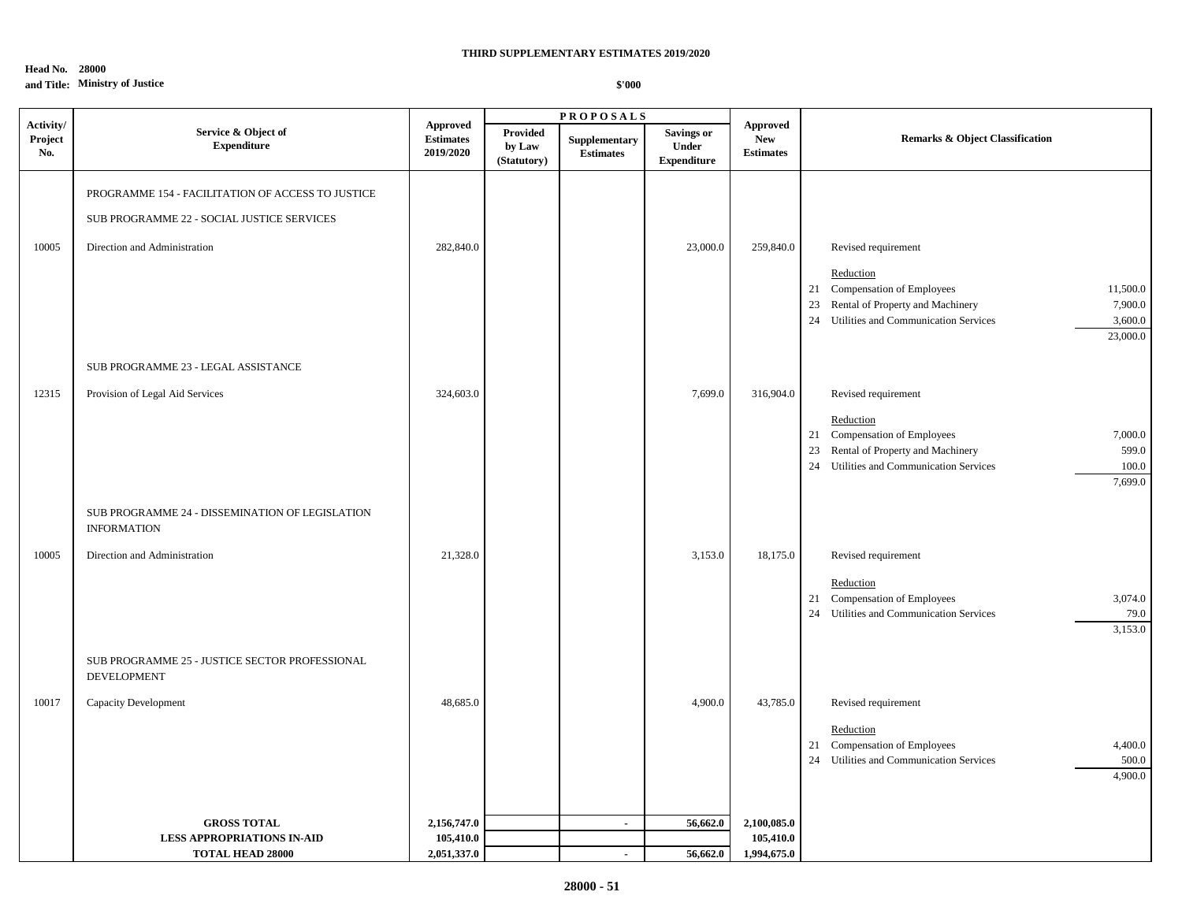**THIRD SUPPLEMENTARY ESTIMATES 2019/2020**

**Head No. 28000**
**and Title: Ministry of Justice**

**$'000**

| Activity/ Project No. | Service & Object of Expenditure | Approved Estimates 2019/2020 | PROPOSALS Provided by Law (Statutory) | Supplementary Estimates | Savings or Under Expenditure | Approved New Estimates | Remarks & Object Classification | |
|---|---|---|---|---|---|---|---|---|
| | PROGRAMME 154 - FACILITATION OF ACCESS TO JUSTICE | | | | | | | |
| | SUB PROGRAMME 22 - SOCIAL JUSTICE SERVICES | | | | | | | |
| 10005 | Direction and Administration | 282,840.0 | | | 23,000.0 | 259,840.0 | Revised requirement | |
| | | | | | | | Reduction | |
| | | | | | | | 21 Compensation of Employees | 11,500.0 |
| | | | | | | | 23 Rental of Property and Machinery | 7,900.0 |
| | | | | | | | 24 Utilities and Communication Services | 3,600.0 |
| | | | | | | | | 23,000.0 |
| | SUB PROGRAMME 23 - LEGAL ASSISTANCE | | | | | | | |
| 12315 | Provision of Legal Aid Services | 324,603.0 | | | 7,699.0 | 316,904.0 | Revised requirement | |
| | | | | | | | Reduction | |
| | | | | | | | 21 Compensation of Employees | 7,000.0 |
| | | | | | | | 23 Rental of Property and Machinery | 599.0 |
| | | | | | | | 24 Utilities and Communication Services | 100.0 |
| | | | | | | | | 7,699.0 |
| | SUB PROGRAMME 24 - DISSEMINATION OF LEGISLATION INFORMATION | | | | | | | |
| 10005 | Direction and Administration | 21,328.0 | | | 3,153.0 | 18,175.0 | Revised requirement | |
| | | | | | | | Reduction | |
| | | | | | | | 21 Compensation of Employees | 3,074.0 |
| | | | | | | | 24 Utilities and Communication Services | 79.0 |
| | | | | | | | | 3,153.0 |
| | SUB PROGRAMME 25 - JUSTICE SECTOR PROFESSIONAL DEVELOPMENT | | | | | | | |
| 10017 | Capacity Development | 48,685.0 | | | 4,900.0 | 43,785.0 | Revised requirement | |
| | | | | | | | Reduction | |
| | | | | | | | 21 Compensation of Employees | 4,400.0 |
| | | | | | | | 24 Utilities and Communication Services | 500.0 |
| | | | | | | | | 4,900.0 |
| | **GROSS TOTAL** | **2,156,747.0** | | - | **56,662.0** | **2,100,085.0** | | |
| | **LESS APPROPRIATIONS IN-AID** | **105,410.0** | | | | **105,410.0** | | |
| | **TOTAL HEAD 28000** | **2,051,337.0** | | - | **56,662.0** | **1,994,675.0** | | |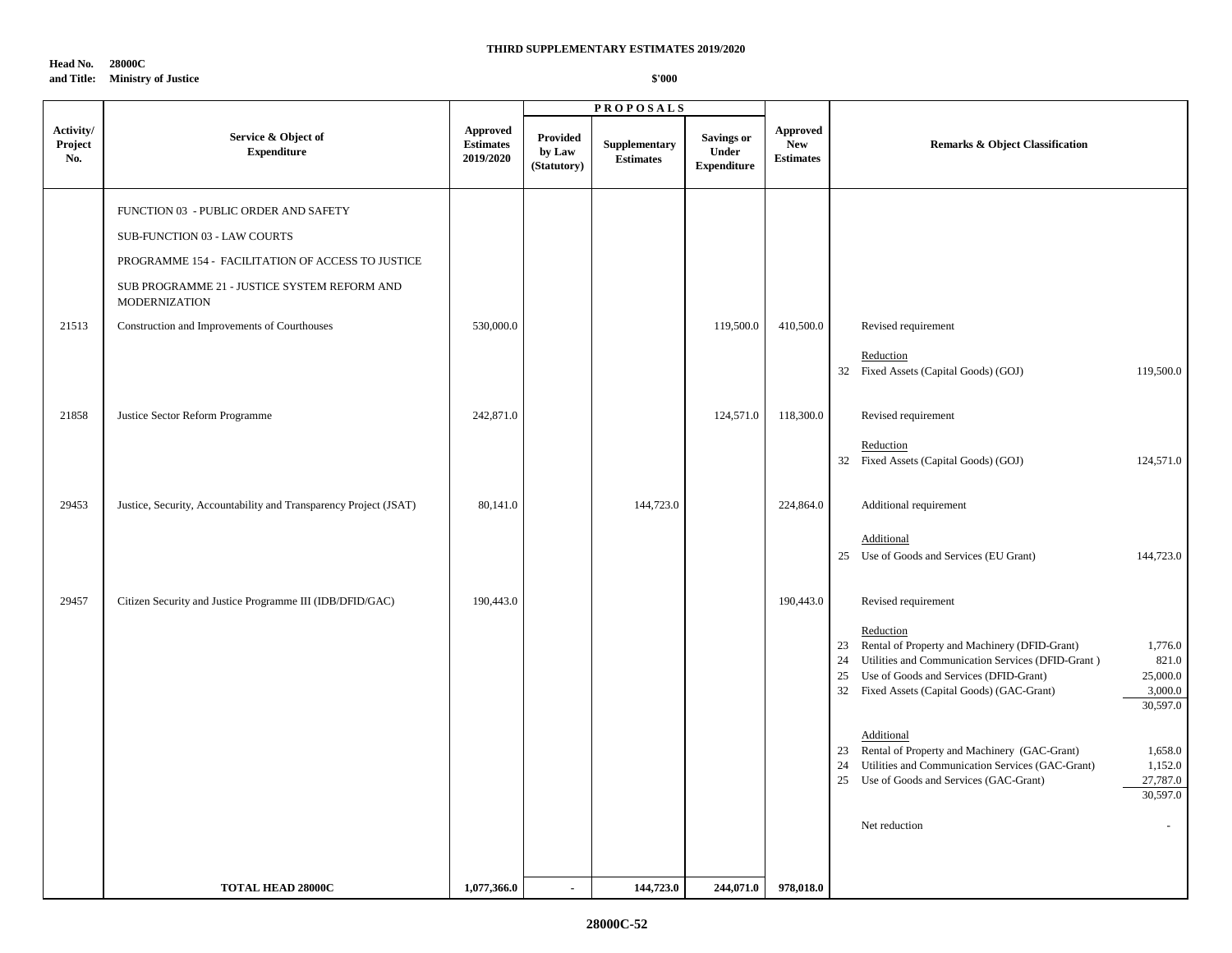**THIRD SUPPLEMENTARY ESTIMATES 2019/2020**

**Head No. 28000C**
**and Title: Ministry of Justice**

**$'000**

| Activity/ Project No. | Service & Object of Expenditure | Approved Estimates 2019/2020 | PROPOSALS Provided by Law (Statutory) | Supplementary Estimates | Savings or Under Expenditure | Approved New Estimates | Remarks & Object Classification | |
|---|---|---|---|---|---|---|---|---|
| | FUNCTION 03 - PUBLIC ORDER AND SAFETY | | | | | | | |
| | SUB-FUNCTION 03 - LAW COURTS | | | | | | | |
| | PROGRAMME 154 - FACILITATION OF ACCESS TO JUSTICE | | | | | | | |
| | SUB PROGRAMME 21 - JUSTICE SYSTEM REFORM AND MODERNIZATION | | | | | | | |
| 21513 | Construction and Improvements of Courthouses | 530,000.0 | | | 119,500.0 | 410,500.0 | Revised requirement | |
| | | | | | | | Reduction | |
| | | | | | | | 32 Fixed Assets (Capital Goods) (GOJ) | 119,500.0 |
| 21858 | Justice Sector Reform Programme | 242,871.0 | | | 124,571.0 | 118,300.0 | Revised requirement | |
| | | | | | | | Reduction | |
| | | | | | | | 32 Fixed Assets (Capital Goods) (GOJ) | 124,571.0 |
| 29453 | Justice, Security, Accountability and Transparency Project (JSAT) | 80,141.0 | | 144,723.0 | | 224,864.0 | Additional requirement | |
| | | | | | | | Additional | |
| | | | | | | | 25 Use of Goods and Services (EU Grant) | 144,723.0 |
| 29457 | Citizen Security and Justice Programme III (IDB/DFID/GAC) | 190,443.0 | | | | 190,443.0 | Revised requirement | |
| | | | | | | | Reduction | |
| | | | | | | | 23 Rental of Property and Machinery (DFID-Grant) | 1,776.0 |
| | | | | | | | 24 Utilities and Communication Services (DFID-Grant ) | 821.0 |
| | | | | | | | 25 Use of Goods and Services (DFID-Grant) | 25,000.0 |
| | | | | | | | 32 Fixed Assets (Capital Goods) (GAC-Grant) | 3,000.0 |
| | | | | | | | | 30,597.0 |
| | | | | | | | Additional | |
| | | | | | | | 23 Rental of Property and Machinery (GAC-Grant) | 1,658.0 |
| | | | | | | | 24 Utilities and Communication Services (GAC-Grant) | 1,152.0 |
| | | | | | | | 25 Use of Goods and Services (GAC-Grant) | 27,787.0 |
| | | | | | | | | 30,597.0 |
| | | | | | | | Net reduction | - |
| | **TOTAL HEAD 28000C** | **1,077,366.0** | **-** | **144,723.0** | **244,071.0** | **978,018.0** | | |

**28000C-52**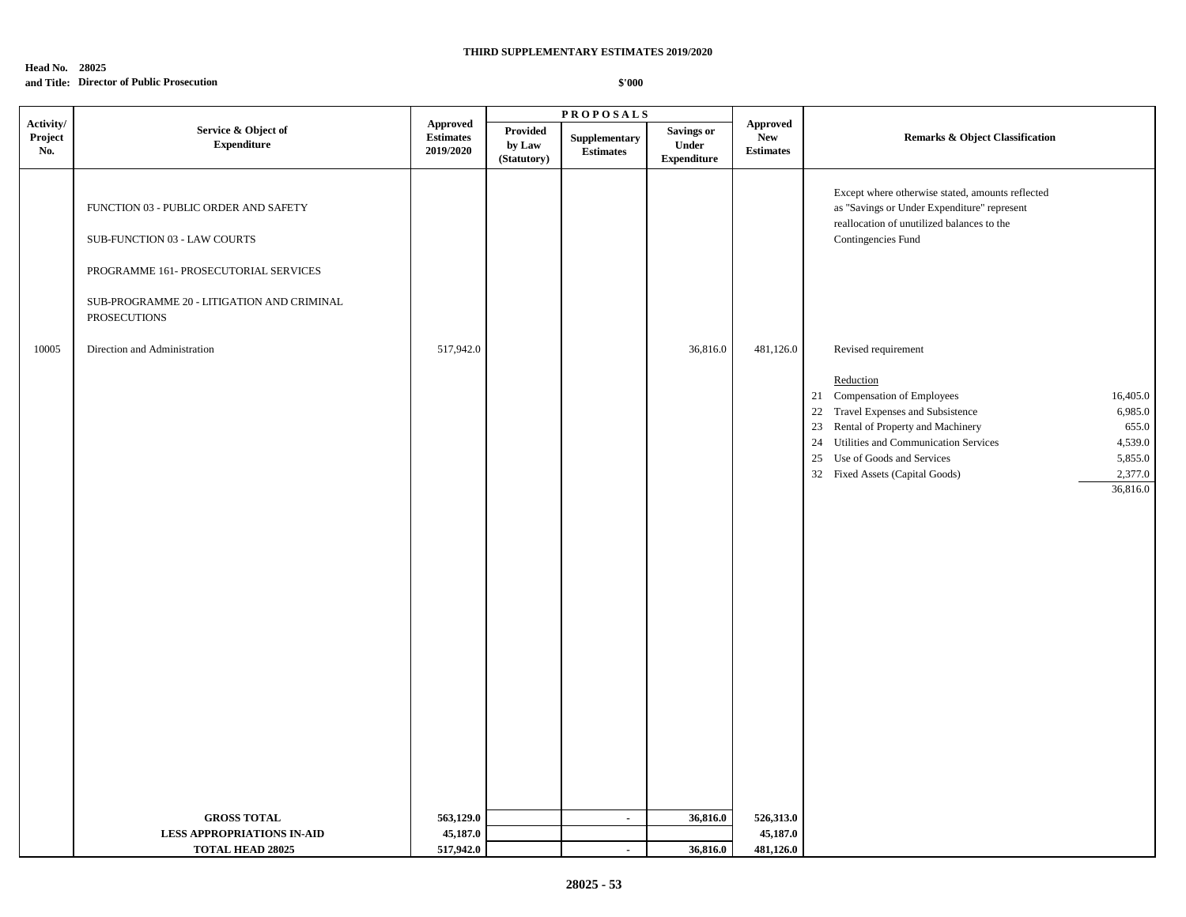**THIRD SUPPLEMENTARY ESTIMATES 2019/2020**

**Head No. 28025**
**and Title: Director of Public Prosecution**

**$'000**

| Activity/ Project No. | Service & Object of Expenditure | Approved Estimates 2019/2020 | PROPOSALS Provided by Law (Statutory) | Supplementary Estimates | Savings or Under Expenditure | Approved New Estimates | Remarks & Object Classification |
|---|---|---|---|---|---|---|---|
| | FUNCTION 03 - PUBLIC ORDER AND SAFETY | | | | | | Except where otherwise stated, amounts reflected as "Savings or Under Expenditure" represent reallocation of unutilized balances to the Contingencies Fund |
| | SUB-FUNCTION 03 - LAW COURTS | | | | | | |
| | PROGRAMME 161- PROSECUTORIAL SERVICES | | | | | | |
| | SUB-PROGRAMME 20 - LITIGATION AND CRIMINAL PROSECUTIONS | | | | | | |
| 10005 | Direction and Administration | 517,942.0 | | | 36,816.0 | 481,126.0 | Revised requirement |
| | | | | | | | Reduction |
| | | | | | | | 21 Compensation of Employees 16,405.0 |
| | | | | | | | 22 Travel Expenses and Subsistence 6,985.0 |
| | | | | | | | 23 Rental of Property and Machinery 655.0 |
| | | | | | | | 24 Utilities and Communication Services 4,539.0 |
| | | | | | | | 25 Use of Goods and Services 5,855.0 |
| | | | | | | | 32 Fixed Assets (Capital Goods) 2,377.0 |
| | | | | | | | 36,816.0 |
| | **GROSS TOTAL** | **563,129.0** | | **-** | **36,816.0** | **526,313.0** | |
| | **LESS APPROPRIATIONS IN-AID** | **45,187.0** | | | | **45,187.0** | |
| | **TOTAL HEAD 28025** | **517,942.0** | | **-** | **36,816.0** | **481,126.0** | |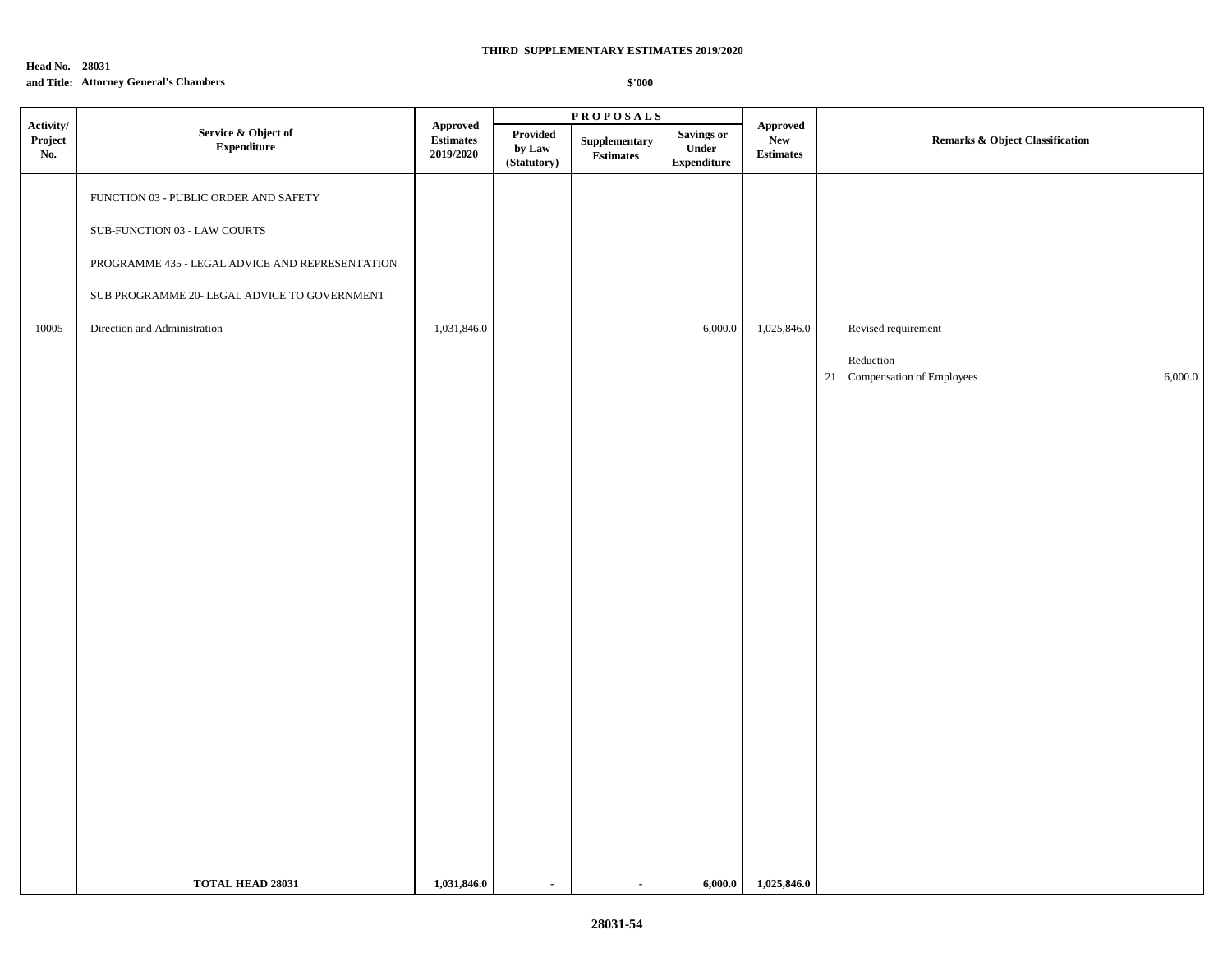**THIRD SUPPLEMENTARY ESTIMATES 2019/2020**

**Head No. 28031**
**and Title: Attorney General's Chambers**

**$'000**

| Activity/ Project No. | Service & Object of Expenditure | Approved Estimates 2019/2020 | PROPOSALS | | | Approved New Estimates | Remarks & Object Classification |
|---|---|---|---|---|---|---|---|
| | | | Provided by Law (Statutory) | Supplementary Estimates | Savings or Under Expenditure | | |
| | FUNCTION 03 - PUBLIC ORDER AND SAFETY | | | | | | |
| | SUB-FUNCTION 03 - LAW COURTS | | | | | | |
| | PROGRAMME 435 - LEGAL ADVICE AND REPRESENTATION | | | | | | |
| | SUB PROGRAMME 20- LEGAL ADVICE TO GOVERNMENT | | | | | | |
| 10005 | Direction and Administration | 1,031,846.0 | | | 6,000.0 | 1,025,846.0 | Revised requirement |
| | | | | | | | Reduction |
| | | | | | | | 21 Compensation of Employees 6,000.0 |
| | **TOTAL HEAD 28031** | **1,031,846.0** | **-** | **-** | **6,000.0** | **1,025,846.0** | |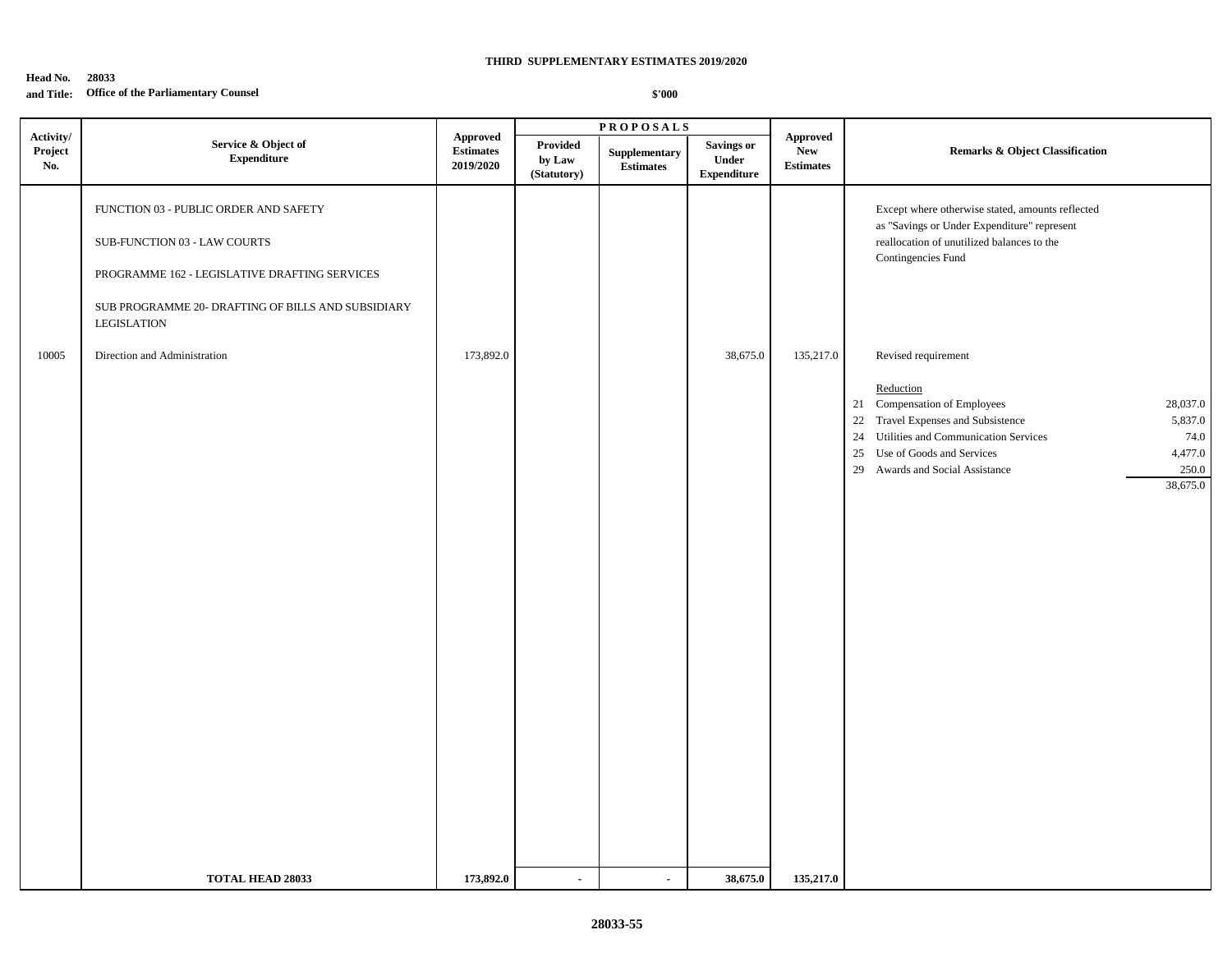**THIRD SUPPLEMENTARY ESTIMATES 2019/2020**

**Head No. 28033**
**and Title: Office of the Parliamentary Counsel**

**$'000**

| Activity/ Project No. | Service & Object of Expenditure | Approved Estimates 2019/2020 | PROPOSALS | | | Approved New Estimates | Remarks & Object Classification |
|---|---|---|---|---|---|---|---|
| | | | Provided by Law (Statutory) | Supplementary Estimates | Savings or Under Expenditure | | |
| | FUNCTION 03 - PUBLIC ORDER AND SAFETY | | | | | | Except where otherwise stated, amounts reflected as "Savings or Under Expenditure" represent reallocation of unutilized balances to the Contingencies Fund |
| | SUB-FUNCTION 03 - LAW COURTS | | | | | | |
| | PROGRAMME 162 - LEGISLATIVE DRAFTING SERVICES | | | | | | |
| | SUB PROGRAMME 20- DRAFTING OF BILLS AND SUBSIDIARY LEGISLATION | | | | | | |
| 10005 | Direction and Administration | 173,892.0 | | | 38,675.0 | 135,217.0 | Revised requirement |
| | | | | | | | Reduction |
| | | | | | | | 21 Compensation of Employees 28,037.0 |
| | | | | | | | 22 Travel Expenses and Subsistence 5,837.0 |
| | | | | | | | 24 Utilities and Communication Services 74.0 |
| | | | | | | | 25 Use of Goods and Services 4,477.0 |
| | | | | | | | 29 Awards and Social Assistance 250.0 |
| | | | | | | | 38,675.0 |
| | **TOTAL HEAD 28033** | **173,892.0** | **-** | **-** | **38,675.0** | **135,217.0** | |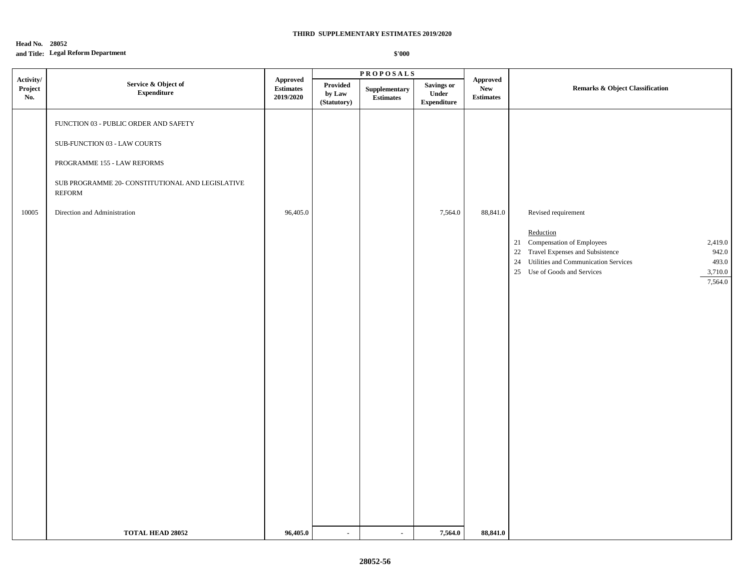**THIRD SUPPLEMENTARY ESTIMATES 2019/2020**

**Head No. 28052**
**and Title: Legal Reform Department**

**$'000**

| Activity/ Project No. | Service & Object of Expenditure | Approved Estimates 2019/2020 | PROPOSALS | | | Approved New Estimates | Remarks & Object Classification | |
|---|---|---|---|---|---|---|---|---|
| | | | Provided by Law (Statutory) | Supplementary Estimates | Savings or Under Expenditure | | | |
| | FUNCTION 03 - PUBLIC ORDER AND SAFETY | | | | | | | |
| | SUB-FUNCTION 03 - LAW COURTS | | | | | | | |
| | PROGRAMME 155 - LAW REFORMS | | | | | | | |
| | SUB PROGRAMME 20- CONSTITUTIONAL AND LEGISLATIVE REFORM | | | | | | | |
| 10005 | Direction and Administration | 96,405.0 | | | 7,564.0 | 88,841.0 | Revised requirement | |
| | | | | | | | Reduction | |
| | | | | | | | 21 Compensation of Employees | 2,419.0 |
| | | | | | | | 22 Travel Expenses and Subsistence | 942.0 |
| | | | | | | | 24 Utilities and Communication Services | 493.0 |
| | | | | | | | 25 Use of Goods and Services | 3,710.0 |
| | | | | | | | | 7,564.0 |
| | **TOTAL HEAD 28052** | **96,405.0** | **-** | **-** | **7,564.0** | **88,841.0** | | |

**28052-56**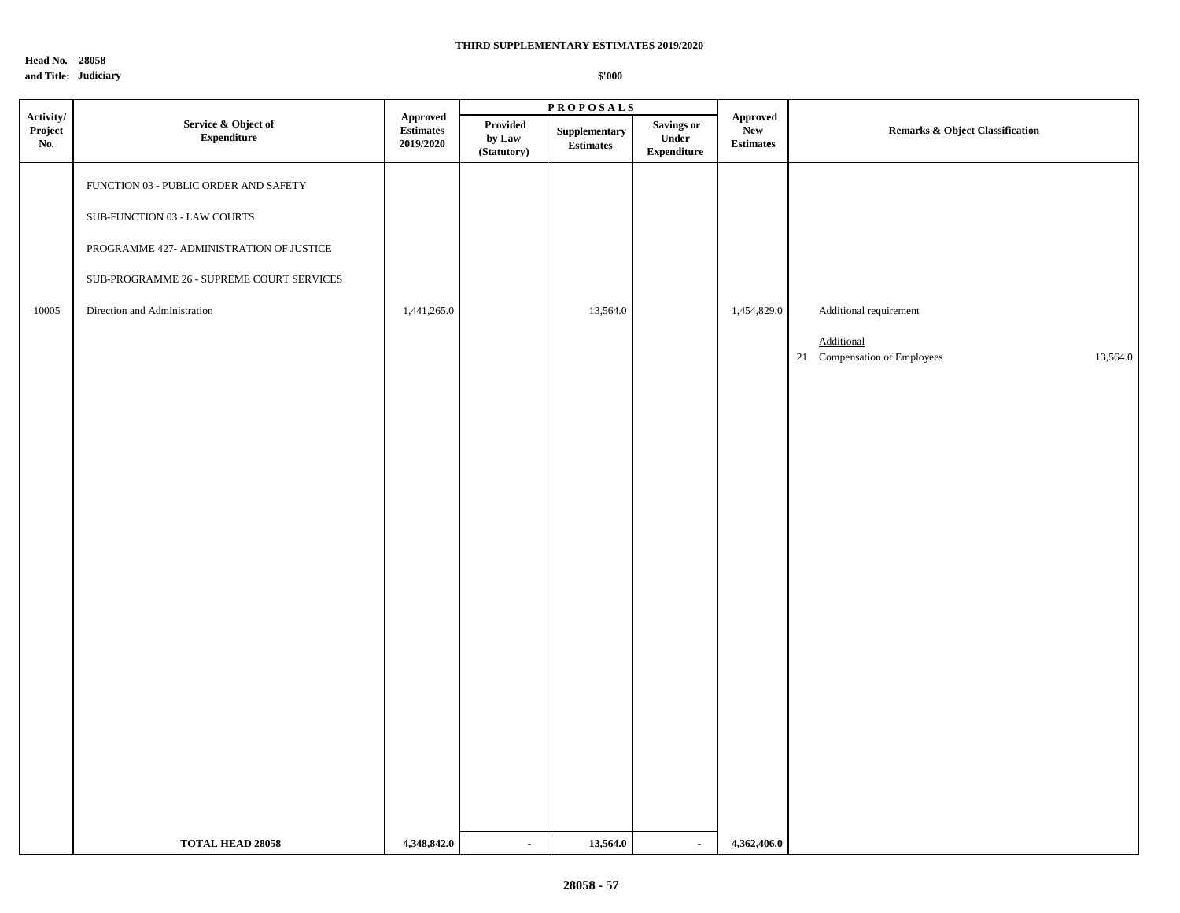**THIRD SUPPLEMENTARY ESTIMATES 2019/2020**

**Head No. 28058**
**and Title: Judiciary**

**$'000**

| Activity/ Project No. | Service & Object of Expenditure | Approved Estimates 2019/2020 | PROPOSALS Provided by Law (Statutory) | Supplementary Estimates | Savings or Under Expenditure | Approved New Estimates | Remarks & Object Classification | |
|---|---|---|---|---|---|---|---|---|
| | FUNCTION 03 - PUBLIC ORDER AND SAFETY | | | | | | | |
| | SUB-FUNCTION 03 - LAW COURTS | | | | | | | |
| | PROGRAMME 427- ADMINISTRATION OF JUSTICE | | | | | | | |
| | SUB-PROGRAMME 26 - SUPREME COURT SERVICES | | | | | | | |
| 10005 | Direction and Administration | 1,441,265.0 | | 13,564.0 | | 1,454,829.0 | Additional requirement | |
| | | | | | | | Additional | |
| | | | | | | | 21 Compensation of Employees | 13,564.0 |
| | **TOTAL HEAD 28058** | **4,348,842.0** | **-** | **13,564.0** | **-** | **4,362,406.0** | | |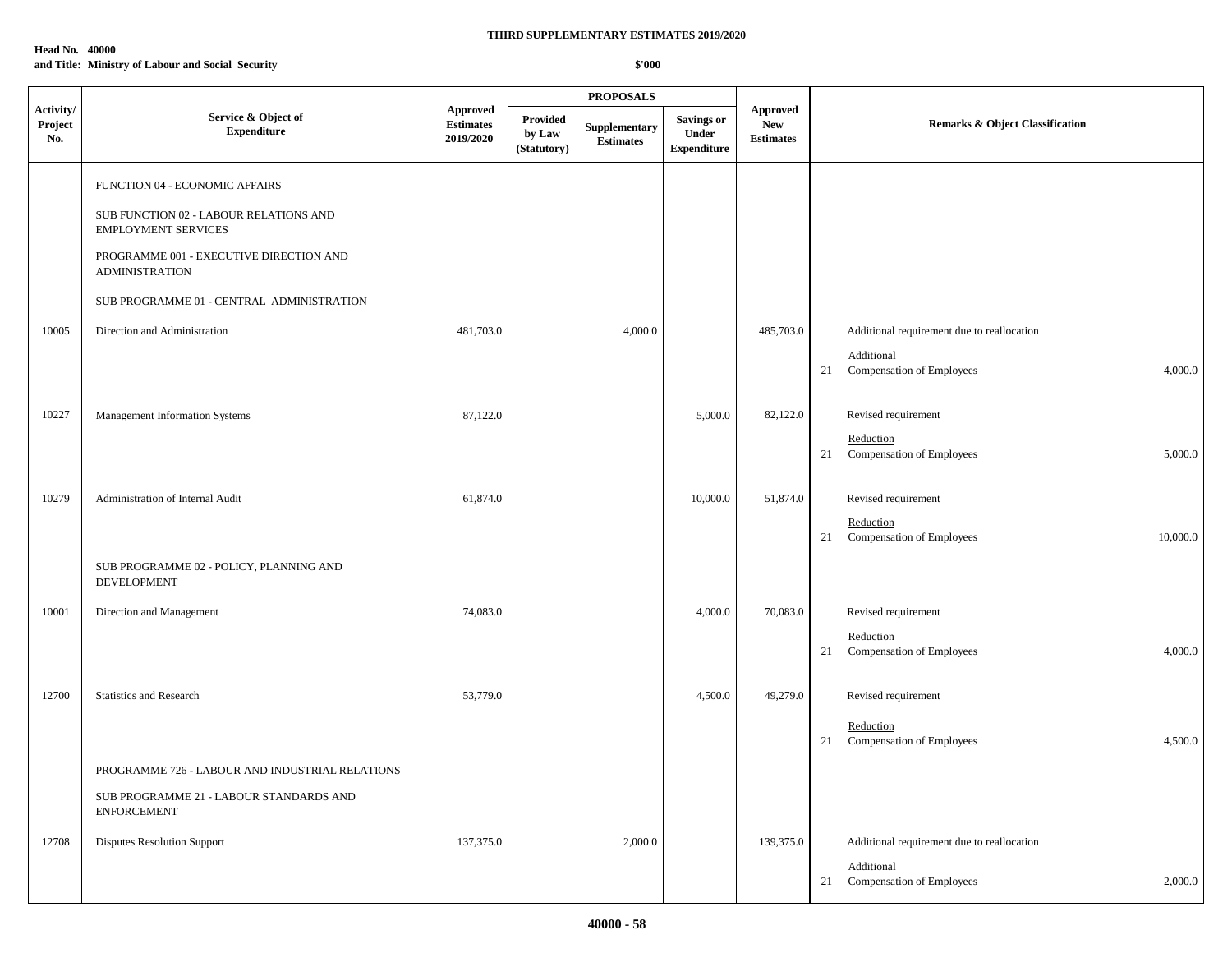**THIRD SUPPLEMENTARY ESTIMATES 2019/2020**

**Head No. 40000**
**and Title: Ministry of Labour and Social Security**

**$'000**

| Activity/ Project No. | Service & Object of Expenditure | Approved Estimates 2019/2020 | PROPOSALS Provided by Law (Statutory) | Supplementary Estimates | Savings or Under Expenditure | Approved New Estimates | Remarks & Object Classification |
|---|---|---|---|---|---|---|---|
| | FUNCTION 04 - ECONOMIC AFFAIRS | | | | | | |
| | SUB FUNCTION 02 - LABOUR RELATIONS AND EMPLOYMENT SERVICES | | | | | | |
| | PROGRAMME 001 - EXECUTIVE DIRECTION AND ADMINISTRATION | | | | | | |
| | SUB PROGRAMME 01 - CENTRAL ADMINISTRATION | | | | | | |
| 10005 | Direction and Administration | 481,703.0 | | 4,000.0 | | 485,703.0 | Additional requirement due to reallocation |
| | | | | | | | Additional |
| | | | | | | | 21 Compensation of Employees 4,000.0 |
| 10227 | Management Information Systems | 87,122.0 | | | 5,000.0 | 82,122.0 | Revised requirement |
| | | | | | | | Reduction |
| | | | | | | | 21 Compensation of Employees 5,000.0 |
| 10279 | Administration of Internal Audit | 61,874.0 | | | 10,000.0 | 51,874.0 | Revised requirement |
| | | | | | | | Reduction |
| | | | | | | | 21 Compensation of Employees 10,000.0 |
| | SUB PROGRAMME 02 - POLICY, PLANNING AND DEVELOPMENT | | | | | | |
| 10001 | Direction and Management | 74,083.0 | | | 4,000.0 | 70,083.0 | Revised requirement |
| | | | | | | | Reduction |
| | | | | | | | 21 Compensation of Employees 4,000.0 |
| 12700 | Statistics and Research | 53,779.0 | | | 4,500.0 | 49,279.0 | Revised requirement |
| | | | | | | | Reduction |
| | | | | | | | 21 Compensation of Employees 4,500.0 |
| | PROGRAMME 726 - LABOUR AND INDUSTRIAL RELATIONS | | | | | | |
| | SUB PROGRAMME 21 - LABOUR STANDARDS AND ENFORCEMENT | | | | | | |
| 12708 | Disputes Resolution Support | 137,375.0 | | 2,000.0 | | 139,375.0 | Additional requirement due to reallocation |
| | | | | | | | Additional |
| | | | | | | | 21 Compensation of Employees 2,000.0 |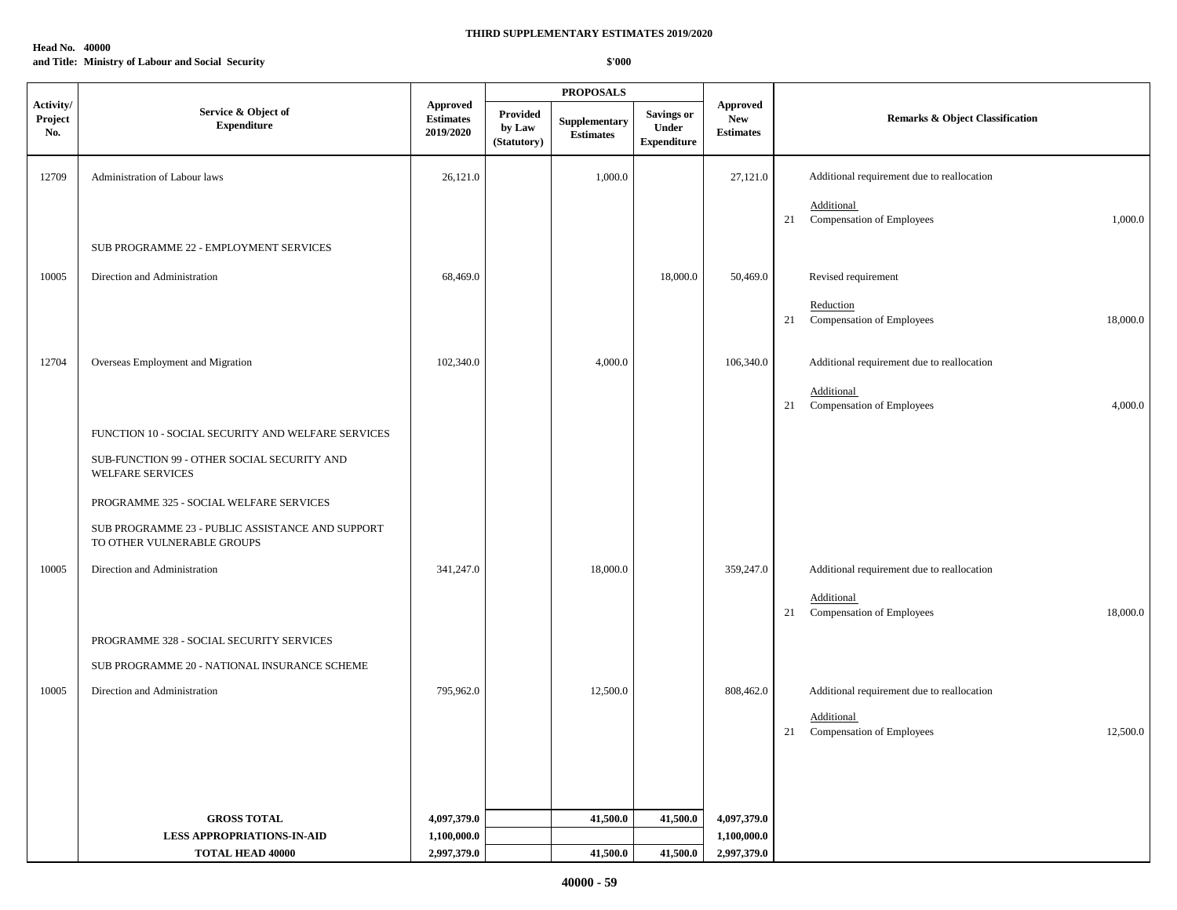**THIRD SUPPLEMENTARY ESTIMATES 2019/2020**

**Head No. 40000**
**and Title: Ministry of Labour and Social Security**

**$'000**

| Activity/ Project No. | Service & Object of Expenditure | Approved Estimates 2019/2020 | PROPOSALS Provided by Law (Statutory) | Supplementary Estimates | Savings or Under Expenditure | Approved New Estimates | Remarks & Object Classification |
|---|---|---|---|---|---|---|---|
| 12709 | Administration of Labour laws | 26,121.0 | | 1,000.0 | | 27,121.0 | Additional requirement due to reallocation |
| | | | | | | | Additional<br>21 Compensation of Employees 1,000.0 |
| | SUB PROGRAMME 22 - EMPLOYMENT SERVICES | | | | | | |
| 10005 | Direction and Administration | 68,469.0 | | | 18,000.0 | 50,469.0 | Revised requirement |
| | | | | | | | Reduction<br>21 Compensation of Employees 18,000.0 |
| 12704 | Overseas Employment and Migration | 102,340.0 | | 4,000.0 | | 106,340.0 | Additional requirement due to reallocation |
| | | | | | | | Additional<br>21 Compensation of Employees 4,000.0 |
| | FUNCTION 10 - SOCIAL SECURITY AND WELFARE SERVICES | | | | | | |
| | SUB-FUNCTION 99 - OTHER SOCIAL SECURITY AND WELFARE SERVICES | | | | | | |
| | PROGRAMME 325 - SOCIAL WELFARE SERVICES | | | | | | |
| | SUB PROGRAMME 23 - PUBLIC ASSISTANCE AND SUPPORT TO OTHER VULNERABLE GROUPS | | | | | | |
| 10005 | Direction and Administration | 341,247.0 | | 18,000.0 | | 359,247.0 | Additional requirement due to reallocation |
| | | | | | | | Additional<br>21 Compensation of Employees 18,000.0 |
| | PROGRAMME 328 - SOCIAL SECURITY SERVICES | | | | | | |
| | SUB PROGRAMME 20 - NATIONAL INSURANCE SCHEME | | | | | | |
| 10005 | Direction and Administration | 795,962.0 | | 12,500.0 | | 808,462.0 | Additional requirement due to reallocation |
| | | | | | | | Additional<br>21 Compensation of Employees 12,500.0 |
| | **GROSS TOTAL** | **4,097,379.0** | | **41,500.0** | **41,500.0** | **4,097,379.0** | |
| | **LESS APPROPRIATIONS-IN-AID** | **1,100,000.0** | | | | **1,100,000.0** | |
| | **TOTAL HEAD 40000** | **2,997,379.0** | | **41,500.0** | **41,500.0** | **2,997,379.0** | |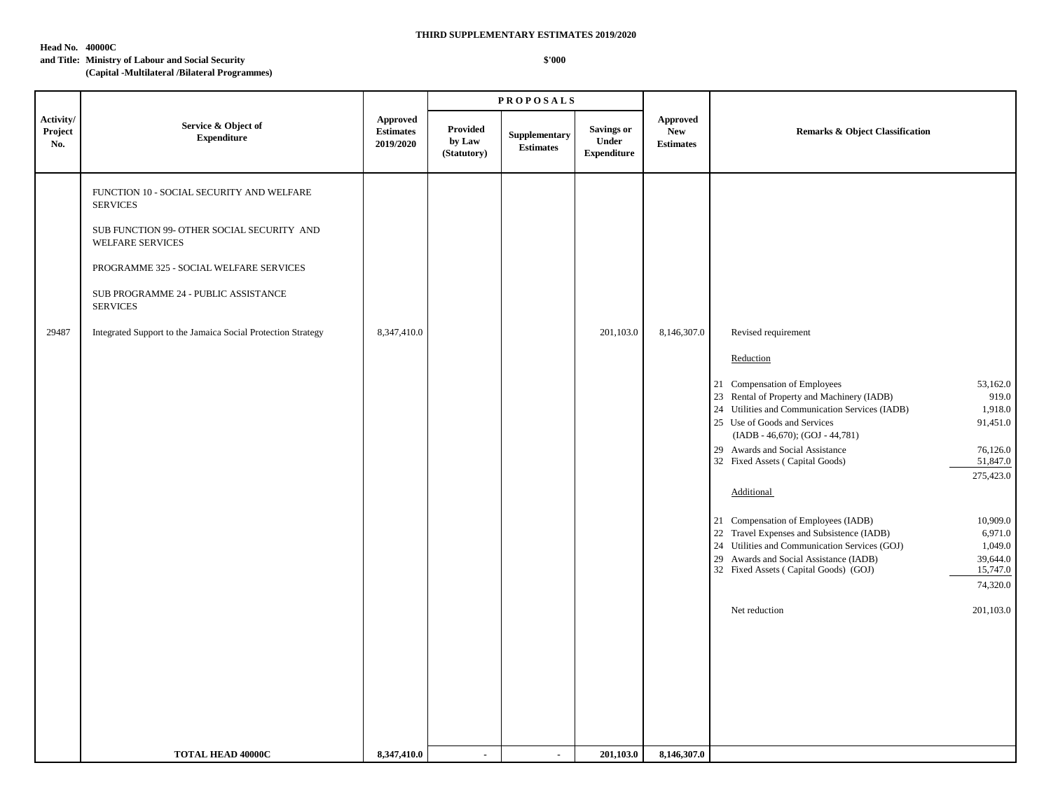**THIRD SUPPLEMENTARY ESTIMATES 2019/2020**

**Head No. 40000C**
**and Title: Ministry of Labour and Social Security**
**(Capital -Multilateral /Bilateral Programmes)**

**$'000**

| Activity/ Project No. | Service & Object of Expenditure | Approved Estimates 2019/2020 | PROPOSALS Provided by Law (Statutory) | Supplementary Estimates | Savings or Under Expenditure | Approved New Estimates | Remarks & Object Classification | |
|---|---|---|---|---|---|---|---|---|
| | FUNCTION 10 - SOCIAL SECURITY AND WELFARE SERVICES | | | | | | | |
| | SUB FUNCTION 99- OTHER SOCIAL SECURITY AND WELFARE SERVICES | | | | | | | |
| | PROGRAMME 325 - SOCIAL WELFARE SERVICES | | | | | | | |
| | SUB PROGRAMME 24 - PUBLIC ASSISTANCE SERVICES | | | | | | | |
| 29487 | Integrated Support to the Jamaica Social Protection Strategy | 8,347,410.0 | | | 201,103.0 | 8,146,307.0 | Revised requirement | |
| | | | | | | | Reduction | |
| | | | | | | | 21 Compensation of Employees | 53,162.0 |
| | | | | | | | 23 Rental of Property and Machinery (IADB) | 919.0 |
| | | | | | | | 24 Utilities and Communication Services (IADB) | 1,918.0 |
| | | | | | | | 25 Use of Goods and Services (IADB - 46,670); (GOJ - 44,781) | 91,451.0 |
| | | | | | | | 29 Awards and Social Assistance | 76,126.0 |
| | | | | | | | 32 Fixed Assets ( Capital Goods) | 51,847.0 |
| | | | | | | | | 275,423.0 |
| | | | | | | | Additional | |
| | | | | | | | 21 Compensation of Employees (IADB) | 10,909.0 |
| | | | | | | | 22 Travel Expenses and Subsistence (IADB) | 6,971.0 |
| | | | | | | | 24 Utilities and Communication Services (GOJ) | 1,049.0 |
| | | | | | | | 29 Awards and Social Assistance (IADB) | 39,644.0 |
| | | | | | | | 32 Fixed Assets ( Capital Goods) (GOJ) | 15,747.0 |
| | | | | | | | | 74,320.0 |
| | | | | | | | Net reduction | 201,103.0 |
| | **TOTAL HEAD 40000C** | **8,347,410.0** | **-** | **-** | **201,103.0** | **8,146,307.0** | | |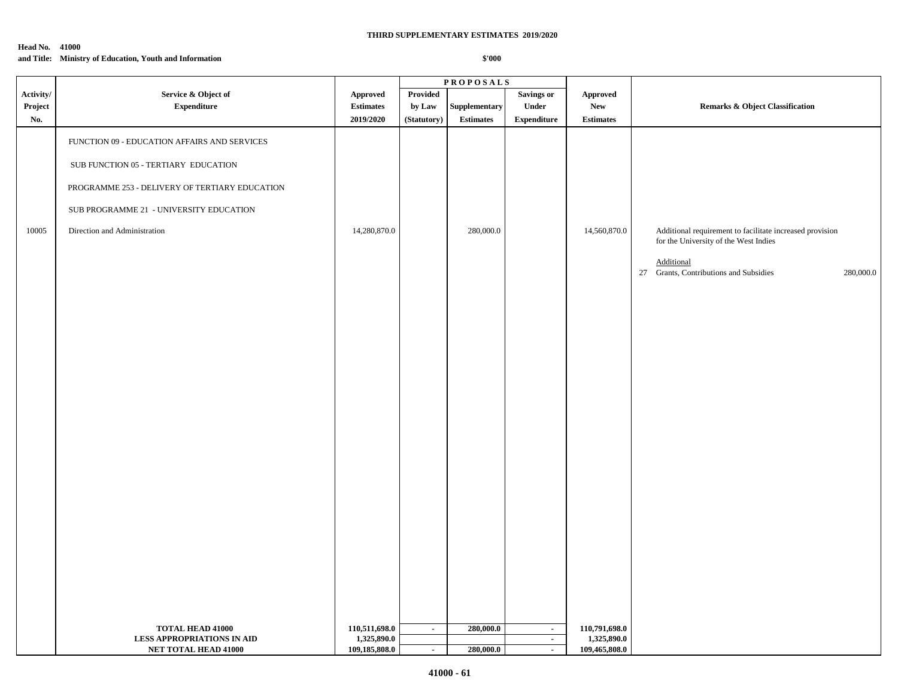**THIRD SUPPLEMENTARY ESTIMATES 2019/2020**

**Head No. 41000**
**and Title: Ministry of Education, Youth and Information**

**$'000**

| Activity/ Project No. | Service & Object of Expenditure | Approved Estimates 2019/2020 | PROPOSALS Provided by Law (Statutory) | Supplementary Estimates | Savings or Under Expenditure | Approved New Estimates | Remarks & Object Classification |
|---|---|---|---|---|---|---|---|
| | FUNCTION 09 - EDUCATION AFFAIRS AND SERVICES | | | | | | |
| | SUB FUNCTION 05 - TERTIARY EDUCATION | | | | | | |
| | PROGRAMME 253 - DELIVERY OF TERTIARY EDUCATION | | | | | | |
| | SUB PROGRAMME 21 - UNIVERSITY EDUCATION | | | | | | |
| 10005 | Direction and Administration | 14,280,870.0 | | 280,000.0 | | 14,560,870.0 | Additional requirement to facilitate increased provision for the University of the West Indies<br><br>Additional<br>27 Grants, Contributions and Subsidies 280,000.0 |
| | **TOTAL HEAD 41000** | **110,511,698.0** | **-** | **280,000.0** | **-** | **110,791,698.0** | |
| | **LESS APPROPRIATIONS IN AID** | **1,325,890.0** | | | **-** | **1,325,890.0** | |
| | **NET TOTAL HEAD 41000** | **109,185,808.0** | **-** | **280,000.0** | **-** | **109,465,808.0** | |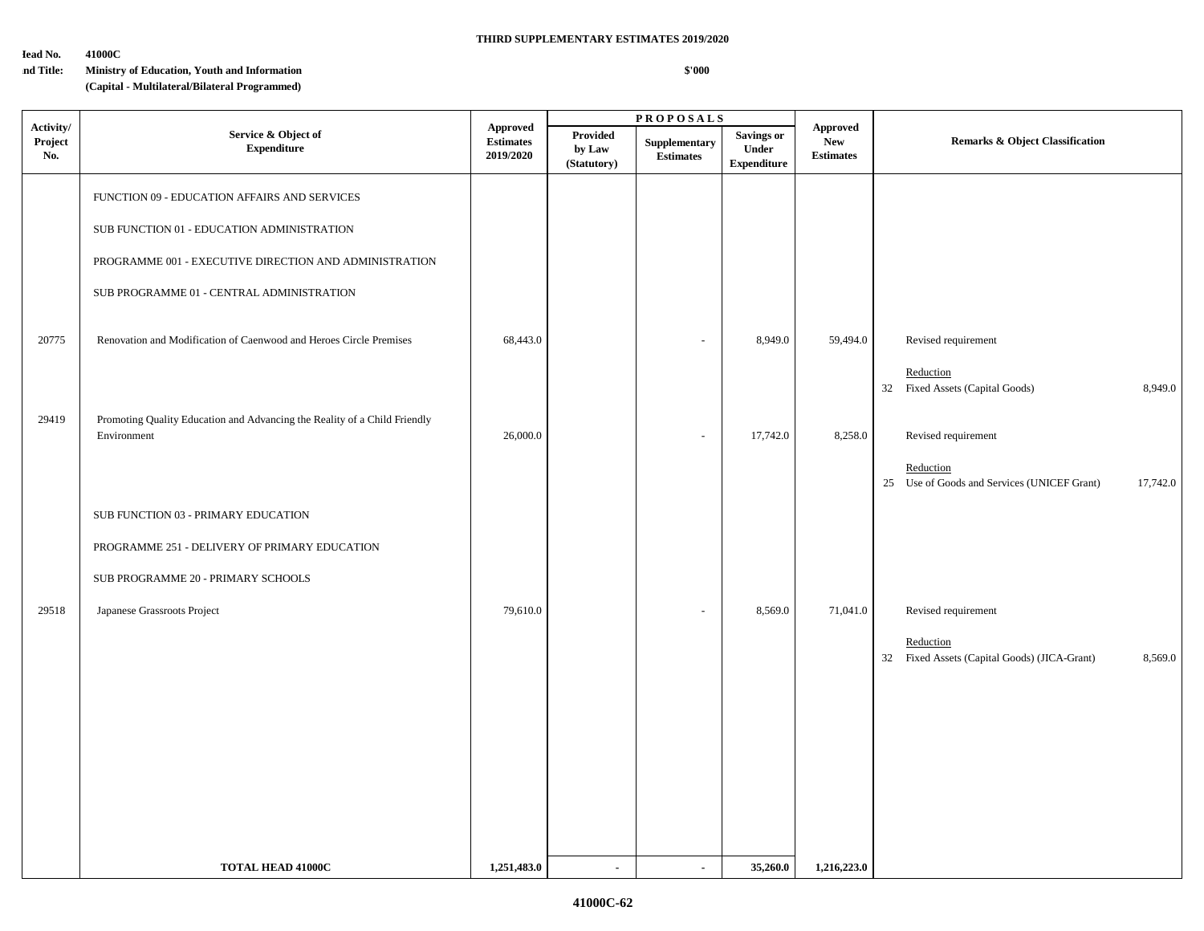**THIRD SUPPLEMENTARY ESTIMATES 2019/2020**

**Head No. 41000C**
**and Title: Ministry of Education, Youth and Information**
**(Capital - Multilateral/Bilateral Programmed)**

**$'000**

| Activity/ Project No. | Service & Object of Expenditure | Approved Estimates 2019/2020 | PROPOSALS Provided by Law (Statutory) | Supplementary Estimates | Savings or Under Expenditure | Approved New Estimates | Remarks & Object Classification |
|---|---|---|---|---|---|---|---|
| | FUNCTION 09 - EDUCATION AFFAIRS AND SERVICES | | | | | | |
| | SUB FUNCTION 01 - EDUCATION ADMINISTRATION | | | | | | |
| | PROGRAMME 001 - EXECUTIVE DIRECTION AND ADMINISTRATION | | | | | | |
| | SUB PROGRAMME 01 - CENTRAL ADMINISTRATION | | | | | | |
| 20775 | Renovation and Modification of Caenwood and Heroes Circle Premises | 68,443.0 | | - | 8,949.0 | 59,494.0 | Revised requirement |
| | | | | | | | Reduction |
| | | | | | | | 32 Fixed Assets (Capital Goods) 8,949.0 |
| 29419 | Promoting Quality Education and Advancing the Reality of a Child Friendly Environment | 26,000.0 | | - | 17,742.0 | 8,258.0 | Revised requirement |
| | | | | | | | Reduction |
| | | | | | | | 25 Use of Goods and Services (UNICEF Grant) 17,742.0 |
| | SUB FUNCTION 03 - PRIMARY EDUCATION | | | | | | |
| | PROGRAMME 251 - DELIVERY OF PRIMARY EDUCATION | | | | | | |
| | SUB PROGRAMME 20 - PRIMARY SCHOOLS | | | | | | |
| 29518 | Japanese Grassroots Project | 79,610.0 | | - | 8,569.0 | 71,041.0 | Revised requirement |
| | | | | | | | Reduction |
| | | | | | | | 32 Fixed Assets (Capital Goods) (JICA-Grant) 8,569.0 |
| | **TOTAL HEAD 41000C** | **1,251,483.0** | **-** | **-** | **35,260.0** | **1,216,223.0** | |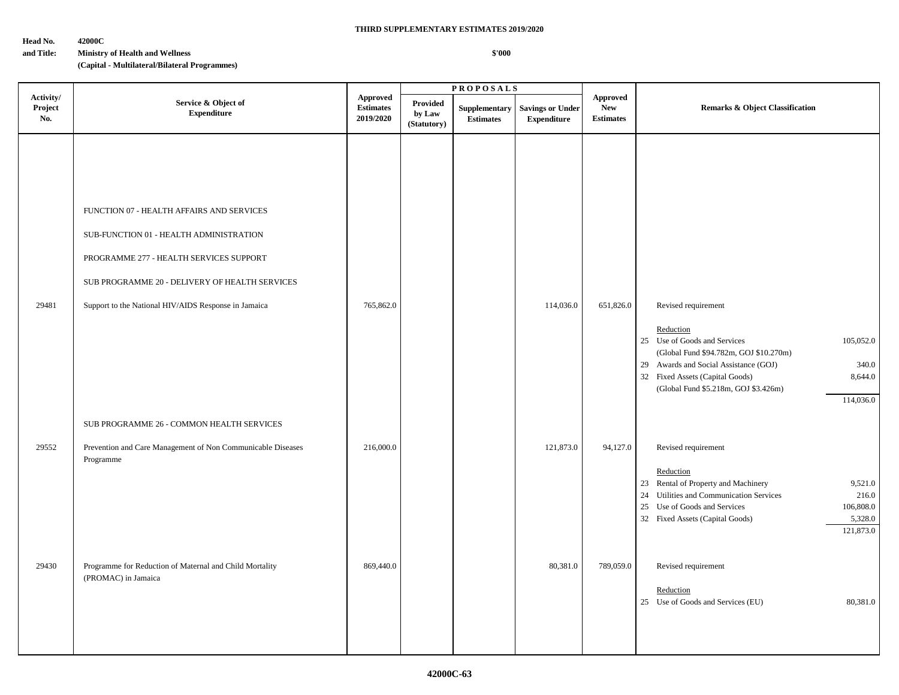**THIRD SUPPLEMENTARY ESTIMATES 2019/2020**

**Head No. and Title:** **42000C**
**Ministry of Health and Wellness**
**(Capital - Multilateral/Bilateral Programmes)**

**$'000**

| Activity/ Project No. | Service & Object of Expenditure | Approved Estimates 2019/2020 | PROPOSALS Provided by Law (Statutory) | Supplementary Estimates | Savings or Under Expenditure | Approved New Estimates | Remarks & Object Classification | |
|---|---|---|---|---|---|---|---|---|
| | FUNCTION 07 - HEALTH AFFAIRS AND SERVICES | | | | | | | |
| | SUB-FUNCTION 01 - HEALTH ADMINISTRATION | | | | | | | |
| | PROGRAMME 277 - HEALTH SERVICES SUPPORT | | | | | | | |
| | SUB PROGRAMME 20 - DELIVERY OF HEALTH SERVICES | | | | | | | |
| 29481 | Support to the National HIV/AIDS Response in Jamaica | 765,862.0 | | | 114,036.0 | 651,826.0 | Revised requirement | |
| | | | | | | | Reduction | |
| | | | | | | | 25 Use of Goods and Services (Global Fund $94.782m, GOJ $10.270m) | 105,052.0 |
| | | | | | | | 29 Awards and Social Assistance (GOJ) | 340.0 |
| | | | | | | | 32 Fixed Assets (Capital Goods) (Global Fund $5.218m, GOJ $3.426m) | 8,644.0 |
| | | | | | | | | 114,036.0 |
| | SUB PROGRAMME 26 - COMMON HEALTH SERVICES | | | | | | | |
| 29552 | Prevention and Care Management of Non Communicable Diseases Programme | 216,000.0 | | | 121,873.0 | 94,127.0 | Revised requirement | |
| | | | | | | | Reduction | |
| | | | | | | | 23 Rental of Property and Machinery | 9,521.0 |
| | | | | | | | 24 Utilities and Communication Services | 216.0 |
| | | | | | | | 25 Use of Goods and Services | 106,808.0 |
| | | | | | | | 32 Fixed Assets (Capital Goods) | 5,328.0 |
| | | | | | | | | 121,873.0 |
| 29430 | Programme for Reduction of Maternal and Child Mortality (PROMAC) in Jamaica | 869,440.0 | | | 80,381.0 | 789,059.0 | Revised requirement | |
| | | | | | | | Reduction | |
| | | | | | | | 25 Use of Goods and Services (EU) | 80,381.0 |

42000C-63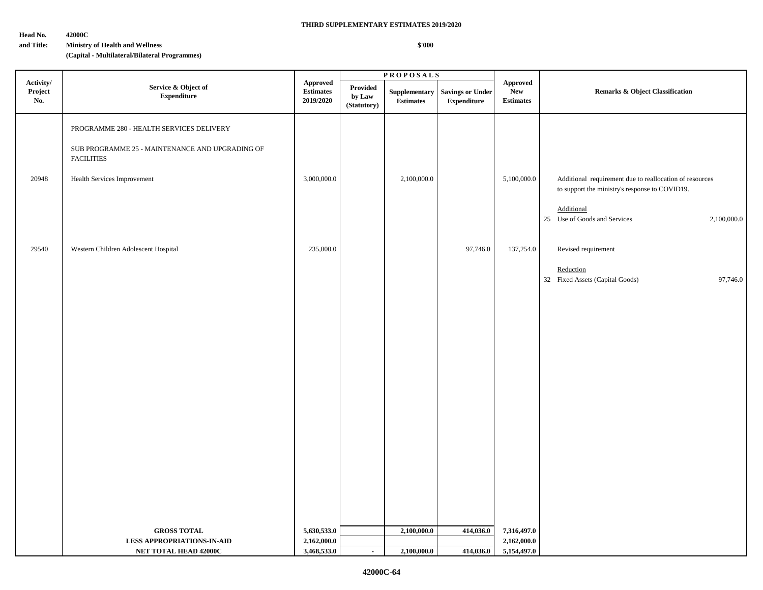**THIRD SUPPLEMENTARY ESTIMATES 2019/2020**

**Head No. and Title:** **42000C**
**Ministry of Health and Wellness**
**(Capital - Multilateral/Bilateral Programmes)**

**$'000**

| Activity/ Project No. | Service & Object of Expenditure | Approved Estimates 2019/2020 | PROPOSALS | | | Approved New Estimates | Remarks & Object Classification |
|---|---|---|---|---|---|---|---|
| | | | Provided by Law (Statutory) | Supplementary Estimates | Savings or Under Expenditure | | |
| | PROGRAMME 280 - HEALTH SERVICES DELIVERY | | | | | | |
| | SUB PROGRAMME 25 - MAINTENANCE AND UPGRADING OF FACILITIES | | | | | | |
| 20948 | Health Services Improvement | 3,000,000.0 | | 2,100,000.0 | | 5,100,000.0 | Additional requirement due to reallocation of resources to support the ministry's response to COVID19. |
| | | | | | | | Additional |
| | | | | | | | 25 Use of Goods and Services 2,100,000.0 |
| 29540 | Western Children Adolescent Hospital | 235,000.0 | | | 97,746.0 | 137,254.0 | Revised requirement |
| | | | | | | | Reduction |
| | | | | | | | 32 Fixed Assets (Capital Goods) 97,746.0 |
| | **GROSS TOTAL** | **5,630,533.0** | | **2,100,000.0** | **414,036.0** | **7,316,497.0** | |
| | **LESS APPROPRIATIONS-IN-AID** | **2,162,000.0** | | | | **2,162,000.0** | |
| | **NET TOTAL HEAD 42000C** | **3,468,533.0** | **-** | **2,100,000.0** | **414,036.0** | **5,154,497.0** | |

**42000C-64**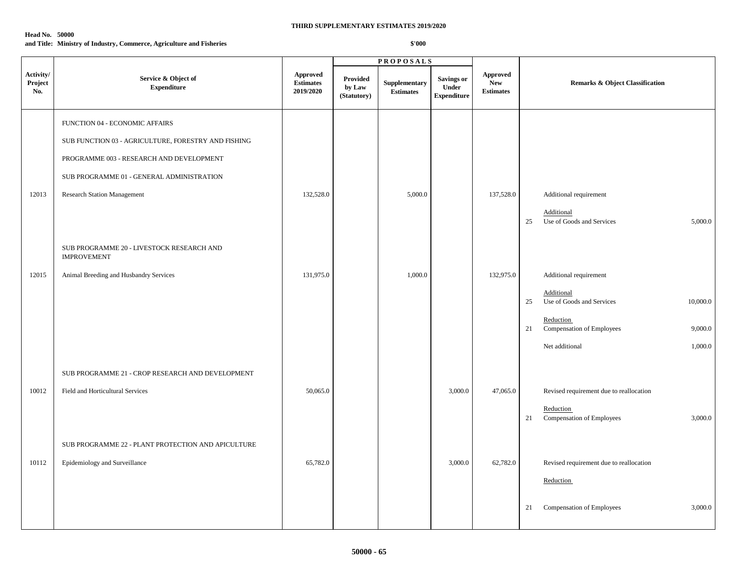**THIRD SUPPLEMENTARY ESTIMATES 2019/2020**

**Head No. 50000**
**and Title: Ministry of Industry, Commerce, Agriculture and Fisheries**

**$'000**

| Activity/ Project No. | Service & Object of Expenditure | Approved Estimates 2019/2020 | PROPOSALS Provided by Law (Statutory) | Supplementary Estimates | Savings or Under Expenditure | Approved New Estimates | Remarks & Object Classification | | |
|---|---|---|---|---|---|---|---|---|---|
| | FUNCTION 04 - ECONOMIC AFFAIRS | | | | | | | | |
| | SUB FUNCTION 03 - AGRICULTURE, FORESTRY AND FISHING | | | | | | | | |
| | PROGRAMME 003 - RESEARCH AND DEVELOPMENT | | | | | | | | |
| | SUB PROGRAMME 01 - GENERAL ADMINISTRATION | | | | | | | | |
| 12013 | Research Station Management | 132,528.0 | | 5,000.0 | | 137,528.0 | | Additional requirement | |
| | | | | | | | | Additional | |
| | | | | | | | 25 | Use of Goods and Services | 5,000.0 |
| | SUB PROGRAMME 20 - LIVESTOCK RESEARCH AND IMPROVEMENT | | | | | | | | |
| 12015 | Animal Breeding and Husbandry Services | 131,975.0 | | 1,000.0 | | 132,975.0 | | Additional requirement | |
| | | | | | | | | Additional | |
| | | | | | | | 25 | Use of Goods and Services | 10,000.0 |
| | | | | | | | | Reduction | |
| | | | | | | | 21 | Compensation of Employees | 9,000.0 |
| | | | | | | | | Net additional | 1,000.0 |
| | SUB PROGRAMME 21 - CROP RESEARCH AND DEVELOPMENT | | | | | | | | |
| 10012 | Field and Horticultural Services | 50,065.0 | | | 3,000.0 | 47,065.0 | | Revised requirement due to reallocation | |
| | | | | | | | | Reduction | |
| | | | | | | | 21 | Compensation of Employees | 3,000.0 |
| | SUB PROGRAMME 22 - PLANT PROTECTION AND APICULTURE | | | | | | | | |
| 10112 | Epidemiology and Surveillance | 65,782.0 | | | 3,000.0 | 62,782.0 | | Revised requirement due to reallocation | |
| | | | | | | | | Reduction | |
| | | | | | | | 21 | Compensation of Employees | 3,000.0 |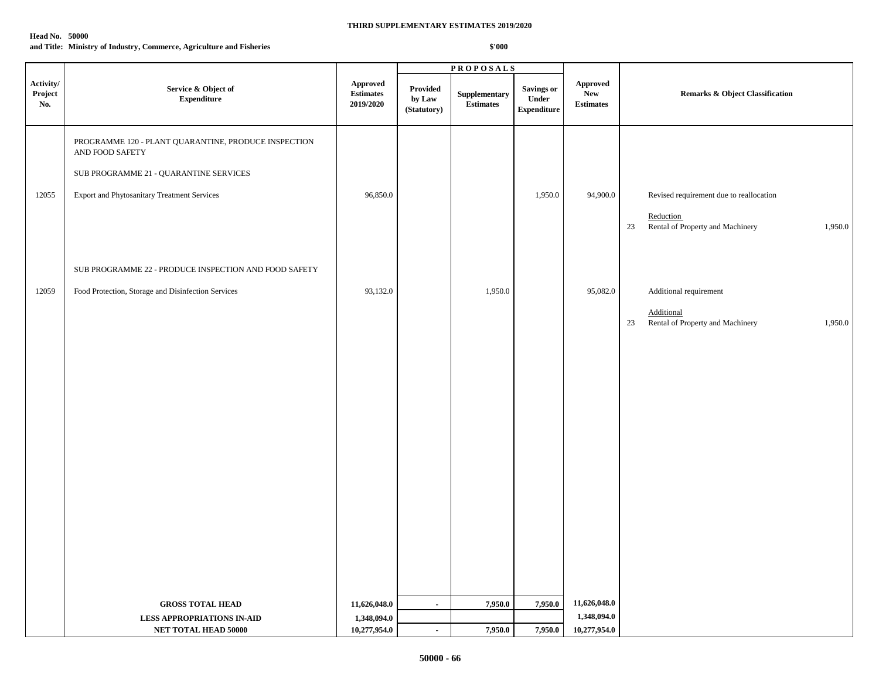**THIRD SUPPLEMENTARY ESTIMATES 2019/2020**

**Head No. 50000**
**and Title: Ministry of Industry, Commerce, Agriculture and Fisheries**

**$'000**

| Activity/ Project No. | Service & Object of Expenditure | Approved Estimates 2019/2020 | PROPOSALS Provided by Law (Statutory) | Supplementary Estimates | Savings or Under Expenditure | Approved New Estimates | Remarks & Object Classification |
|---|---|---|---|---|---|---|---|
| | PROGRAMME 120 - PLANT QUARANTINE, PRODUCE INSPECTION AND FOOD SAFETY | | | | | | |
| | SUB PROGRAMME 21 - QUARANTINE SERVICES | | | | | | |
| 12055 | Export and Phytosanitary Treatment Services | 96,850.0 | | | 1,950.0 | 94,900.0 | Revised requirement due to reallocation |
| | | | | | | | Reduction |
| | | | | | | | 23 Rental of Property and Machinery 1,950.0 |
| | SUB PROGRAMME 22 - PRODUCE INSPECTION AND FOOD SAFETY | | | | | | |
| 12059 | Food Protection, Storage and Disinfection Services | 93,132.0 | | 1,950.0 | | 95,082.0 | Additional requirement |
| | | | | | | | Additional |
| | | | | | | | 23 Rental of Property and Machinery 1,950.0 |
| | **GROSS TOTAL HEAD** | **11,626,048.0** | **-** | **7,950.0** | **7,950.0** | **11,626,048.0** | |
| | **LESS APPROPRIATIONS IN-AID** | **1,348,094.0** | | | | **1,348,094.0** | |
| | **NET TOTAL HEAD 50000** | **10,277,954.0** | **-** | **7,950.0** | **7,950.0** | **10,277,954.0** | |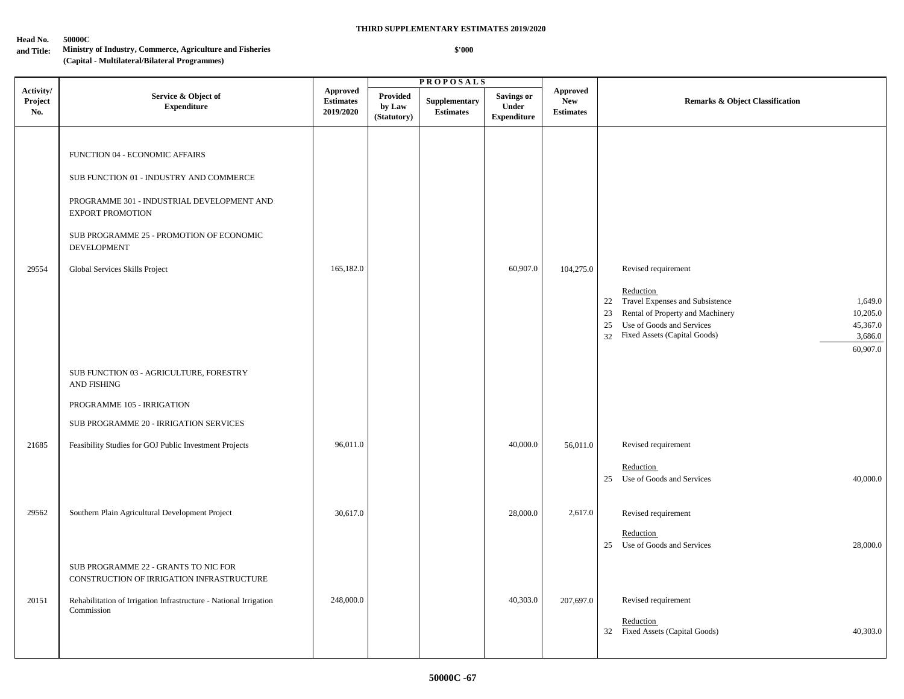**THIRD SUPPLEMENTARY ESTIMATES 2019/2020**

**Head No. and Title:** **50000C**
**Ministry of Industry, Commerce, Agriculture and Fisheries (Capital - Multilateral/Bilateral Programmes)**

**\$'000**

| Activity/ Project No. | Service & Object of Expenditure | Approved Estimates 2019/2020 | PROPOSALS | | | Approved New Estimates | Remarks & Object Classification |
|---|---|---|---|---|---|---|---|
| | | | Provided by Law (Statutory) | Supplementary Estimates | Savings or Under Expenditure | | |
| | FUNCTION 04 - ECONOMIC AFFAIRS | | | | | | |
| | SUB FUNCTION 01 - INDUSTRY AND COMMERCE | | | | | | |
| | PROGRAMME 301 - INDUSTRIAL DEVELOPMENT AND EXPORT PROMOTION | | | | | | |
| | SUB PROGRAMME 25 - PROMOTION OF ECONOMIC DEVELOPMENT | | | | | | |
| 29554 | Global Services Skills Project | 165,182.0 | | | 60,907.0 | 104,275.0 | Revised requirement<br><br>Reduction<br>22 Travel Expenses and Subsistence 1,649.0<br>23 Rental of Property and Machinery 10,205.0<br>25 Use of Goods and Services 45,367.0<br>32 Fixed Assets (Capital Goods) 3,686.0<br>60,907.0 |
| | SUB FUNCTION 03 - AGRICULTURE, FORESTRY AND FISHING | | | | | | |
| | PROGRAMME 105 - IRRIGATION | | | | | | |
| | SUB PROGRAMME 20 - IRRIGATION SERVICES | | | | | | |
| 21685 | Feasibility Studies for GOJ Public Investment Projects | 96,011.0 | | | 40,000.0 | 56,011.0 | Revised requirement<br><br>Reduction<br>25 Use of Goods and Services 40,000.0 |
| 29562 | Southern Plain Agricultural Development Project | 30,617.0 | | | 28,000.0 | 2,617.0 | Revised requirement<br><br>Reduction<br>25 Use of Goods and Services 28,000.0 |
| | SUB PROGRAMME 22 - GRANTS TO NIC FOR CONSTRUCTION OF IRRIGATION INFRASTRUCTURE | | | | | | |
| 20151 | Rehabilitation of Irrigation Infrastructure - National Irrigation Commission | 248,000.0 | | | 40,303.0 | 207,697.0 | Revised requirement<br><br>Reduction<br>32 Fixed Assets (Capital Goods) 40,303.0 |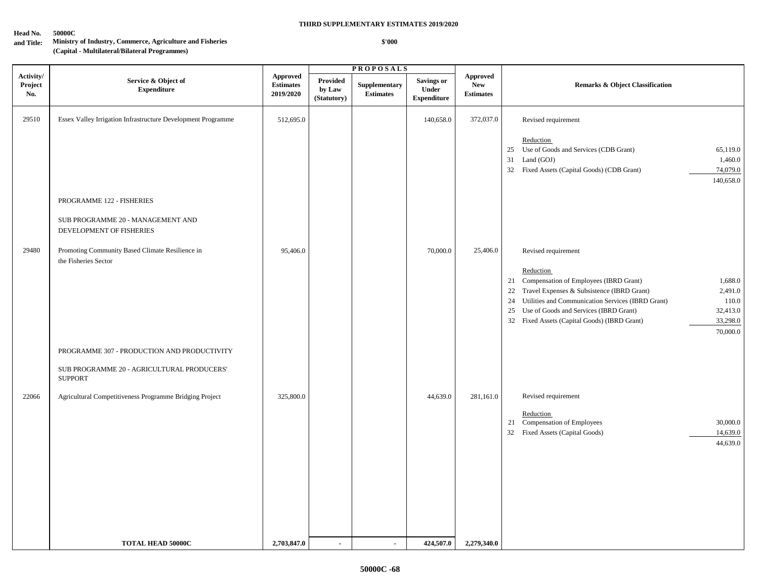**THIRD SUPPLEMENTARY ESTIMATES 2019/2020**

**Head No. and Title:** **50000C**
**Ministry of Industry, Commerce, Agriculture and Fisheries**
**(Capital - Multilateral/Bilateral Programmes)**

**$'000**

| Activity/ Project No. | Service & Object of Expenditure | Approved Estimates 2019/2020 | PROPOSALS | | | Approved New Estimates | Remarks & Object Classification | |
|---|---|---|---|---|---|---|---|---|
| | | | Provided by Law (Statutory) | Supplementary Estimates | Savings or Under Expenditure | | | |
| 29510 | Essex Valley Irrigation Infrastructure Development Programme | 512,695.0 | | | 140,658.0 | 372,037.0 | Revised requirement | |
| | | | | | | | Reduction | |
| | | | | | | | 25 Use of Goods and Services (CDB Grant) | 65,119.0 |
| | | | | | | | 31 Land (GOJ) | 1,460.0 |
| | | | | | | | 32 Fixed Assets (Capital Goods) (CDB Grant) | 74,079.0 |
| | | | | | | | | 140,658.0 |
| | PROGRAMME 122 - FISHERIES | | | | | | | |
| | SUB PROGRAMME 20 - MANAGEMENT AND DEVELOPMENT OF FISHERIES | | | | | | | |
| 29480 | Promoting Community Based Climate Resilience in the Fisheries Sector | 95,406.0 | | | 70,000.0 | 25,406.0 | Revised requirement | |
| | | | | | | | Reduction | |
| | | | | | | | 21 Compensation of Employees (IBRD Grant) | 1,688.0 |
| | | | | | | | 22 Travel Expenses & Subsistence (IBRD Grant) | 2,491.0 |
| | | | | | | | 24 Utilities and Communication Services (IBRD Grant) | 110.0 |
| | | | | | | | 25 Use of Goods and Services (IBRD Grant) | 32,413.0 |
| | | | | | | | 32 Fixed Assets (Capital Goods) (IBRD Grant) | 33,298.0 |
| | | | | | | | | 70,000.0 |
| | PROGRAMME 307 - PRODUCTION AND PRODUCTIVITY | | | | | | | |
| | SUB PROGRAMME 20 - AGRICULTURAL PRODUCERS' SUPPORT | | | | | | | |
| 22066 | Agricultural Competitiveness Programme Bridging Project | 325,800.0 | | | 44,639.0 | 281,161.0 | Revised requirement | |
| | | | | | | | Reduction | |
| | | | | | | | 21 Compensation of Employees | 30,000.0 |
| | | | | | | | 32 Fixed Assets (Capital Goods) | 14,639.0 |
| | | | | | | | | 44,639.0 |
| | **TOTAL HEAD 50000C** | **2,703,847.0** | **-** | **-** | **424,507.0** | **2,279,340.0** | | |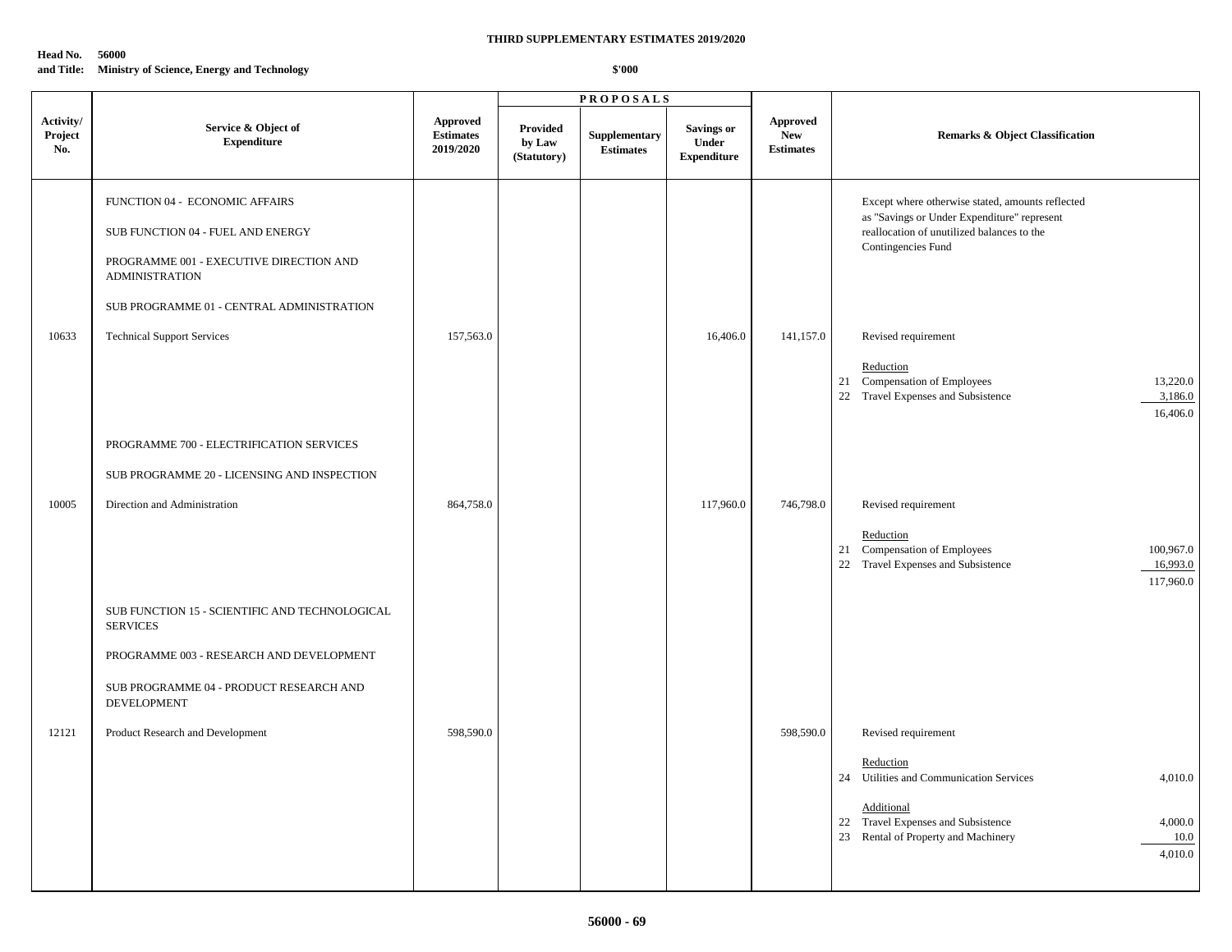**THIRD SUPPLEMENTARY ESTIMATES 2019/2020**

**Head No. 56000**
**and Title: Ministry of Science, Energy and Technology**

**$'000**

| Activity/ Project No. | Service & Object of Expenditure | Approved Estimates 2019/2020 | PROPOSALS Provided by Law (Statutory) | Supplementary Estimates | Savings or Under Expenditure | Approved New Estimates | Remarks & Object Classification | |
|---|---|---|---|---|---|---|---|---|
| | FUNCTION 04 - ECONOMIC AFFAIRS | | | | | | Except where otherwise stated, amounts reflected as "Savings or Under Expenditure" represent reallocation of unutilized balances to the Contingencies Fund | |
| | SUB FUNCTION 04 - FUEL AND ENERGY | | | | | | | |
| | PROGRAMME 001 - EXECUTIVE DIRECTION AND ADMINISTRATION | | | | | | | |
| | SUB PROGRAMME 01 - CENTRAL ADMINISTRATION | | | | | | | |
| 10633 | Technical Support Services | 157,563.0 | | | 16,406.0 | 141,157.0 | Revised requirement | |
| | | | | | | | Reduction | |
| | | | | | | | 21 Compensation of Employees | 13,220.0 |
| | | | | | | | 22 Travel Expenses and Subsistence | 3,186.0 |
| | | | | | | | | 16,406.0 |
| | PROGRAMME 700 - ELECTRIFICATION SERVICES | | | | | | | |
| | SUB PROGRAMME 20 - LICENSING AND INSPECTION | | | | | | | |
| 10005 | Direction and Administration | 864,758.0 | | | 117,960.0 | 746,798.0 | Revised requirement | |
| | | | | | | | Reduction | |
| | | | | | | | 21 Compensation of Employees | 100,967.0 |
| | | | | | | | 22 Travel Expenses and Subsistence | 16,993.0 |
| | | | | | | | | 117,960.0 |
| | SUB FUNCTION 15 - SCIENTIFIC AND TECHNOLOGICAL SERVICES | | | | | | | |
| | PROGRAMME 003 - RESEARCH AND DEVELOPMENT | | | | | | | |
| | SUB PROGRAMME 04 - PRODUCT RESEARCH AND DEVELOPMENT | | | | | | | |
| 12121 | Product Research and Development | 598,590.0 | | | | 598,590.0 | Revised requirement | |
| | | | | | | | Reduction | |
| | | | | | | | 24 Utilities and Communication Services | 4,010.0 |
| | | | | | | | Additional | |
| | | | | | | | 22 Travel Expenses and Subsistence | 4,000.0 |
| | | | | | | | 23 Rental of Property and Machinery | 10.0 |
| | | | | | | | | 4,010.0 |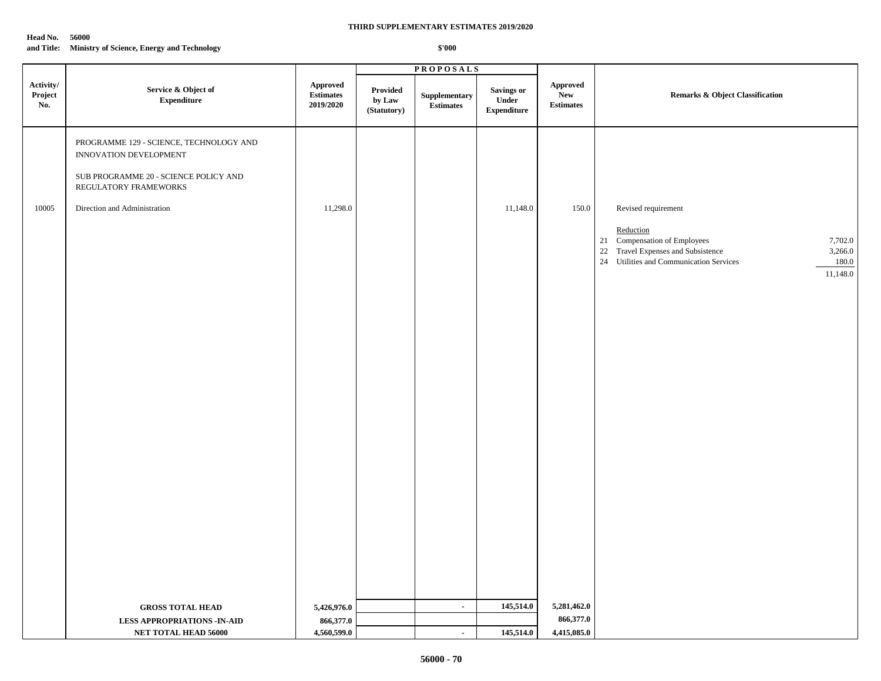**THIRD SUPPLEMENTARY ESTIMATES 2019/2020**

**Head No. 56000**
**and Title: Ministry of Science, Energy and Technology**

**$'000**

| Activity/ Project No. | Service & Object of Expenditure | Approved Estimates 2019/2020 | PROPOSALS Provided by Law (Statutory) | Supplementary Estimates | Savings or Under Expenditure | Approved New Estimates | Remarks & Object Classification | |
|---|---|---|---|---|---|---|---|---|
| | PROGRAMME 129 - SCIENCE, TECHNOLOGY AND INNOVATION DEVELOPMENT | | | | | | | |
| | SUB PROGRAMME 20 - SCIENCE POLICY AND REGULATORY FRAMEWORKS | | | | | | | |
| 10005 | Direction and Administration | 11,298.0 | | | 11,148.0 | 150.0 | Revised requirement | |
| | | | | | | | Reduction | |
| | | | | | | | 21 Compensation of Employees | 7,702.0 |
| | | | | | | | 22 Travel Expenses and Subsistence | 3,266.0 |
| | | | | | | | 24 Utilities and Communication Services | 180.0 |
| | | | | | | | | 11,148.0 |
| | **GROSS TOTAL HEAD** | **5,426,976.0** | | - | **145,514.0** | **5,281,462.0** | | |
| | **LESS APPROPRIATIONS -IN-AID** | **866,377.0** | | | | **866,377.0** | | |
| | **NET TOTAL HEAD 56000** | **4,560,599.0** | | - | **145,514.0** | **4,415,085.0** | | |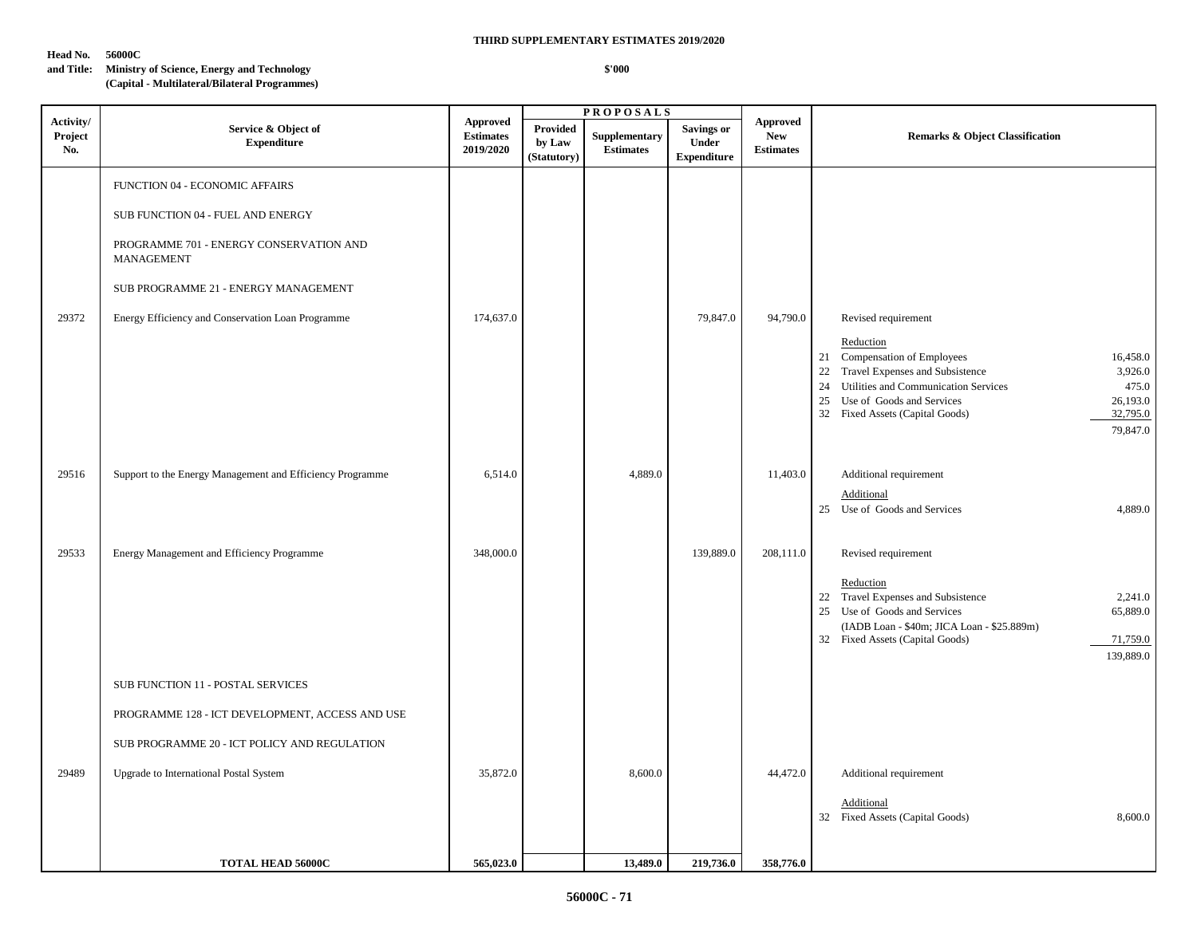**THIRD SUPPLEMENTARY ESTIMATES 2019/2020**

**Head No. 56000C**
**and Title: Ministry of Science, Energy and Technology**
**(Capital - Multilateral/Bilateral Programmes)**

**\$'000**

| Activity/ Project No. | Service & Object of Expenditure | Approved Estimates 2019/2020 | PROPOSALS | | | Approved New Estimates | Remarks & Object Classification |
|---|---|---|---|---|---|---|---|
| | | | Provided by Law (Statutory) | Supplementary Estimates | Savings or Under Expenditure | | |
| | FUNCTION 04 - ECONOMIC AFFAIRS | | | | | | |
| | SUB FUNCTION 04 - FUEL AND ENERGY | | | | | | |
| | PROGRAMME 701 - ENERGY CONSERVATION AND MANAGEMENT | | | | | | |
| | SUB PROGRAMME 21 - ENERGY MANAGEMENT | | | | | | |
| 29372 | Energy Efficiency and Conservation Loan Programme | 174,637.0 | | | 79,847.0 | 94,790.0 | Revised requirement<br><br>Reduction<br>21 Compensation of Employees 16,458.0<br>22 Travel Expenses and Subsistence 3,926.0<br>24 Utilities and Communication Services 475.0<br>25 Use of Goods and Services 26,193.0<br>32 Fixed Assets (Capital Goods) 32,795.0<br>79,847.0 |
| 29516 | Support to the Energy Management and Efficiency Programme | 6,514.0 | | 4,889.0 | | 11,403.0 | Additional requirement<br><br>Additional<br>25 Use of Goods and Services 4,889.0 |
| 29533 | Energy Management and Efficiency Programme | 348,000.0 | | | 139,889.0 | 208,111.0 | Revised requirement<br><br>Reduction<br>22 Travel Expenses and Subsistence 2,241.0<br>25 Use of Goods and Services 65,889.0<br>(IADB Loan - \$40m; JICA Loan - \$25.889m)<br>32 Fixed Assets (Capital Goods) 71,759.0<br>139,889.0 |
| | SUB FUNCTION 11 - POSTAL SERVICES | | | | | | |
| | PROGRAMME 128 - ICT DEVELOPMENT, ACCESS AND USE | | | | | | |
| | SUB PROGRAMME 20 - ICT POLICY AND REGULATION | | | | | | |
| 29489 | Upgrade to International Postal System | 35,872.0 | | 8,600.0 | | 44,472.0 | Additional requirement<br><br>Additional<br>32 Fixed Assets (Capital Goods) 8,600.0 |
| | **TOTAL HEAD 56000C** | **565,023.0** | | **13,489.0** | **219,736.0** | **358,776.0** | |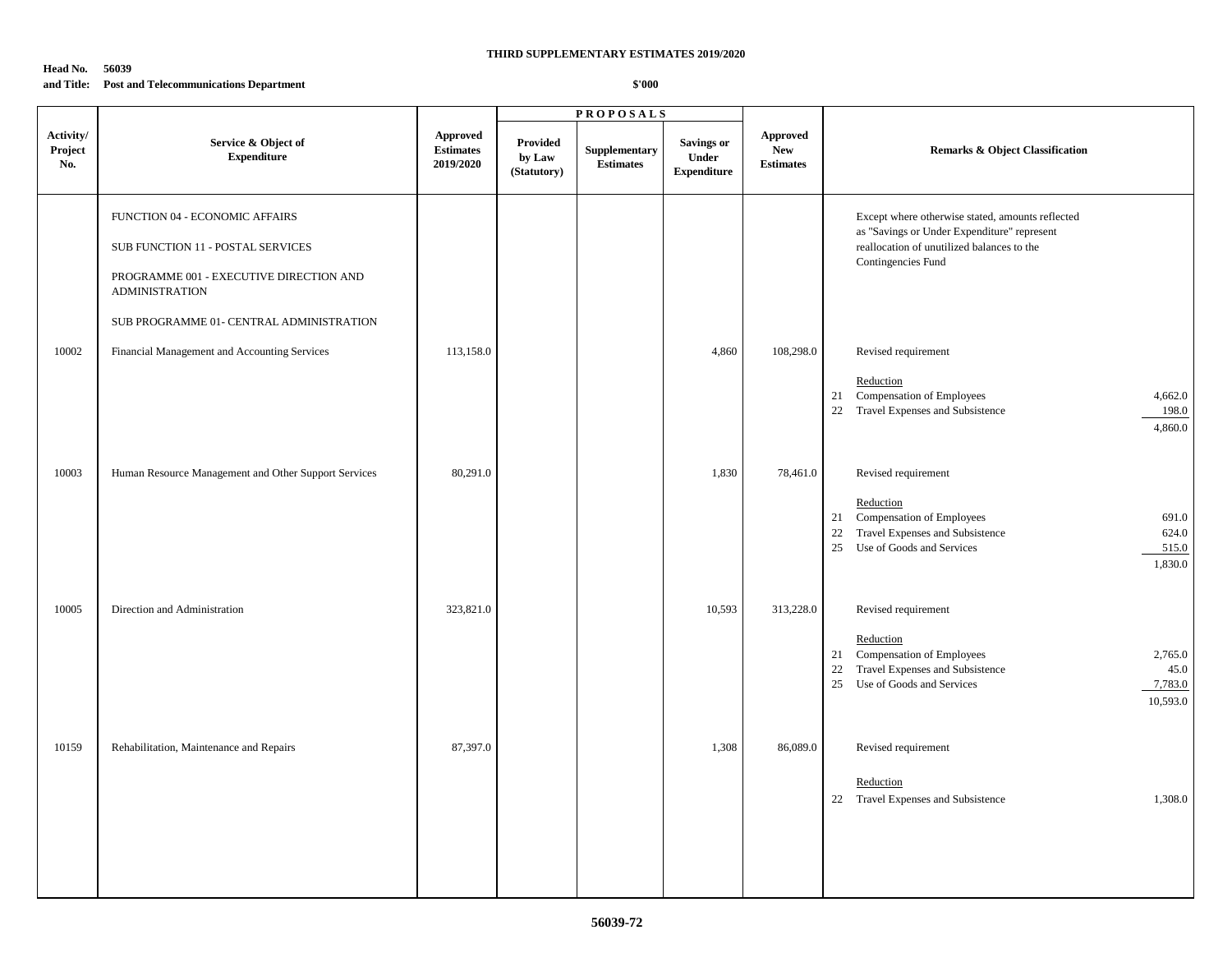**THIRD SUPPLEMENTARY ESTIMATES 2019/2020**

**Head No. 56039**
**and Title: Post and Telecommunications Department**

**$'000**

| Activity/ Project No. | Service & Object of Expenditure | Approved Estimates 2019/2020 | PROPOSALS Provided by Law (Statutory) | Supplementary Estimates | Savings or Under Expenditure | Approved New Estimates | Remarks & Object Classification | |
|---|---|---|---|---|---|---|---|---|
| | FUNCTION 04 - ECONOMIC AFFAIRS | | | | | | Except where otherwise stated, amounts reflected as "Savings or Under Expenditure" represent reallocation of unutilized balances to the Contingencies Fund | |
| | SUB FUNCTION 11 - POSTAL SERVICES | | | | | | | |
| | PROGRAMME 001 - EXECUTIVE DIRECTION AND ADMINISTRATION | | | | | | | |
| | SUB PROGRAMME 01- CENTRAL ADMINISTRATION | | | | | | | |
| 10002 | Financial Management and Accounting Services | 113,158.0 | | | 4,860 | 108,298.0 | Revised requirement | |
| | | | | | | | Reduction | |
| | | | | | | | 21 Compensation of Employees | 4,662.0 |
| | | | | | | | 22 Travel Expenses and Subsistence | 198.0 |
| | | | | | | | | 4,860.0 |
| 10003 | Human Resource Management and Other Support Services | 80,291.0 | | | 1,830 | 78,461.0 | Revised requirement | |
| | | | | | | | Reduction | |
| | | | | | | | 21 Compensation of Employees | 691.0 |
| | | | | | | | 22 Travel Expenses and Subsistence | 624.0 |
| | | | | | | | 25 Use of Goods and Services | 515.0 |
| | | | | | | | | 1,830.0 |
| 10005 | Direction and Administration | 323,821.0 | | | 10,593 | 313,228.0 | Revised requirement | |
| | | | | | | | Reduction | |
| | | | | | | | 21 Compensation of Employees | 2,765.0 |
| | | | | | | | 22 Travel Expenses and Subsistence | 45.0 |
| | | | | | | | 25 Use of Goods and Services | 7,783.0 |
| | | | | | | | | 10,593.0 |
| 10159 | Rehabilitation, Maintenance and Repairs | 87,397.0 | | | 1,308 | 86,089.0 | Revised requirement | |
| | | | | | | | Reduction | |
| | | | | | | | 22 Travel Expenses and Subsistence | 1,308.0 |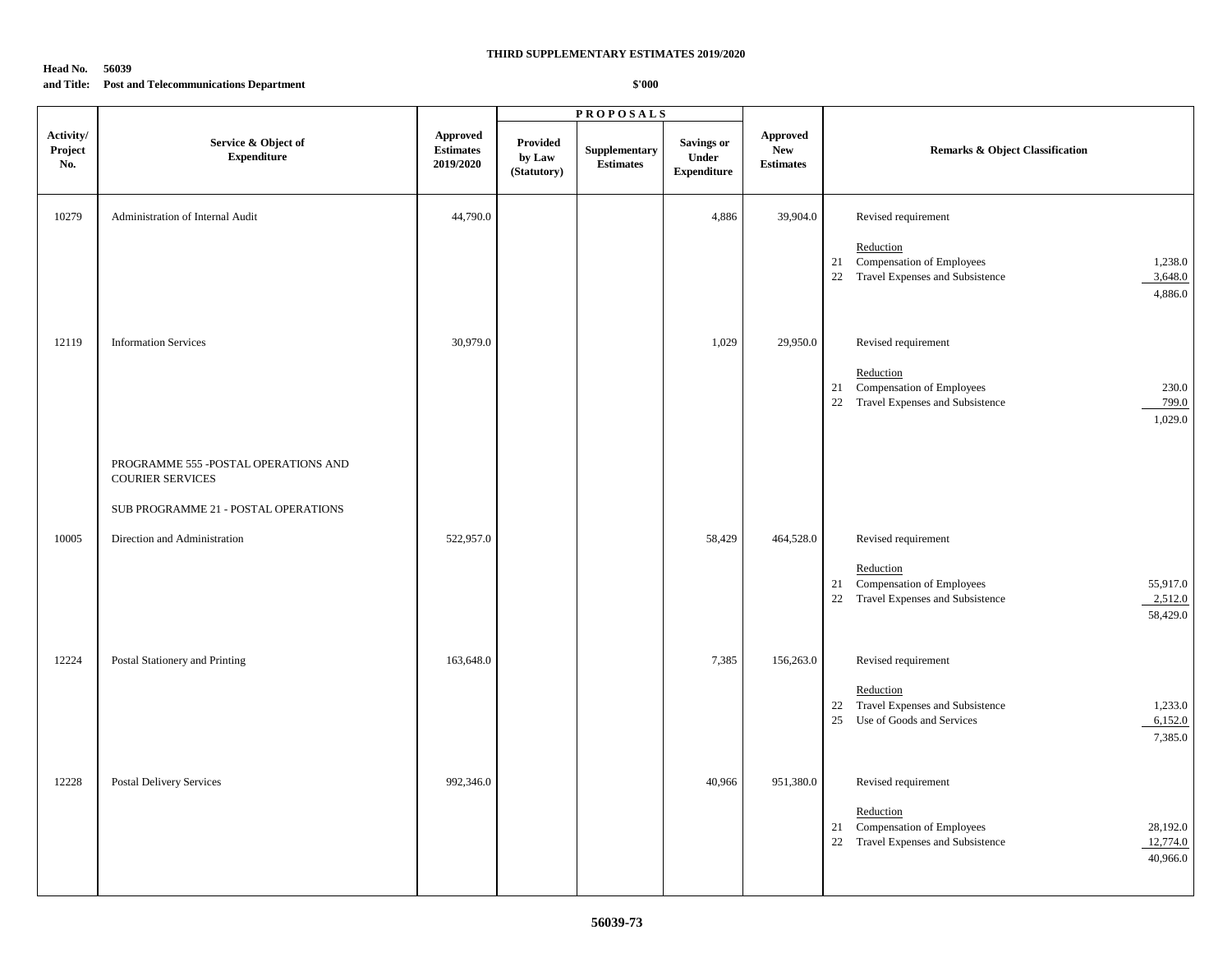**THIRD SUPPLEMENTARY ESTIMATES 2019/2020**

**Head No. 56039**
**and Title: Post and Telecommunications Department**

**$'000**

| Activity/ Project No. | Service & Object of Expenditure | Approved Estimates 2019/2020 | PROPOSALS Provided by Law (Statutory) | Supplementary Estimates | Savings or Under Expenditure | Approved New Estimates | Remarks & Object Classification |
|---|---|---|---|---|---|---|---|
| 10279 | Administration of Internal Audit | 44,790.0 | | | 4,886 | 39,904.0 | Revised requirement<br><br>Reduction<br>21 Compensation of Employees 1,238.0<br>22 Travel Expenses and Subsistence 3,648.0<br>4,886.0 |
| 12119 | Information Services | 30,979.0 | | | 1,029 | 29,950.0 | Revised requirement<br><br>Reduction<br>21 Compensation of Employees 230.0<br>22 Travel Expenses and Subsistence 799.0<br>1,029.0 |
| | PROGRAMME 555 -POSTAL OPERATIONS AND COURIER SERVICES | | | | | | |
| | SUB PROGRAMME 21 - POSTAL OPERATIONS | | | | | | |
| 10005 | Direction and Administration | 522,957.0 | | | 58,429 | 464,528.0 | Revised requirement<br><br>Reduction<br>21 Compensation of Employees 55,917.0<br>22 Travel Expenses and Subsistence 2,512.0<br>58,429.0 |
| 12224 | Postal Stationery and Printing | 163,648.0 | | | 7,385 | 156,263.0 | Revised requirement<br><br>Reduction<br>22 Travel Expenses and Subsistence 1,233.0<br>25 Use of Goods and Services 6,152.0<br>7,385.0 |
| 12228 | Postal Delivery Services | 992,346.0 | | | 40,966 | 951,380.0 | Revised requirement<br><br>Reduction<br>21 Compensation of Employees 28,192.0<br>22 Travel Expenses and Subsistence 12,774.0<br>40,966.0 |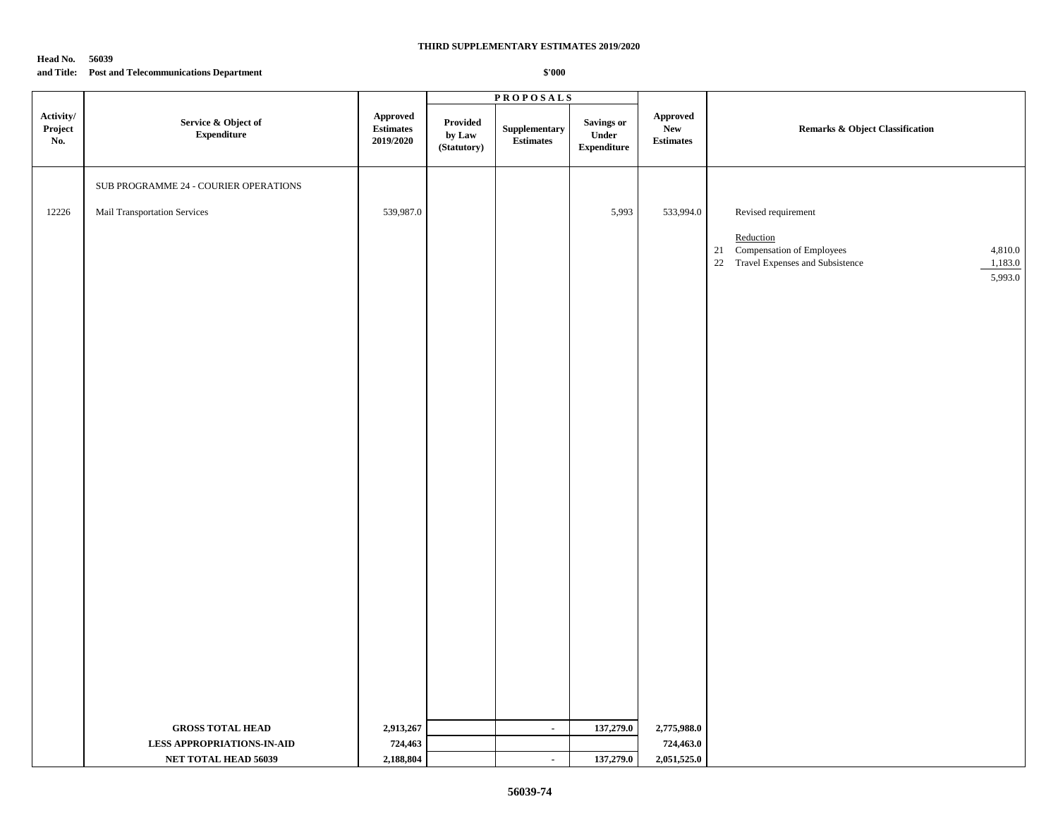**THIRD SUPPLEMENTARY ESTIMATES 2019/2020**

**Head No. 56039**
**and Title: Post and Telecommunications Department**

**$'000**

| Activity/ Project No. | Service & Object of Expenditure | Approved Estimates 2019/2020 | PROPOSALS: Provided by Law (Statutory) | PROPOSALS: Supplementary Estimates | PROPOSALS: Savings or Under Expenditure | Approved New Estimates | Remarks & Object Classification |
|---|---|---|---|---|---|---|---|
| | SUB PROGRAMME 24 - COURIER OPERATIONS | | | | | | |
| 12226 | Mail Transportation Services | 539,987.0 | | | 5,993 | 533,994.0 | Revised requirement |
| | | | | | | | Reduction |
| | | | | | | | 21 Compensation of Employees 4,810.0 |
| | | | | | | | 22 Travel Expenses and Subsistence 1,183.0 |
| | | | | | | | 5,993.0 |
| | **GROSS TOTAL HEAD** | **2,913,267** | | **-** | **137,279.0** | **2,775,988.0** | |
| | **LESS APPROPRIATIONS-IN-AID** | **724,463** | | | | **724,463.0** | |
| | **NET TOTAL HEAD 56039** | **2,188,804** | | **-** | **137,279.0** | **2,051,525.0** | |

**56039-74**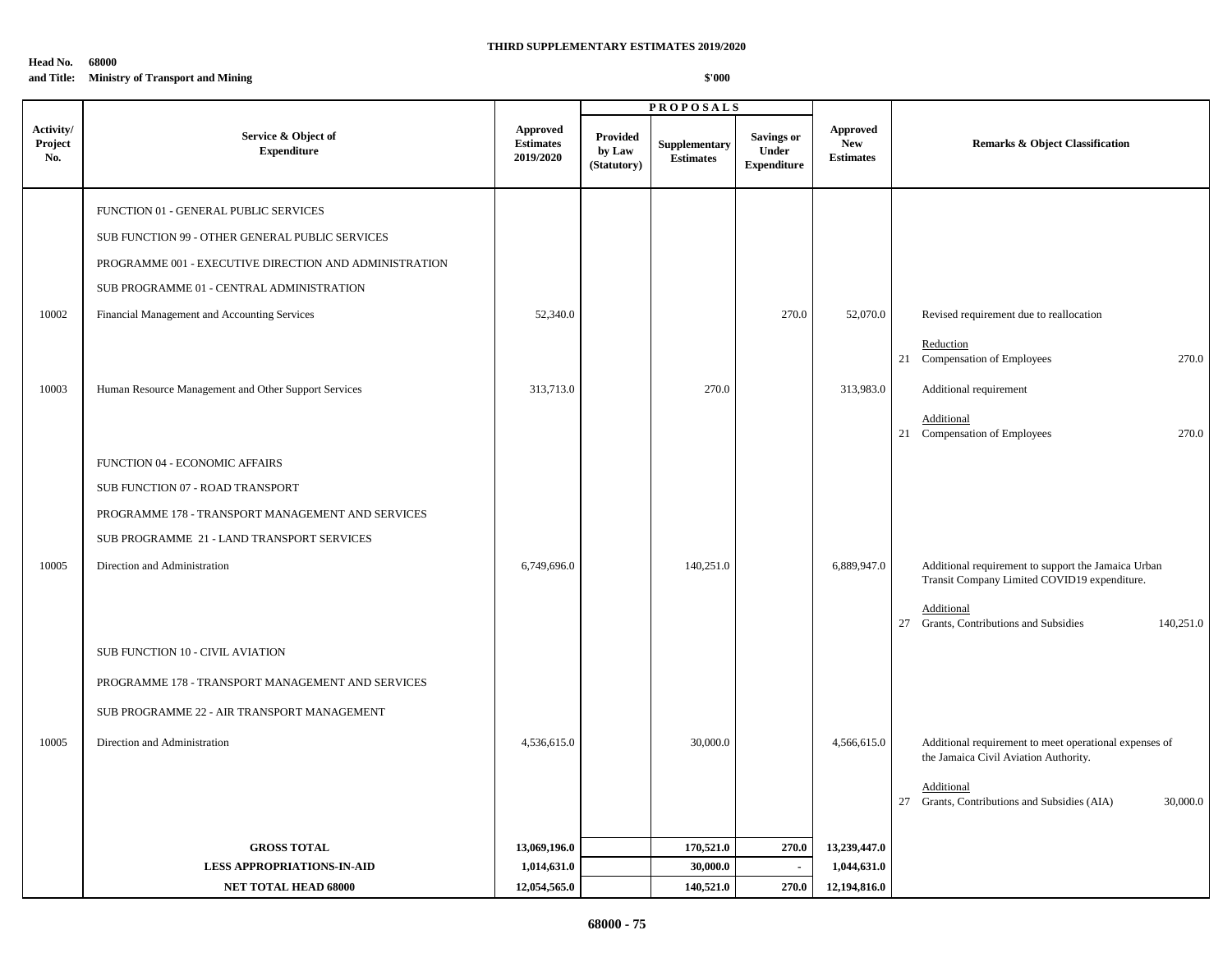**THIRD SUPPLEMENTARY ESTIMATES 2019/2020**

**Head No. 68000**
**and Title: Ministry of Transport and Mining**

**$'000**

| Activity/ Project No. | Service & Object of Expenditure | Approved Estimates 2019/2020 | PROPOSALS Provided by Law (Statutory) | Supplementary Estimates | Savings or Under Expenditure | Approved New Estimates | Remarks & Object Classification |
|---|---|---|---|---|---|---|---|
| | FUNCTION 01 - GENERAL PUBLIC SERVICES | | | | | | |
| | SUB FUNCTION 99 - OTHER GENERAL PUBLIC SERVICES | | | | | | |
| | PROGRAMME 001 - EXECUTIVE DIRECTION AND ADMINISTRATION | | | | | | |
| | SUB PROGRAMME 01 - CENTRAL ADMINISTRATION | | | | | | |
| 10002 | Financial Management and Accounting Services | 52,340.0 | | | 270.0 | 52,070.0 | Revised requirement due to reallocation |
| | | | | | | | Reduction<br>21 Compensation of Employees 270.0 |
| 10003 | Human Resource Management and Other Support Services | 313,713.0 | | 270.0 | | 313,983.0 | Additional requirement |
| | | | | | | | Additional<br>21 Compensation of Employees 270.0 |
| | FUNCTION 04 - ECONOMIC AFFAIRS | | | | | | |
| | SUB FUNCTION 07 - ROAD TRANSPORT | | | | | | |
| | PROGRAMME 178 - TRANSPORT MANAGEMENT AND SERVICES | | | | | | |
| | SUB PROGRAMME 21 - LAND TRANSPORT SERVICES | | | | | | |
| 10005 | Direction and Administration | 6,749,696.0 | | 140,251.0 | | 6,889,947.0 | Additional requirement to support the Jamaica Urban Transit Company Limited COVID19 expenditure. |
| | | | | | | | Additional<br>27 Grants, Contributions and Subsidies 140,251.0 |
| | SUB FUNCTION 10 - CIVIL AVIATION | | | | | | |
| | PROGRAMME 178 - TRANSPORT MANAGEMENT AND SERVICES | | | | | | |
| | SUB PROGRAMME 22 - AIR TRANSPORT MANAGEMENT | | | | | | |
| 10005 | Direction and Administration | 4,536,615.0 | | 30,000.0 | | 4,566,615.0 | Additional requirement to meet operational expenses of the Jamaica Civil Aviation Authority. |
| | | | | | | | Additional<br>27 Grants, Contributions and Subsidies (AIA) 30,000.0 |
| | **GROSS TOTAL** | **13,069,196.0** | | **170,521.0** | **270.0** | **13,239,447.0** | |
| | **LESS APPROPRIATIONS-IN-AID** | **1,014,631.0** | | **30,000.0** | **-** | **1,044,631.0** | |
| | **NET TOTAL HEAD 68000** | **12,054,565.0** | | **140,521.0** | **270.0** | **12,194,816.0** | |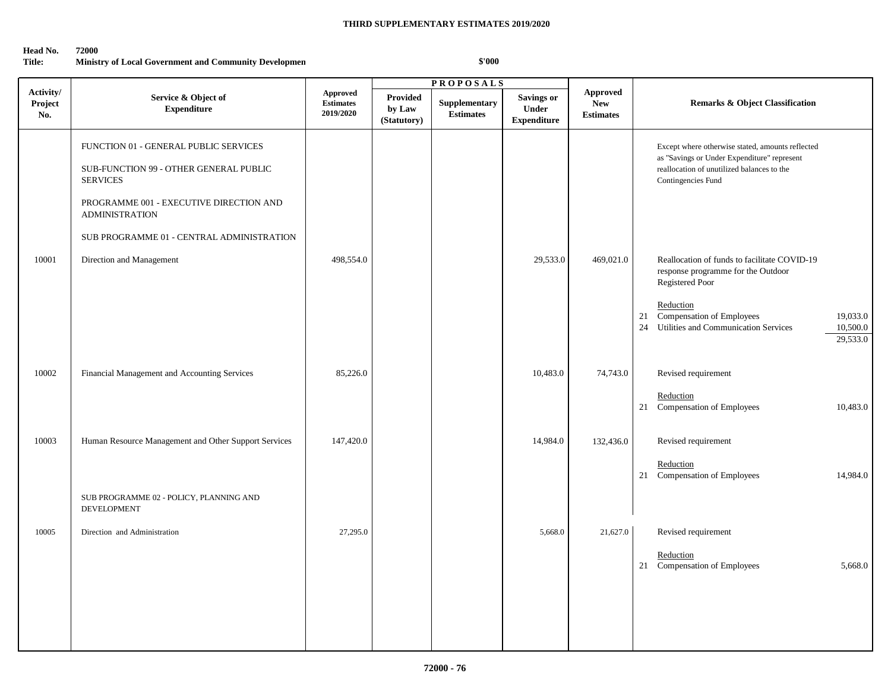**THIRD SUPPLEMENTARY ESTIMATES 2019/2020**

**Head No.** 72000
**Title:** Ministry of Local Government and Community Developmen

$'000

| Activity/ Project No. | Service & Object of Expenditure | Approved Estimates 2019/2020 | PROPOSALS Provided by Law (Statutory) | Supplementary Estimates | Savings or Under Expenditure | Approved New Estimates | Remarks & Object Classification |
|---|---|---|---|---|---|---|---|
| | FUNCTION 01 - GENERAL PUBLIC SERVICES<br><br>SUB-FUNCTION 99 - OTHER GENERAL PUBLIC SERVICES<br><br>PROGRAMME 001 - EXECUTIVE DIRECTION AND ADMINISTRATION<br><br>SUB PROGRAMME 01 - CENTRAL ADMINISTRATION | | | | | | Except where otherwise stated, amounts reflected as "Savings or Under Expenditure" represent reallocation of unutilized balances to the Contingencies Fund |
| 10001 | Direction and Management | 498,554.0 | | | 29,533.0 | 469,021.0 | Reallocation of funds to facilitate COVID-19 response programme for the Outdoor Registered Poor<br><br>Reduction<br>21 Compensation of Employees 19,033.0<br>24 Utilities and Communication Services 10,500.0<br>29,533.0 |
| 10002 | Financial Management and Accounting Services | 85,226.0 | | | 10,483.0 | 74,743.0 | Revised requirement<br><br>Reduction<br>21 Compensation of Employees 10,483.0 |
| 10003 | Human Resource Management and Other Support Services | 147,420.0 | | | 14,984.0 | 132,436.0 | Revised requirement<br><br>Reduction<br>21 Compensation of Employees 14,984.0 |
| | SUB PROGRAMME 02 - POLICY, PLANNING AND DEVELOPMENT | | | | | | |
| 10005 | Direction and Administration | 27,295.0 | | | 5,668.0 | 21,627.0 | Revised requirement<br><br>Reduction<br>21 Compensation of Employees 5,668.0 |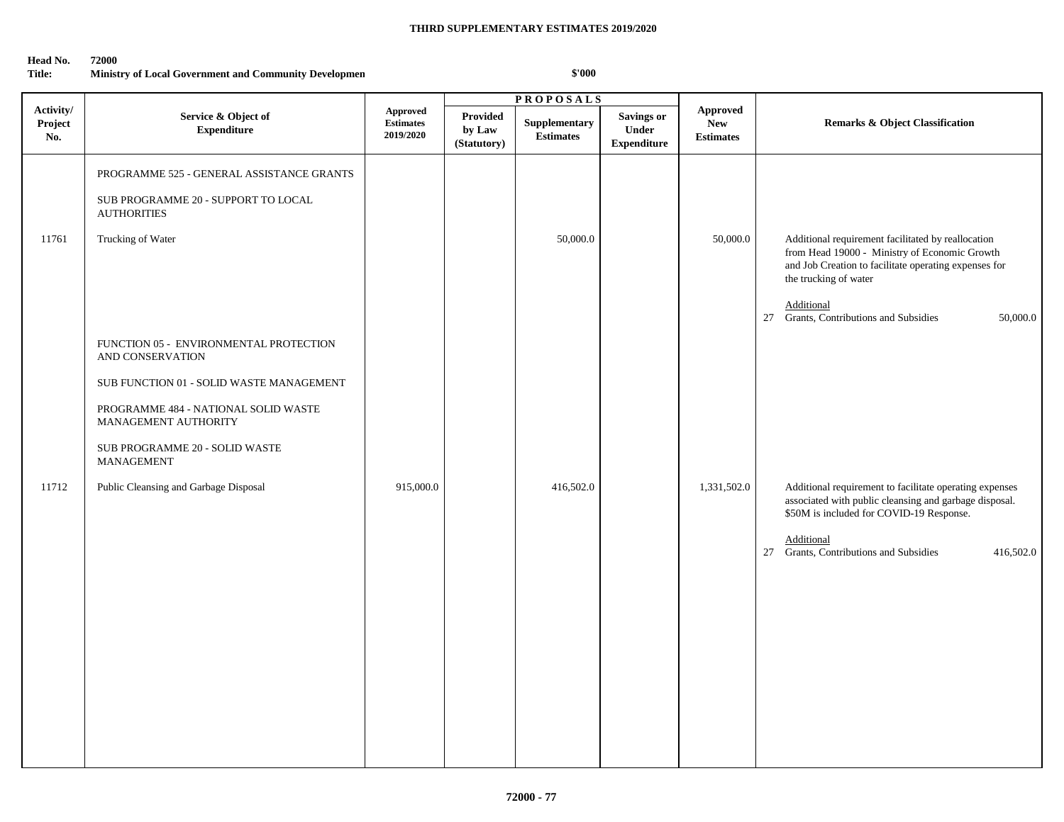**THIRD SUPPLEMENTARY ESTIMATES 2019/2020**

**Head No.** 72000
**Title:** Ministry of Local Government and Community Developmen

$'000

| Activity/ Project No. | Service & Object of Expenditure | Approved Estimates 2019/2020 | PROPOSALS Provided by Law (Statutory) | Supplementary Estimates | Savings or Under Expenditure | Approved New Estimates | Remarks & Object Classification |
|---|---|---|---|---|---|---|---|
| | PROGRAMME 525 - GENERAL ASSISTANCE GRANTS | | | | | | |
| | SUB PROGRAMME 20 - SUPPORT TO LOCAL AUTHORITIES | | | | | | |
| 11761 | Trucking of Water | | | 50,000.0 | | 50,000.0 | Additional requirement facilitated by reallocation from Head 19000 - Ministry of Economic Growth and Job Creation to facilitate operating expenses for the trucking of water<br><br>Additional<br>27 Grants, Contributions and Subsidies 50,000.0 |
| | FUNCTION 05 - ENVIRONMENTAL PROTECTION AND CONSERVATION | | | | | | |
| | SUB FUNCTION 01 - SOLID WASTE MANAGEMENT | | | | | | |
| | PROGRAMME 484 - NATIONAL SOLID WASTE MANAGEMENT AUTHORITY | | | | | | |
| | SUB PROGRAMME 20 - SOLID WASTE MANAGEMENT | | | | | | |
| 11712 | Public Cleansing and Garbage Disposal | 915,000.0 | | 416,502.0 | | 1,331,502.0 | Additional requirement to facilitate operating expenses associated with public cleansing and garbage disposal. $50M is included for COVID-19 Response.<br><br>Additional<br>27 Grants, Contributions and Subsidies 416,502.0 |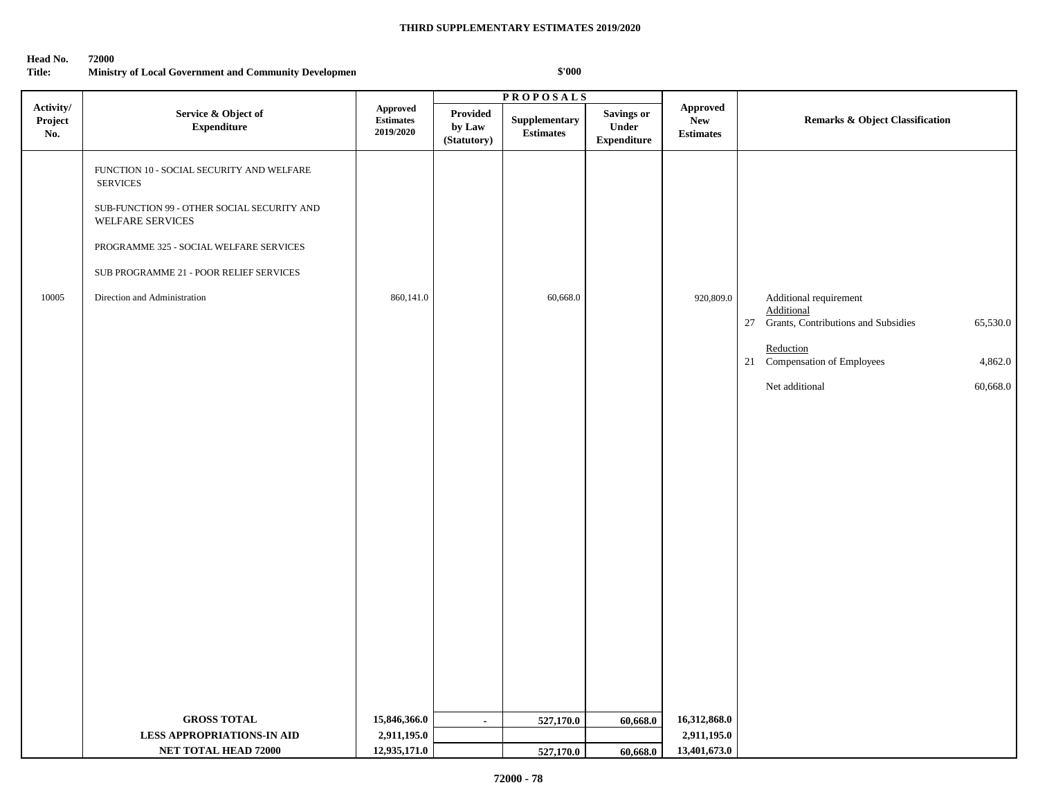**THIRD SUPPLEMENTARY ESTIMATES 2019/2020**

**Head No.** 72000
**Title:** Ministry of Local Government and Community Developmen

$'000

| Activity/ Project No. | Service & Object of Expenditure | Approved Estimates 2019/2020 | PROPOSALS | | | Approved New Estimates | Remarks & Object Classification | | |
|---|---|---|---|---|---|---|---|---|---|
| | | | Provided by Law (Statutory) | Supplementary Estimates | Savings or Under Expenditure | | | | |
| | FUNCTION 10 - SOCIAL SECURITY AND WELFARE SERVICES | | | | | | | | |
| | SUB-FUNCTION 99 - OTHER SOCIAL SECURITY AND WELFARE SERVICES | | | | | | | | |
| | PROGRAMME 325 - SOCIAL WELFARE SERVICES | | | | | | | | |
| | SUB PROGRAMME 21 - POOR RELIEF SERVICES | | | | | | | | |
| 10005 | Direction and Administration | 860,141.0 | | 60,668.0 | | 920,809.0 | | Additional requirement | |
| | | | | | | | | Additional | |
| | | | | | | | 27 | Grants, Contributions and Subsidies | 65,530.0 |
| | | | | | | | | Reduction | |
| | | | | | | | 21 | Compensation of Employees | 4,862.0 |
| | | | | | | | | Net additional | 60,668.0 |
| | **GROSS TOTAL** | **15,846,366.0** | **-** | **527,170.0** | **60,668.0** | **16,312,868.0** | | | |
| | **LESS APPROPRIATIONS-IN AID** | **2,911,195.0** | | | | **2,911,195.0** | | | |
| | **NET TOTAL HEAD 72000** | **12,935,171.0** | | **527,170.0** | **60,668.0** | **13,401,673.0** | | | |